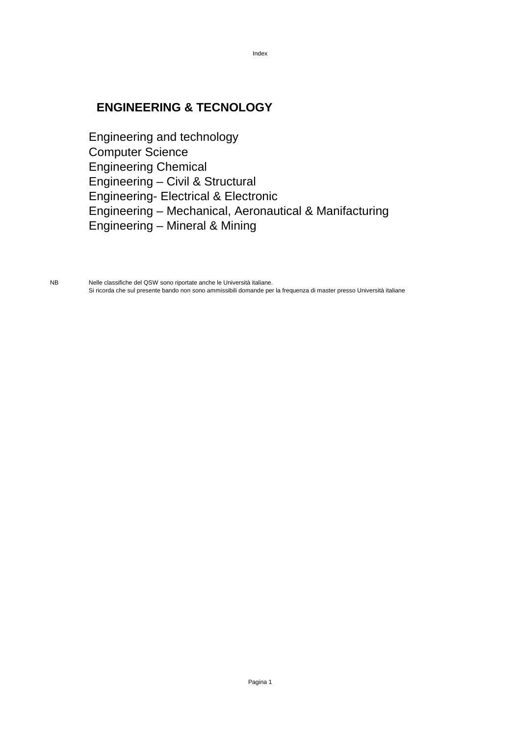# ENGINEERING & TECNOLOGY

Engineering and technology
Computer Science
Engineering Chemical
Engineering – Civil & Structural
Engineering- Electrical & Electronic
Engineering – Mechanical, Aeronautical & Manifacturing
Engineering – Mineral & Mining

NB Nelle classifiche del QSW sono riportate anche le Università italiane.
Si ricorda che sul presente bando non sono ammissibili domande per la frequenza di master presso Università italiane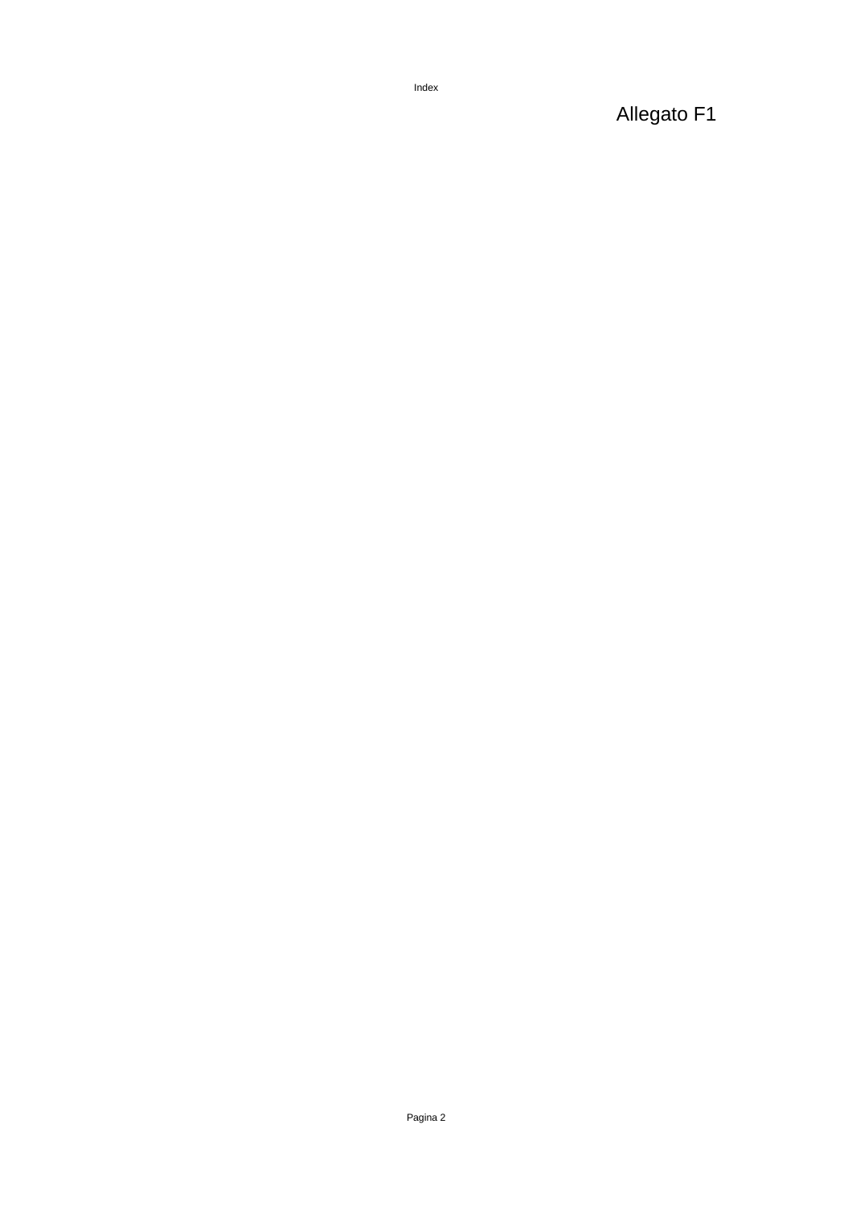Allegato F1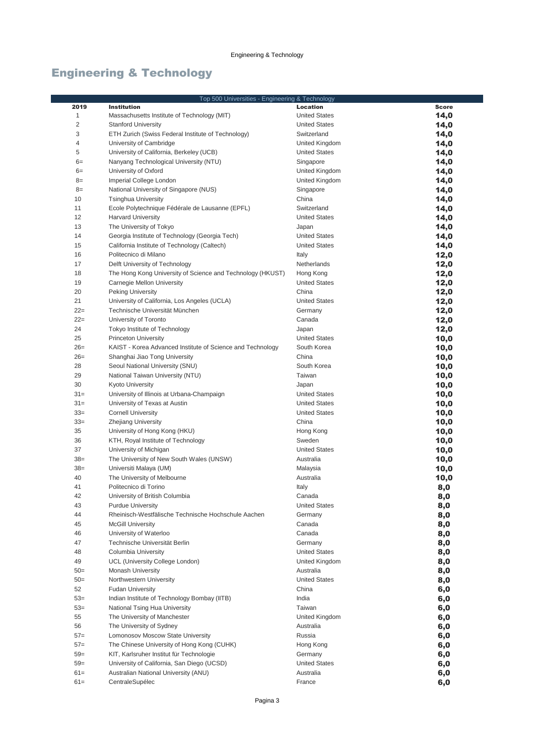# Engineering & Technology

| Top 500 Universities - Engineering & Technology | | | |
|---|---|---|---|
| **2019** | **Institution** | **Location** | **Score** |
| 1 | Massachusetts Institute of Technology (MIT) | United States | **14,0** |
| 2 | Stanford University | United States | **14,0** |
| 3 | ETH Zurich (Swiss Federal Institute of Technology) | Switzerland | **14,0** |
| 4 | University of Cambridge | United Kingdom | **14,0** |
| 5 | University of California, Berkeley (UCB) | United States | **14,0** |
| 6= | Nanyang Technological University (NTU) | Singapore | **14,0** |
| 6= | University of Oxford | United Kingdom | **14,0** |
| 8= | Imperial College London | United Kingdom | **14,0** |
| 8= | National University of Singapore (NUS) | Singapore | **14,0** |
| 10 | Tsinghua University | China | **14,0** |
| 11 | Ecole Polytechnique Fédérale de Lausanne (EPFL) | Switzerland | **14,0** |
| 12 | Harvard University | United States | **14,0** |
| 13 | The University of Tokyo | Japan | **14,0** |
| 14 | Georgia Institute of Technology (Georgia Tech) | United States | **14,0** |
| 15 | California Institute of Technology (Caltech) | United States | **14,0** |
| 16 | Politecnico di Milano | Italy | **12,0** |
| 17 | Delft University of Technology | Netherlands | **12,0** |
| 18 | The Hong Kong University of Science and Technology (HKUST) | Hong Kong | **12,0** |
| 19 | Carnegie Mellon University | United States | **12,0** |
| 20 | Peking University | China | **12,0** |
| 21 | University of California, Los Angeles (UCLA) | United States | **12,0** |
| 22= | Technische Universität München | Germany | **12,0** |
| 22= | University of Toronto | Canada | **12,0** |
| 24 | Tokyo Institute of Technology | Japan | **12,0** |
| 25 | Princeton University | United States | **10,0** |
| 26= | KAIST - Korea Advanced Institute of Science and Technology | South Korea | **10,0** |
| 26= | Shanghai Jiao Tong University | China | **10,0** |
| 28 | Seoul National University (SNU) | South Korea | **10,0** |
| 29 | National Taiwan University (NTU) | Taiwan | **10,0** |
| 30 | Kyoto University | Japan | **10,0** |
| 31= | University of Illinois at Urbana-Champaign | United States | **10,0** |
| 31= | University of Texas at Austin | United States | **10,0** |
| 33= | Cornell University | United States | **10,0** |
| 33= | Zhejiang University | China | **10,0** |
| 35 | University of Hong Kong (HKU) | Hong Kong | **10,0** |
| 36 | KTH, Royal Institute of Technology | Sweden | **10,0** |
| 37 | University of Michigan | United States | **10,0** |
| 38= | The University of New South Wales (UNSW) | Australia | **10,0** |
| 38= | Universiti Malaya (UM) | Malaysia | **10,0** |
| 40 | The University of Melbourne | Australia | **10,0** |
| 41 | Politecnico di Torino | Italy | **8,0** |
| 42 | University of British Columbia | Canada | **8,0** |
| 43 | Purdue University | United States | **8,0** |
| 44 | Rheinisch-Westfälische Technische Hochschule Aachen | Germany | **8,0** |
| 45 | McGill University | Canada | **8,0** |
| 46 | University of Waterloo | Canada | **8,0** |
| 47 | Technische Universität Berlin | Germany | **8,0** |
| 48 | Columbia University | United States | **8,0** |
| 49 | UCL (University College London) | United Kingdom | **8,0** |
| 50= | Monash University | Australia | **8,0** |
| 50= | Northwestern University | United States | **8,0** |
| 52 | Fudan University | China | **6,0** |
| 53= | Indian Institute of Technology Bombay (IITB) | India | **6,0** |
| 53= | National Tsing Hua University | Taiwan | **6,0** |
| 55 | The University of Manchester | United Kingdom | **6,0** |
| 56 | The University of Sydney | Australia | **6,0** |
| 57= | Lomonosov Moscow State University | Russia | **6,0** |
| 57= | The Chinese University of Hong Kong (CUHK) | Hong Kong | **6,0** |
| 59= | KIT, Karlsruher Institut für Technologie | Germany | **6,0** |
| 59= | University of California, San Diego (UCSD) | United States | **6,0** |
| 61= | Australian National University (ANU) | Australia | **6,0** |
| 61= | CentraleSupélec | France | **6,0** |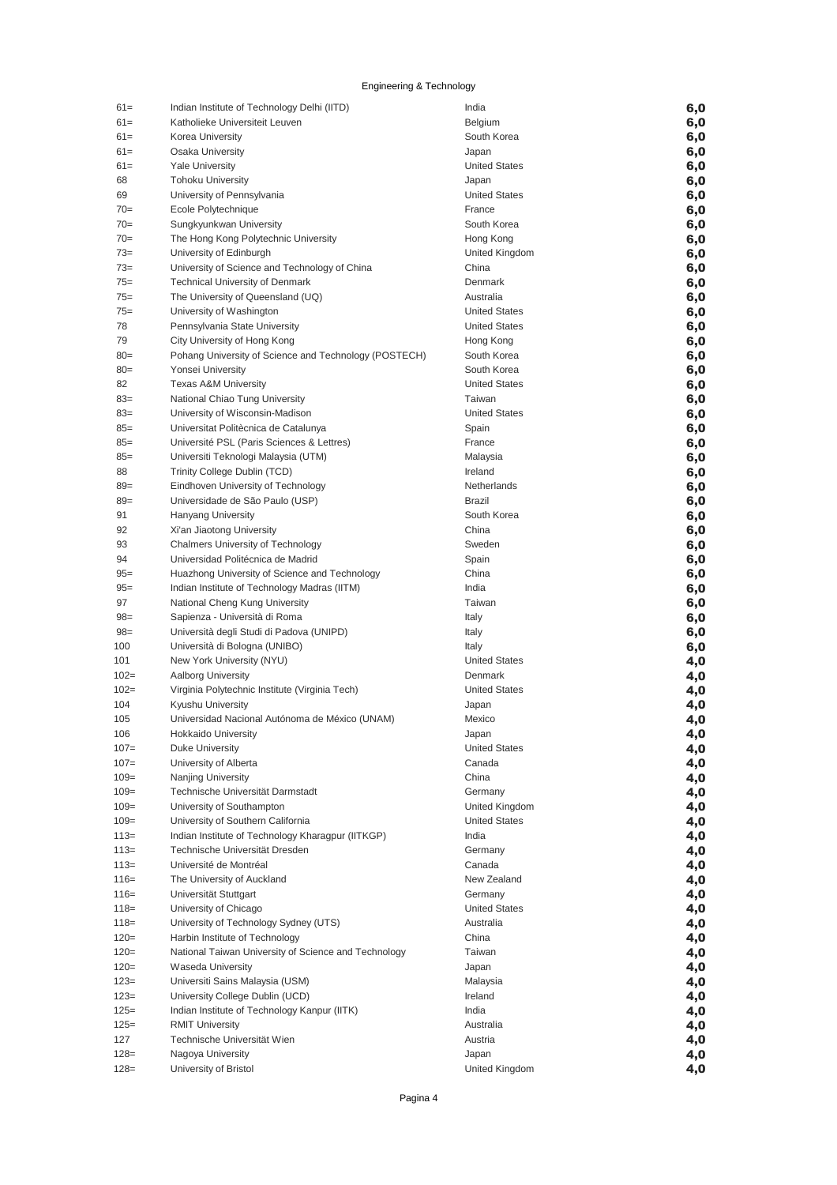Engineering & Technology

| | | | |
|---|---|---|---|
| 61= | Indian Institute of Technology Delhi (IITD) | India | **6,0** |
| 61= | Katholieke Universiteit Leuven | Belgium | **6,0** |
| 61= | Korea University | South Korea | **6,0** |
| 61= | Osaka University | Japan | **6,0** |
| 61= | Yale University | United States | **6,0** |
| 68 | Tohoku University | Japan | **6,0** |
| 69 | University of Pennsylvania | United States | **6,0** |
| 70= | Ecole Polytechnique | France | **6,0** |
| 70= | Sungkyunkwan University | South Korea | **6,0** |
| 70= | The Hong Kong Polytechnic University | Hong Kong | **6,0** |
| 73= | University of Edinburgh | United Kingdom | **6,0** |
| 73= | University of Science and Technology of China | China | **6,0** |
| 75= | Technical University of Denmark | Denmark | **6,0** |
| 75= | The University of Queensland (UQ) | Australia | **6,0** |
| 75= | University of Washington | United States | **6,0** |
| 78 | Pennsylvania State University | United States | **6,0** |
| 79 | City University of Hong Kong | Hong Kong | **6,0** |
| 80= | Pohang University of Science and Technology (POSTECH) | South Korea | **6,0** |
| 80= | Yonsei University | South Korea | **6,0** |
| 82 | Texas A&M University | United States | **6,0** |
| 83= | National Chiao Tung University | Taiwan | **6,0** |
| 83= | University of Wisconsin-Madison | United States | **6,0** |
| 85= | Universitat Politècnica de Catalunya | Spain | **6,0** |
| 85= | Université PSL (Paris Sciences & Lettres) | France | **6,0** |
| 85= | Universiti Teknologi Malaysia (UTM) | Malaysia | **6,0** |
| 88 | Trinity College Dublin (TCD) | Ireland | **6,0** |
| 89= | Eindhoven University of Technology | Netherlands | **6,0** |
| 89= | Universidade de São Paulo (USP) | Brazil | **6,0** |
| 91 | Hanyang University | South Korea | **6,0** |
| 92 | Xi'an Jiaotong University | China | **6,0** |
| 93 | Chalmers University of Technology | Sweden | **6,0** |
| 94 | Universidad Politécnica de Madrid | Spain | **6,0** |
| 95= | Huazhong University of Science and Technology | China | **6,0** |
| 95= | Indian Institute of Technology Madras (IITM) | India | **6,0** |
| 97 | National Cheng Kung University | Taiwan | **6,0** |
| 98= | Sapienza - Università di Roma | Italy | **6,0** |
| 98= | Università degli Studi di Padova (UNIPD) | Italy | **6,0** |
| 100 | Università di Bologna (UNIBO) | Italy | **6,0** |
| 101 | New York University (NYU) | United States | **4,0** |
| 102= | Aalborg University | Denmark | **4,0** |
| 102= | Virginia Polytechnic Institute (Virginia Tech) | United States | **4,0** |
| 104 | Kyushu University | Japan | **4,0** |
| 105 | Universidad Nacional Autónoma de México (UNAM) | Mexico | **4,0** |
| 106 | Hokkaido University | Japan | **4,0** |
| 107= | Duke University | United States | **4,0** |
| 107= | University of Alberta | Canada | **4,0** |
| 109= | Nanjing University | China | **4,0** |
| 109= | Technische Universität Darmstadt | Germany | **4,0** |
| 109= | University of Southampton | United Kingdom | **4,0** |
| 109= | University of Southern California | United States | **4,0** |
| 113= | Indian Institute of Technology Kharagpur (IITKGP) | India | **4,0** |
| 113= | Technische Universität Dresden | Germany | **4,0** |
| 113= | Université de Montréal | Canada | **4,0** |
| 116= | The University of Auckland | New Zealand | **4,0** |
| 116= | Universität Stuttgart | Germany | **4,0** |
| 118= | University of Chicago | United States | **4,0** |
| 118= | University of Technology Sydney (UTS) | Australia | **4,0** |
| 120= | Harbin Institute of Technology | China | **4,0** |
| 120= | National Taiwan University of Science and Technology | Taiwan | **4,0** |
| 120= | Waseda University | Japan | **4,0** |
| 123= | Universiti Sains Malaysia (USM) | Malaysia | **4,0** |
| 123= | University College Dublin (UCD) | Ireland | **4,0** |
| 125= | Indian Institute of Technology Kanpur (IITK) | India | **4,0** |
| 125= | RMIT University | Australia | **4,0** |
| 127 | Technische Universität Wien | Austria | **4,0** |
| 128= | Nagoya University | Japan | **4,0** |
| 128= | University of Bristol | United Kingdom | **4,0** |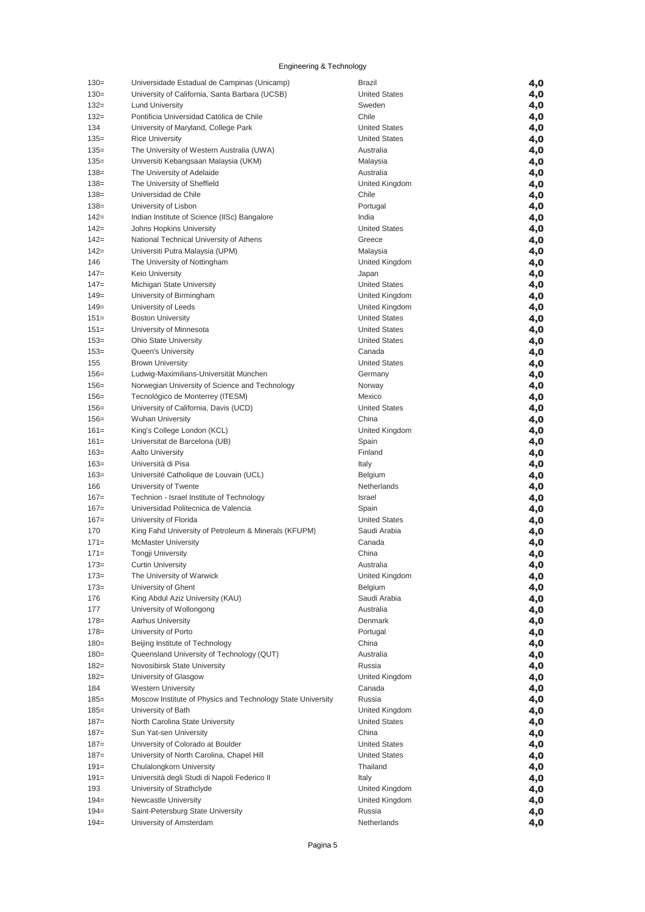Engineering & Technology

| | | | |
|---|---|---|---|
| 130= | Universidade Estadual de Campinas (Unicamp) | Brazil | 4,0 |
| 130= | University of California, Santa Barbara (UCSB) | United States | 4,0 |
| 132= | Lund University | Sweden | 4,0 |
| 132= | Pontificia Universidad Católica de Chile | Chile | 4,0 |
| 134 | University of Maryland, College Park | United States | 4,0 |
| 135= | Rice University | United States | 4,0 |
| 135= | The University of Western Australia (UWA) | Australia | 4,0 |
| 135= | Universiti Kebangsaan Malaysia (UKM) | Malaysia | 4,0 |
| 138= | The University of Adelaide | Australia | 4,0 |
| 138= | The University of Sheffield | United Kingdom | 4,0 |
| 138= | Universidad de Chile | Chile | 4,0 |
| 138= | University of Lisbon | Portugal | 4,0 |
| 142= | Indian Institute of Science (IISc) Bangalore | India | 4,0 |
| 142= | Johns Hopkins University | United States | 4,0 |
| 142= | National Technical University of Athens | Greece | 4,0 |
| 142= | Universiti Putra Malaysia (UPM) | Malaysia | 4,0 |
| 146 | The University of Nottingham | United Kingdom | 4,0 |
| 147= | Keio University | Japan | 4,0 |
| 147= | Michigan State University | United States | 4,0 |
| 149= | University of Birmingham | United Kingdom | 4,0 |
| 149= | University of Leeds | United Kingdom | 4,0 |
| 151= | Boston University | United States | 4,0 |
| 151= | University of Minnesota | United States | 4,0 |
| 153= | Ohio State University | United States | 4,0 |
| 153= | Queen's University | Canada | 4,0 |
| 155 | Brown University | United States | 4,0 |
| 156= | Ludwig-Maximilians-Universität München | Germany | 4,0 |
| 156= | Norwegian University of Science and Technology | Norway | 4,0 |
| 156= | Tecnológico de Monterrey (ITESM) | Mexico | 4,0 |
| 156= | University of California, Davis (UCD) | United States | 4,0 |
| 156= | Wuhan University | China | 4,0 |
| 161= | King's College London (KCL) | United Kingdom | 4,0 |
| 161= | Universitat de Barcelona (UB) | Spain | 4,0 |
| 163= | Aalto University | Finland | 4,0 |
| 163= | Università di Pisa | Italy | 4,0 |
| 163= | Université Catholique de Louvain (UCL) | Belgium | 4,0 |
| 166 | University of Twente | Netherlands | 4,0 |
| 167= | Technion - Israel Institute of Technology | Israel | 4,0 |
| 167= | Universidad Politecnica de Valencia | Spain | 4,0 |
| 167= | University of Florida | United States | 4,0 |
| 170 | King Fahd University of Petroleum & Minerals (KFUPM) | Saudi Arabia | 4,0 |
| 171= | McMaster University | Canada | 4,0 |
| 171= | Tongji University | China | 4,0 |
| 173= | Curtin University | Australia | 4,0 |
| 173= | The University of Warwick | United Kingdom | 4,0 |
| 173= | University of Ghent | Belgium | 4,0 |
| 176 | King Abdul Aziz University (KAU) | Saudi Arabia | 4,0 |
| 177 | University of Wollongong | Australia | 4,0 |
| 178= | Aarhus University | Denmark | 4,0 |
| 178= | University of Porto | Portugal | 4,0 |
| 180= | Beijing Institute of Technology | China | 4,0 |
| 180= | Queensland University of Technology (QUT) | Australia | 4,0 |
| 182= | Novosibirsk State University | Russia | 4,0 |
| 182= | University of Glasgow | United Kingdom | 4,0 |
| 184 | Western University | Canada | 4,0 |
| 185= | Moscow Institute of Physics and Technology State University | Russia | 4,0 |
| 185= | University of Bath | United Kingdom | 4,0 |
| 187= | North Carolina State University | United States | 4,0 |
| 187= | Sun Yat-sen University | China | 4,0 |
| 187= | University of Colorado at Boulder | United States | 4,0 |
| 187= | University of North Carolina, Chapel Hill | United States | 4,0 |
| 191= | Chulalongkorn University | Thailand | 4,0 |
| 191= | Università degli Studi di Napoli Federico II | Italy | 4,0 |
| 193 | University of Strathclyde | United Kingdom | 4,0 |
| 194= | Newcastle University | United Kingdom | 4,0 |
| 194= | Saint-Petersburg State University | Russia | 4,0 |
| 194= | University of Amsterdam | Netherlands | 4,0 |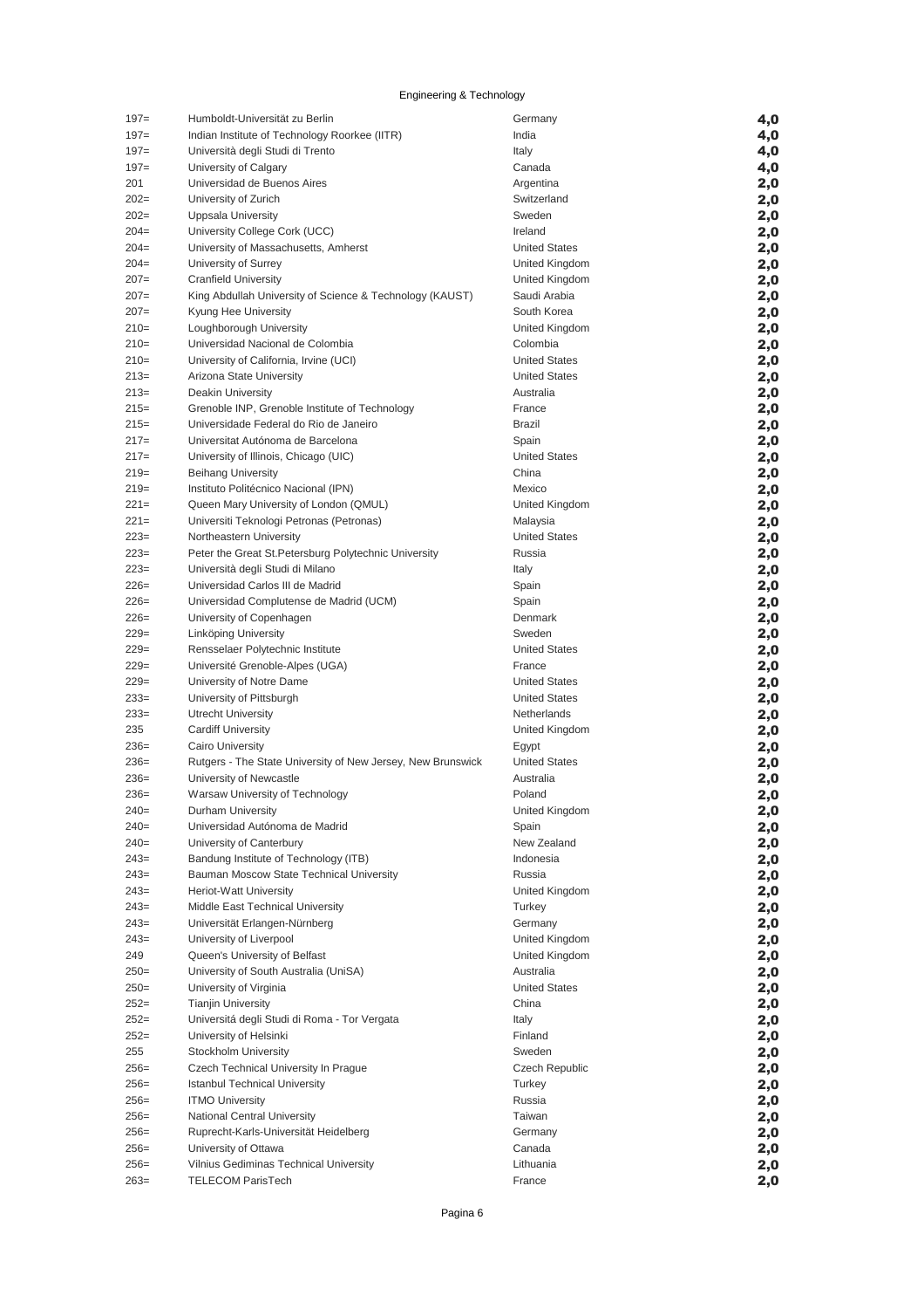Engineering & Technology

| | | | |
|---|---|---|---|
| 197= | Humboldt-Universität zu Berlin | Germany | 4,0 |
| 197= | Indian Institute of Technology Roorkee (IITR) | India | 4,0 |
| 197= | Università degli Studi di Trento | Italy | 4,0 |
| 197= | University of Calgary | Canada | 4,0 |
| 201 | Universidad de Buenos Aires | Argentina | 2,0 |
| 202= | University of Zurich | Switzerland | 2,0 |
| 202= | Uppsala University | Sweden | 2,0 |
| 204= | University College Cork (UCC) | Ireland | 2,0 |
| 204= | University of Massachusetts, Amherst | United States | 2,0 |
| 204= | University of Surrey | United Kingdom | 2,0 |
| 207= | Cranfield University | United Kingdom | 2,0 |
| 207= | King Abdullah University of Science & Technology (KAUST) | Saudi Arabia | 2,0 |
| 207= | Kyung Hee University | South Korea | 2,0 |
| 210= | Loughborough University | United Kingdom | 2,0 |
| 210= | Universidad Nacional de Colombia | Colombia | 2,0 |
| 210= | University of California, Irvine (UCI) | United States | 2,0 |
| 213= | Arizona State University | United States | 2,0 |
| 213= | Deakin University | Australia | 2,0 |
| 215= | Grenoble INP, Grenoble Institute of Technology | France | 2,0 |
| 215= | Universidade Federal do Rio de Janeiro | Brazil | 2,0 |
| 217= | Universitat Autónoma de Barcelona | Spain | 2,0 |
| 217= | University of Illinois, Chicago (UIC) | United States | 2,0 |
| 219= | Beihang University | China | 2,0 |
| 219= | Instituto Politécnico Nacional (IPN) | Mexico | 2,0 |
| 221= | Queen Mary University of London (QMUL) | United Kingdom | 2,0 |
| 221= | Universiti Teknologi Petronas (Petronas) | Malaysia | 2,0 |
| 223= | Northeastern University | United States | 2,0 |
| 223= | Peter the Great St.Petersburg Polytechnic University | Russia | 2,0 |
| 223= | Università degli Studi di Milano | Italy | 2,0 |
| 226= | Universidad Carlos III de Madrid | Spain | 2,0 |
| 226= | Universidad Complutense de Madrid (UCM) | Spain | 2,0 |
| 226= | University of Copenhagen | Denmark | 2,0 |
| 229= | Linköping University | Sweden | 2,0 |
| 229= | Rensselaer Polytechnic Institute | United States | 2,0 |
| 229= | Université Grenoble-Alpes (UGA) | France | 2,0 |
| 229= | University of Notre Dame | United States | 2,0 |
| 233= | University of Pittsburgh | United States | 2,0 |
| 233= | Utrecht University | Netherlands | 2,0 |
| 235 | Cardiff University | United Kingdom | 2,0 |
| 236= | Cairo University | Egypt | 2,0 |
| 236= | Rutgers - The State University of New Jersey, New Brunswick | United States | 2,0 |
| 236= | University of Newcastle | Australia | 2,0 |
| 236= | Warsaw University of Technology | Poland | 2,0 |
| 240= | Durham University | United Kingdom | 2,0 |
| 240= | Universidad Autónoma de Madrid | Spain | 2,0 |
| 240= | University of Canterbury | New Zealand | 2,0 |
| 243= | Bandung Institute of Technology (ITB) | Indonesia | 2,0 |
| 243= | Bauman Moscow State Technical University | Russia | 2,0 |
| 243= | Heriot-Watt University | United Kingdom | 2,0 |
| 243= | Middle East Technical University | Turkey | 2,0 |
| 243= | Universität Erlangen-Nürnberg | Germany | 2,0 |
| 243= | University of Liverpool | United Kingdom | 2,0 |
| 249 | Queen's University of Belfast | United Kingdom | 2,0 |
| 250= | University of South Australia (UniSA) | Australia | 2,0 |
| 250= | University of Virginia | United States | 2,0 |
| 252= | Tianjin University | China | 2,0 |
| 252= | Universitá degli Studi di Roma - Tor Vergata | Italy | 2,0 |
| 252= | University of Helsinki | Finland | 2,0 |
| 255 | Stockholm University | Sweden | 2,0 |
| 256= | Czech Technical University In Prague | Czech Republic | 2,0 |
| 256= | Istanbul Technical University | Turkey | 2,0 |
| 256= | ITMO University | Russia | 2,0 |
| 256= | National Central University | Taiwan | 2,0 |
| 256= | Ruprecht-Karls-Universität Heidelberg | Germany | 2,0 |
| 256= | University of Ottawa | Canada | 2,0 |
| 256= | Vilnius Gediminas Technical University | Lithuania | 2,0 |
| 263= | TELECOM ParisTech | France | 2,0 |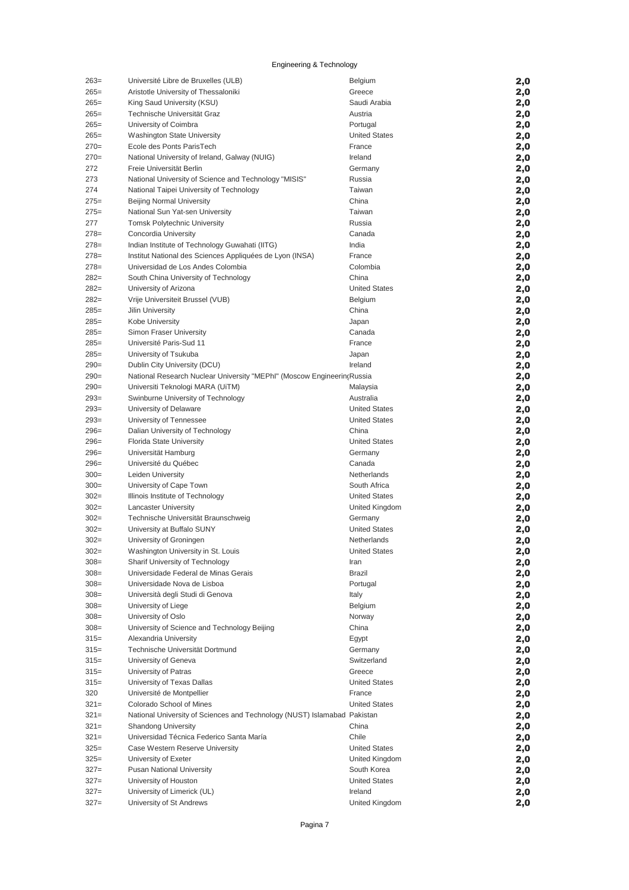Engineering & Technology

| Rank | Institution | Country | Score |
|---|---|---|---|
| 263= | Université Libre de Bruxelles (ULB) | Belgium | 2,0 |
| 265= | Aristotle University of Thessaloniki | Greece | 2,0 |
| 265= | King Saud University (KSU) | Saudi Arabia | 2,0 |
| 265= | Technische Universität Graz | Austria | 2,0 |
| 265= | University of Coimbra | Portugal | 2,0 |
| 265= | Washington State University | United States | 2,0 |
| 270= | Ecole des Ponts ParisTech | France | 2,0 |
| 270= | National University of Ireland, Galway (NUIG) | Ireland | 2,0 |
| 272 | Freie Universität Berlin | Germany | 2,0 |
| 273 | National University of Science and Technology "MISIS" | Russia | 2,0 |
| 274 | National Taipei University of Technology | Taiwan | 2,0 |
| 275= | Beijing Normal University | China | 2,0 |
| 275= | National Sun Yat-sen University | Taiwan | 2,0 |
| 277 | Tomsk Polytechnic University | Russia | 2,0 |
| 278= | Concordia University | Canada | 2,0 |
| 278= | Indian Institute of Technology Guwahati (IITG) | India | 2,0 |
| 278= | Institut National des Sciences Appliquées de Lyon (INSA) | France | 2,0 |
| 278= | Universidad de Los Andes Colombia | Colombia | 2,0 |
| 282= | South China University of Technology | China | 2,0 |
| 282= | University of Arizona | United States | 2,0 |
| 282= | Vrije Universiteit Brussel (VUB) | Belgium | 2,0 |
| 285= | Jilin University | China | 2,0 |
| 285= | Kobe University | Japan | 2,0 |
| 285= | Simon Fraser University | Canada | 2,0 |
| 285= | Université Paris-Sud 11 | France | 2,0 |
| 285= | University of Tsukuba | Japan | 2,0 |
| 290= | Dublin City University (DCU) | Ireland | 2,0 |
| 290= | National Research Nuclear University "MEPhI" (Moscow Engineering | Russia | 2,0 |
| 290= | Universiti Teknologi MARA (UiTM) | Malaysia | 2,0 |
| 293= | Swinburne University of Technology | Australia | 2,0 |
| 293= | University of Delaware | United States | 2,0 |
| 293= | University of Tennessee | United States | 2,0 |
| 296= | Dalian University of Technology | China | 2,0 |
| 296= | Florida State University | United States | 2,0 |
| 296= | Universität Hamburg | Germany | 2,0 |
| 296= | Université du Québec | Canada | 2,0 |
| 300= | Leiden University | Netherlands | 2,0 |
| 300= | University of Cape Town | South Africa | 2,0 |
| 302= | Illinois Institute of Technology | United States | 2,0 |
| 302= | Lancaster University | United Kingdom | 2,0 |
| 302= | Technische Universität Braunschweig | Germany | 2,0 |
| 302= | University at Buffalo SUNY | United States | 2,0 |
| 302= | University of Groningen | Netherlands | 2,0 |
| 302= | Washington University in St. Louis | United States | 2,0 |
| 308= | Sharif University of Technology | Iran | 2,0 |
| 308= | Universidade Federal de Minas Gerais | Brazil | 2,0 |
| 308= | Universidade Nova de Lisboa | Portugal | 2,0 |
| 308= | Università degli Studi di Genova | Italy | 2,0 |
| 308= | University of Liege | Belgium | 2,0 |
| 308= | University of Oslo | Norway | 2,0 |
| 308= | University of Science and Technology Beijing | China | 2,0 |
| 315= | Alexandria University | Egypt | 2,0 |
| 315= | Technische Universität Dortmund | Germany | 2,0 |
| 315= | University of Geneva | Switzerland | 2,0 |
| 315= | University of Patras | Greece | 2,0 |
| 315= | University of Texas Dallas | United States | 2,0 |
| 320 | Université de Montpellier | France | 2,0 |
| 321= | Colorado School of Mines | United States | 2,0 |
| 321= | National University of Sciences and Technology (NUST) Islamabad | Pakistan | 2,0 |
| 321= | Shandong University | China | 2,0 |
| 321= | Universidad Técnica Federico Santa María | Chile | 2,0 |
| 325= | Case Western Reserve University | United States | 2,0 |
| 325= | University of Exeter | United Kingdom | 2,0 |
| 327= | Pusan National University | South Korea | 2,0 |
| 327= | University of Houston | United States | 2,0 |
| 327= | University of Limerick (UL) | Ireland | 2,0 |
| 327= | University of St Andrews | United Kingdom | 2,0 |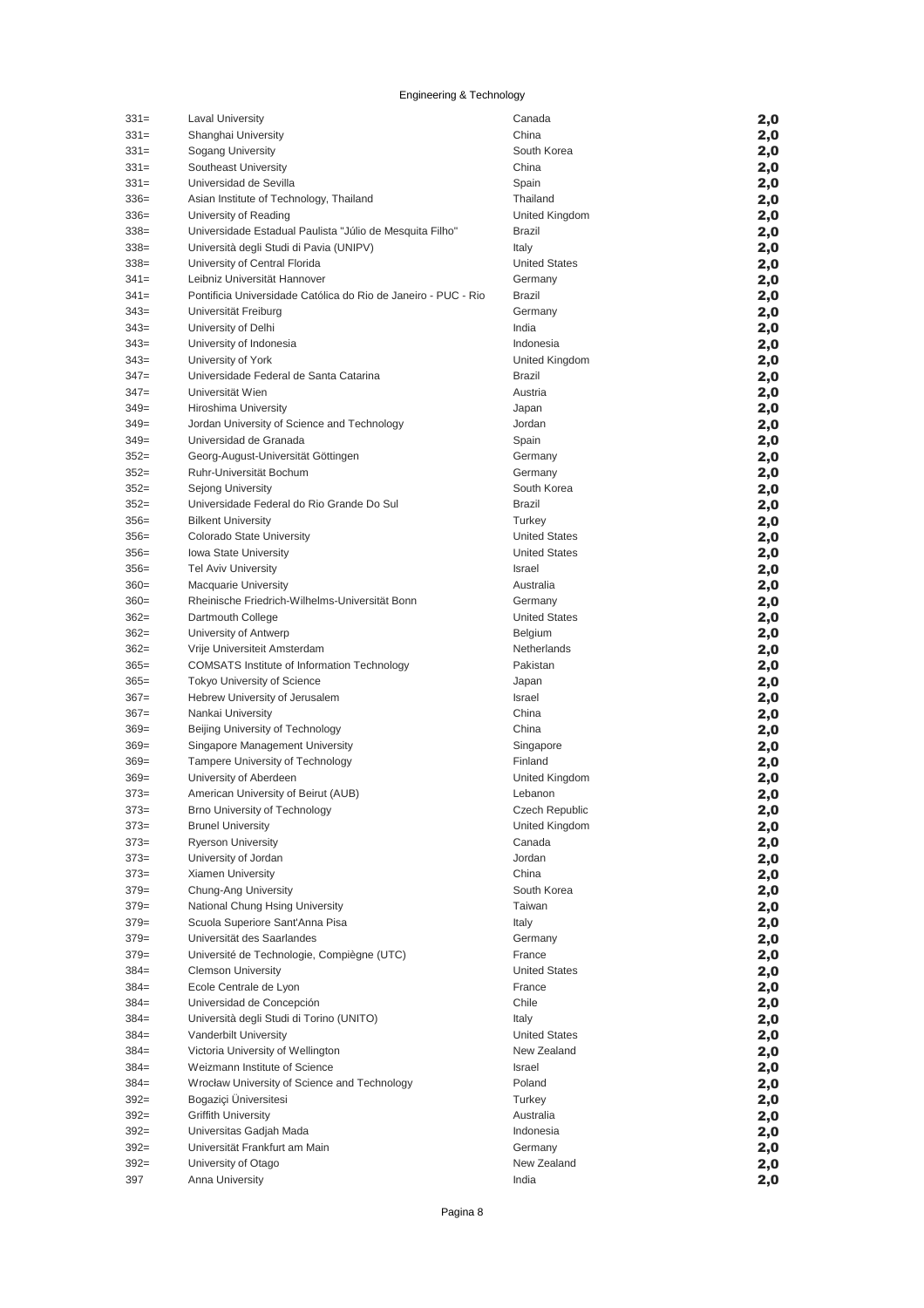Engineering & Technology

| | | | |
|---|---|---|---|
| 331= | Laval University | Canada | 2,0 |
| 331= | Shanghai University | China | 2,0 |
| 331= | Sogang University | South Korea | 2,0 |
| 331= | Southeast University | China | 2,0 |
| 331= | Universidad de Sevilla | Spain | 2,0 |
| 336= | Asian Institute of Technology, Thailand | Thailand | 2,0 |
| 336= | University of Reading | United Kingdom | 2,0 |
| 338= | Universidade Estadual Paulista "Júlio de Mesquita Filho" | Brazil | 2,0 |
| 338= | Università degli Studi di Pavia (UNIPV) | Italy | 2,0 |
| 338= | University of Central Florida | United States | 2,0 |
| 341= | Leibniz Universität Hannover | Germany | 2,0 |
| 341= | Pontificia Universidade Católica do Rio de Janeiro - PUC - Rio | Brazil | 2,0 |
| 343= | Universität Freiburg | Germany | 2,0 |
| 343= | University of Delhi | India | 2,0 |
| 343= | University of Indonesia | Indonesia | 2,0 |
| 343= | University of York | United Kingdom | 2,0 |
| 347= | Universidade Federal de Santa Catarina | Brazil | 2,0 |
| 347= | Universität Wien | Austria | 2,0 |
| 349= | Hiroshima University | Japan | 2,0 |
| 349= | Jordan University of Science and Technology | Jordan | 2,0 |
| 349= | Universidad de Granada | Spain | 2,0 |
| 352= | Georg-August-Universität Göttingen | Germany | 2,0 |
| 352= | Ruhr-Universität Bochum | Germany | 2,0 |
| 352= | Sejong University | South Korea | 2,0 |
| 352= | Universidade Federal do Rio Grande Do Sul | Brazil | 2,0 |
| 356= | Bilkent University | Turkey | 2,0 |
| 356= | Colorado State University | United States | 2,0 |
| 356= | Iowa State University | United States | 2,0 |
| 356= | Tel Aviv University | Israel | 2,0 |
| 360= | Macquarie University | Australia | 2,0 |
| 360= | Rheinische Friedrich-Wilhelms-Universität Bonn | Germany | 2,0 |
| 362= | Dartmouth College | United States | 2,0 |
| 362= | University of Antwerp | Belgium | 2,0 |
| 362= | Vrije Universiteit Amsterdam | Netherlands | 2,0 |
| 365= | COMSATS Institute of Information Technology | Pakistan | 2,0 |
| 365= | Tokyo University of Science | Japan | 2,0 |
| 367= | Hebrew University of Jerusalem | Israel | 2,0 |
| 367= | Nankai University | China | 2,0 |
| 369= | Beijing University of Technology | China | 2,0 |
| 369= | Singapore Management University | Singapore | 2,0 |
| 369= | Tampere University of Technology | Finland | 2,0 |
| 369= | University of Aberdeen | United Kingdom | 2,0 |
| 373= | American University of Beirut (AUB) | Lebanon | 2,0 |
| 373= | Brno University of Technology | Czech Republic | 2,0 |
| 373= | Brunel University | United Kingdom | 2,0 |
| 373= | Ryerson University | Canada | 2,0 |
| 373= | University of Jordan | Jordan | 2,0 |
| 373= | Xiamen University | China | 2,0 |
| 379= | Chung-Ang University | South Korea | 2,0 |
| 379= | National Chung Hsing University | Taiwan | 2,0 |
| 379= | Scuola Superiore Sant'Anna Pisa | Italy | 2,0 |
| 379= | Universität des Saarlandes | Germany | 2,0 |
| 379= | Université de Technologie, Compiègne (UTC) | France | 2,0 |
| 384= | Clemson University | United States | 2,0 |
| 384= | Ecole Centrale de Lyon | France | 2,0 |
| 384= | Universidad de Concepción | Chile | 2,0 |
| 384= | Università degli Studi di Torino (UNITO) | Italy | 2,0 |
| 384= | Vanderbilt University | United States | 2,0 |
| 384= | Victoria University of Wellington | New Zealand | 2,0 |
| 384= | Weizmann Institute of Science | Israel | 2,0 |
| 384= | Wrocław University of Science and Technology | Poland | 2,0 |
| 392= | Bogaziçi Üniversitesi | Turkey | 2,0 |
| 392= | Griffith University | Australia | 2,0 |
| 392= | Universitas Gadjah Mada | Indonesia | 2,0 |
| 392= | Universität Frankfurt am Main | Germany | 2,0 |
| 392= | University of Otago | New Zealand | 2,0 |
| 397 | Anna University | India | 2,0 |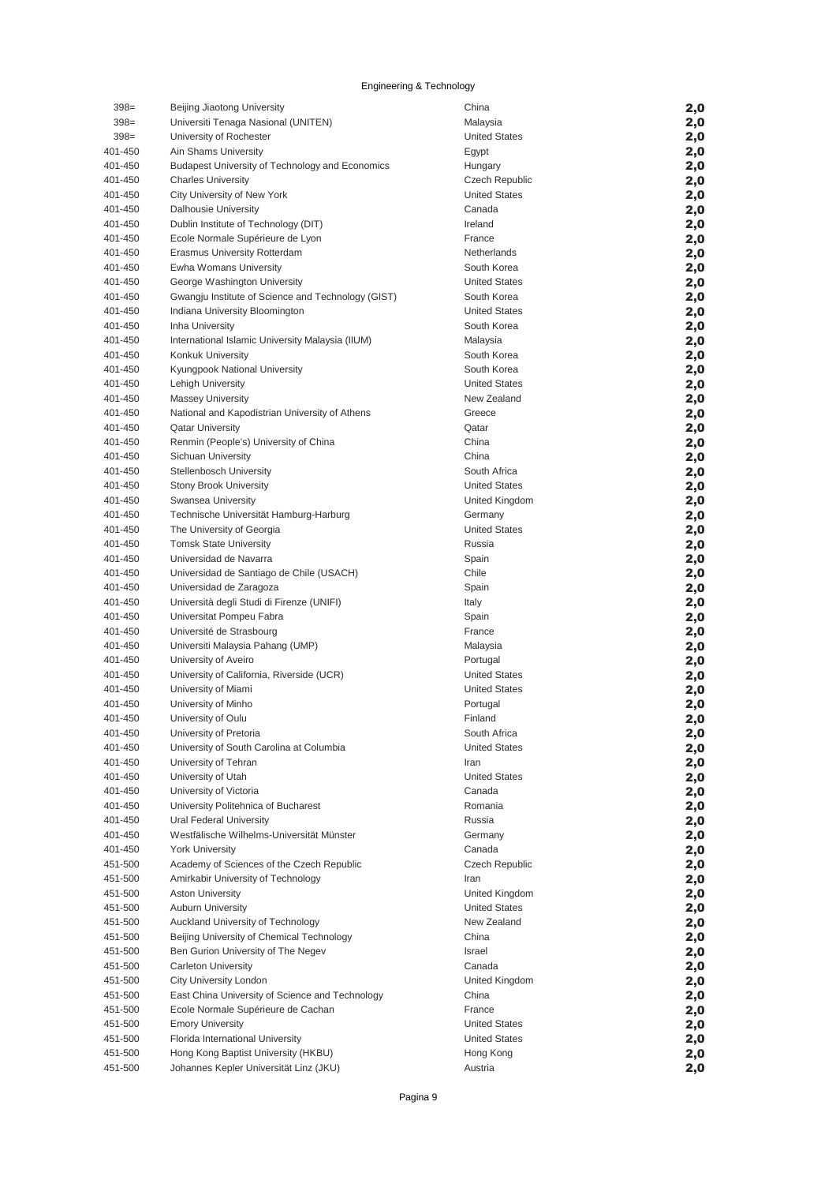Engineering & Technology

| Rank | Institution | Country | Score |
|---|---|---|---|
| 398= | Beijing Jiaotong University | China | 2,0 |
| 398= | Universiti Tenaga Nasional (UNITEN) | Malaysia | 2,0 |
| 398= | University of Rochester | United States | 2,0 |
| 401-450 | Ain Shams University | Egypt | 2,0 |
| 401-450 | Budapest University of Technology and Economics | Hungary | 2,0 |
| 401-450 | Charles University | Czech Republic | 2,0 |
| 401-450 | City University of New York | United States | 2,0 |
| 401-450 | Dalhousie University | Canada | 2,0 |
| 401-450 | Dublin Institute of Technology (DIT) | Ireland | 2,0 |
| 401-450 | Ecole Normale Supérieure de Lyon | France | 2,0 |
| 401-450 | Erasmus University Rotterdam | Netherlands | 2,0 |
| 401-450 | Ewha Womans University | South Korea | 2,0 |
| 401-450 | George Washington University | United States | 2,0 |
| 401-450 | Gwangju Institute of Science and Technology (GIST) | South Korea | 2,0 |
| 401-450 | Indiana University Bloomington | United States | 2,0 |
| 401-450 | Inha University | South Korea | 2,0 |
| 401-450 | International Islamic University Malaysia (IIUM) | Malaysia | 2,0 |
| 401-450 | Konkuk University | South Korea | 2,0 |
| 401-450 | Kyungpook National University | South Korea | 2,0 |
| 401-450 | Lehigh University | United States | 2,0 |
| 401-450 | Massey University | New Zealand | 2,0 |
| 401-450 | National and Kapodistrian University of Athens | Greece | 2,0 |
| 401-450 | Qatar University | Qatar | 2,0 |
| 401-450 | Renmin (People's) University of China | China | 2,0 |
| 401-450 | Sichuan University | China | 2,0 |
| 401-450 | Stellenbosch University | South Africa | 2,0 |
| 401-450 | Stony Brook University | United States | 2,0 |
| 401-450 | Swansea University | United Kingdom | 2,0 |
| 401-450 | Technische Universität Hamburg-Harburg | Germany | 2,0 |
| 401-450 | The University of Georgia | United States | 2,0 |
| 401-450 | Tomsk State University | Russia | 2,0 |
| 401-450 | Universidad de Navarra | Spain | 2,0 |
| 401-450 | Universidad de Santiago de Chile (USACH) | Chile | 2,0 |
| 401-450 | Universidad de Zaragoza | Spain | 2,0 |
| 401-450 | Università degli Studi di Firenze (UNIFI) | Italy | 2,0 |
| 401-450 | Universitat Pompeu Fabra | Spain | 2,0 |
| 401-450 | Université de Strasbourg | France | 2,0 |
| 401-450 | Universiti Malaysia Pahang (UMP) | Malaysia | 2,0 |
| 401-450 | University of Aveiro | Portugal | 2,0 |
| 401-450 | University of California, Riverside (UCR) | United States | 2,0 |
| 401-450 | University of Miami | United States | 2,0 |
| 401-450 | University of Minho | Portugal | 2,0 |
| 401-450 | University of Oulu | Finland | 2,0 |
| 401-450 | University of Pretoria | South Africa | 2,0 |
| 401-450 | University of South Carolina at Columbia | United States | 2,0 |
| 401-450 | University of Tehran | Iran | 2,0 |
| 401-450 | University of Utah | United States | 2,0 |
| 401-450 | University of Victoria | Canada | 2,0 |
| 401-450 | University Politehnica of Bucharest | Romania | 2,0 |
| 401-450 | Ural Federal University | Russia | 2,0 |
| 401-450 | Westfälische Wilhelms-Universität Münster | Germany | 2,0 |
| 401-450 | York University | Canada | 2,0 |
| 451-500 | Academy of Sciences of the Czech Republic | Czech Republic | 2,0 |
| 451-500 | Amirkabir University of Technology | Iran | 2,0 |
| 451-500 | Aston University | United Kingdom | 2,0 |
| 451-500 | Auburn University | United States | 2,0 |
| 451-500 | Auckland University of Technology | New Zealand | 2,0 |
| 451-500 | Beijing University of Chemical Technology | China | 2,0 |
| 451-500 | Ben Gurion University of The Negev | Israel | 2,0 |
| 451-500 | Carleton University | Canada | 2,0 |
| 451-500 | City University London | United Kingdom | 2,0 |
| 451-500 | East China University of Science and Technology | China | 2,0 |
| 451-500 | Ecole Normale Supérieure de Cachan | France | 2,0 |
| 451-500 | Emory University | United States | 2,0 |
| 451-500 | Florida International University | United States | 2,0 |
| 451-500 | Hong Kong Baptist University (HKBU) | Hong Kong | 2,0 |
| 451-500 | Johannes Kepler Universität Linz (JKU) | Austria | 2,0 |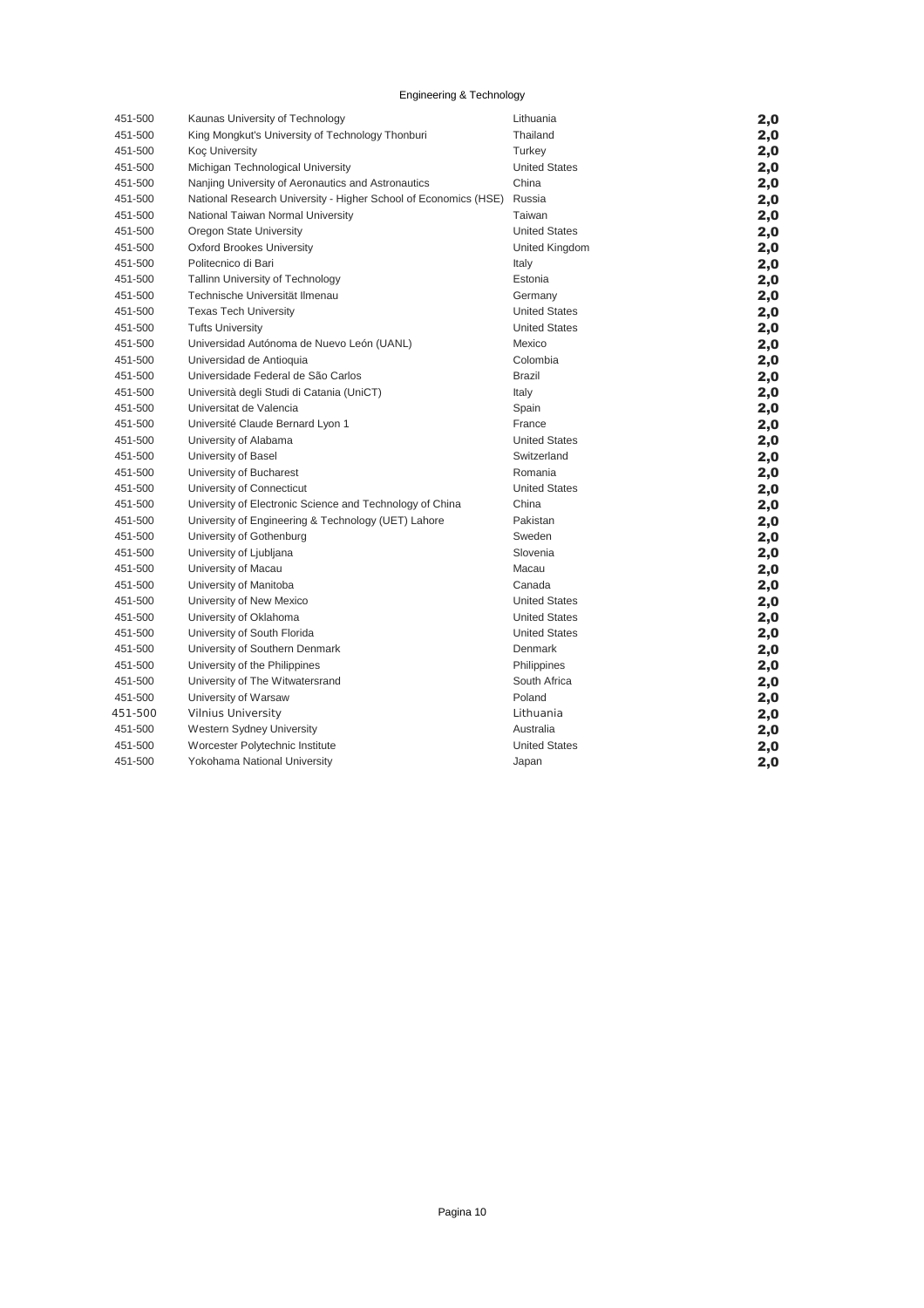Engineering & Technology

| | | | |
|---|---|---|---|
| 451-500 | Kaunas University of Technology | Lithuania | **2,0** |
| 451-500 | King Mongkut's University of Technology Thonburi | Thailand | **2,0** |
| 451-500 | Koç University | Turkey | **2,0** |
| 451-500 | Michigan Technological University | United States | **2,0** |
| 451-500 | Nanjing University of Aeronautics and Astronautics | China | **2,0** |
| 451-500 | National Research University - Higher School of Economics (HSE) | Russia | **2,0** |
| 451-500 | National Taiwan Normal University | Taiwan | **2,0** |
| 451-500 | Oregon State University | United States | **2,0** |
| 451-500 | Oxford Brookes University | United Kingdom | **2,0** |
| 451-500 | Politecnico di Bari | Italy | **2,0** |
| 451-500 | Tallinn University of Technology | Estonia | **2,0** |
| 451-500 | Technische Universität Ilmenau | Germany | **2,0** |
| 451-500 | Texas Tech University | United States | **2,0** |
| 451-500 | Tufts University | United States | **2,0** |
| 451-500 | Universidad Autónoma de Nuevo León (UANL) | Mexico | **2,0** |
| 451-500 | Universidad de Antioquia | Colombia | **2,0** |
| 451-500 | Universidade Federal de São Carlos | Brazil | **2,0** |
| 451-500 | Università degli Studi di Catania (UniCT) | Italy | **2,0** |
| 451-500 | Universitat de Valencia | Spain | **2,0** |
| 451-500 | Université Claude Bernard Lyon 1 | France | **2,0** |
| 451-500 | University of Alabama | United States | **2,0** |
| 451-500 | University of Basel | Switzerland | **2,0** |
| 451-500 | University of Bucharest | Romania | **2,0** |
| 451-500 | University of Connecticut | United States | **2,0** |
| 451-500 | University of Electronic Science and Technology of China | China | **2,0** |
| 451-500 | University of Engineering & Technology (UET) Lahore | Pakistan | **2,0** |
| 451-500 | University of Gothenburg | Sweden | **2,0** |
| 451-500 | University of Ljubljana | Slovenia | **2,0** |
| 451-500 | University of Macau | Macau | **2,0** |
| 451-500 | University of Manitoba | Canada | **2,0** |
| 451-500 | University of New Mexico | United States | **2,0** |
| 451-500 | University of Oklahoma | United States | **2,0** |
| 451-500 | University of South Florida | United States | **2,0** |
| 451-500 | University of Southern Denmark | Denmark | **2,0** |
| 451-500 | University of the Philippines | Philippines | **2,0** |
| 451-500 | University of The Witwatersrand | South Africa | **2,0** |
| 451-500 | University of Warsaw | Poland | **2,0** |
| 451-500 | Vilnius University | Lithuania | **2,0** |
| 451-500 | Western Sydney University | Australia | **2,0** |
| 451-500 | Worcester Polytechnic Institute | United States | **2,0** |
| 451-500 | Yokohama National University | Japan | **2,0** |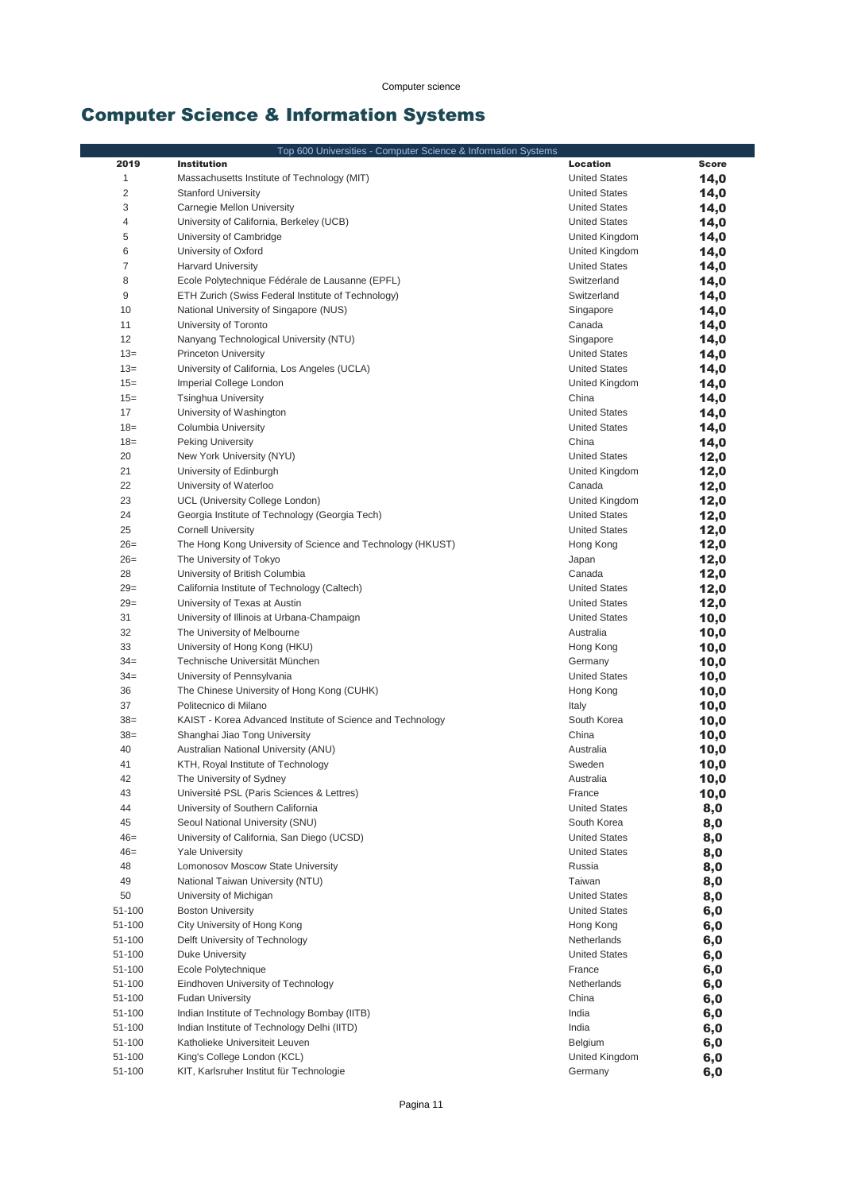# Computer Science & Information Systems

| Top 600 Universities - Computer Science & Information Systems | | | |
|---|---|---|---|
| **2019** | **Institution** | **Location** | **Score** |
| 1 | Massachusetts Institute of Technology (MIT) | United States | **14,0** |
| 2 | Stanford University | United States | **14,0** |
| 3 | Carnegie Mellon University | United States | **14,0** |
| 4 | University of California, Berkeley (UCB) | United States | **14,0** |
| 5 | University of Cambridge | United Kingdom | **14,0** |
| 6 | University of Oxford | United Kingdom | **14,0** |
| 7 | Harvard University | United States | **14,0** |
| 8 | Ecole Polytechnique Fédérale de Lausanne (EPFL) | Switzerland | **14,0** |
| 9 | ETH Zurich (Swiss Federal Institute of Technology) | Switzerland | **14,0** |
| 10 | National University of Singapore (NUS) | Singapore | **14,0** |
| 11 | University of Toronto | Canada | **14,0** |
| 12 | Nanyang Technological University (NTU) | Singapore | **14,0** |
| 13= | Princeton University | United States | **14,0** |
| 13= | University of California, Los Angeles (UCLA) | United States | **14,0** |
| 15= | Imperial College London | United Kingdom | **14,0** |
| 15= | Tsinghua University | China | **14,0** |
| 17 | University of Washington | United States | **14,0** |
| 18= | Columbia University | United States | **14,0** |
| 18= | Peking University | China | **14,0** |
| 20 | New York University (NYU) | United States | **12,0** |
| 21 | University of Edinburgh | United Kingdom | **12,0** |
| 22 | University of Waterloo | Canada | **12,0** |
| 23 | UCL (University College London) | United Kingdom | **12,0** |
| 24 | Georgia Institute of Technology (Georgia Tech) | United States | **12,0** |
| 25 | Cornell University | United States | **12,0** |
| 26= | The Hong Kong University of Science and Technology (HKUST) | Hong Kong | **12,0** |
| 26= | The University of Tokyo | Japan | **12,0** |
| 28 | University of British Columbia | Canada | **12,0** |
| 29= | California Institute of Technology (Caltech) | United States | **12,0** |
| 29= | University of Texas at Austin | United States | **12,0** |
| 31 | University of Illinois at Urbana-Champaign | United States | **10,0** |
| 32 | The University of Melbourne | Australia | **10,0** |
| 33 | University of Hong Kong (HKU) | Hong Kong | **10,0** |
| 34= | Technische Universität München | Germany | **10,0** |
| 34= | University of Pennsylvania | United States | **10,0** |
| 36 | The Chinese University of Hong Kong (CUHK) | Hong Kong | **10,0** |
| 37 | Politecnico di Milano | Italy | **10,0** |
| 38= | KAIST - Korea Advanced Institute of Science and Technology | South Korea | **10,0** |
| 38= | Shanghai Jiao Tong University | China | **10,0** |
| 40 | Australian National University (ANU) | Australia | **10,0** |
| 41 | KTH, Royal Institute of Technology | Sweden | **10,0** |
| 42 | The University of Sydney | Australia | **10,0** |
| 43 | Université PSL (Paris Sciences & Lettres) | France | **10,0** |
| 44 | University of Southern California | United States | **8,0** |
| 45 | Seoul National University (SNU) | South Korea | **8,0** |
| 46= | University of California, San Diego (UCSD) | United States | **8,0** |
| 46= | Yale University | United States | **8,0** |
| 48 | Lomonosov Moscow State University | Russia | **8,0** |
| 49 | National Taiwan University (NTU) | Taiwan | **8,0** |
| 50 | University of Michigan | United States | **8,0** |
| 51-100 | Boston University | United States | **6,0** |
| 51-100 | City University of Hong Kong | Hong Kong | **6,0** |
| 51-100 | Delft University of Technology | Netherlands | **6,0** |
| 51-100 | Duke University | United States | **6,0** |
| 51-100 | Ecole Polytechnique | France | **6,0** |
| 51-100 | Eindhoven University of Technology | Netherlands | **6,0** |
| 51-100 | Fudan University | China | **6,0** |
| 51-100 | Indian Institute of Technology Bombay (IITB) | India | **6,0** |
| 51-100 | Indian Institute of Technology Delhi (IITD) | India | **6,0** |
| 51-100 | Katholieke Universiteit Leuven | Belgium | **6,0** |
| 51-100 | King's College London (KCL) | United Kingdom | **6,0** |
| 51-100 | KIT, Karlsruher Institut für Technologie | Germany | **6,0** |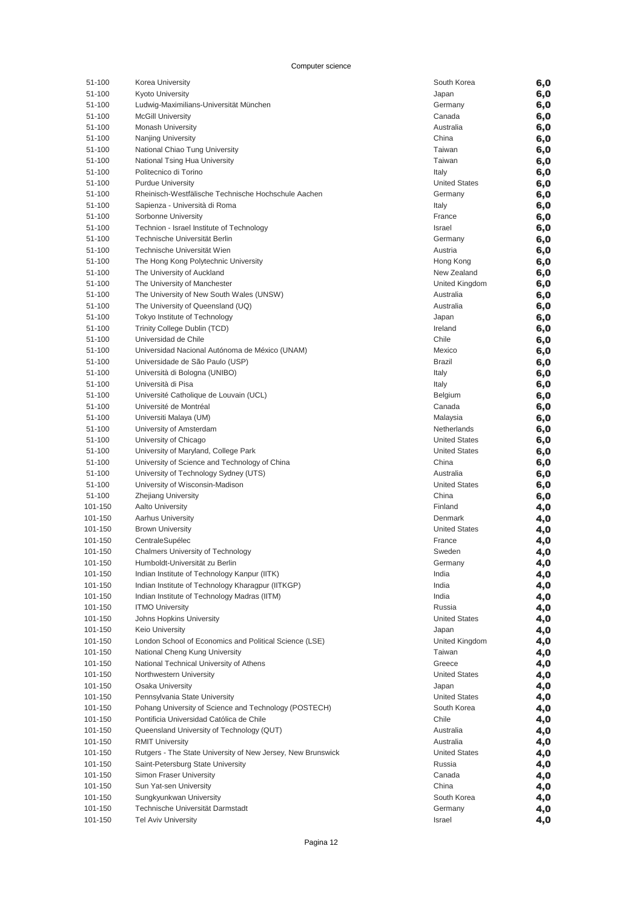Computer science

| | | | |
|---|---|---|---|
| 51-100 | Korea University | South Korea | **6,0** |
| 51-100 | Kyoto University | Japan | **6,0** |
| 51-100 | Ludwig-Maximilians-Universität München | Germany | **6,0** |
| 51-100 | McGill University | Canada | **6,0** |
| 51-100 | Monash University | Australia | **6,0** |
| 51-100 | Nanjing University | China | **6,0** |
| 51-100 | National Chiao Tung University | Taiwan | **6,0** |
| 51-100 | National Tsing Hua University | Taiwan | **6,0** |
| 51-100 | Politecnico di Torino | Italy | **6,0** |
| 51-100 | Purdue University | United States | **6,0** |
| 51-100 | Rheinisch-Westfälische Technische Hochschule Aachen | Germany | **6,0** |
| 51-100 | Sapienza - Università di Roma | Italy | **6,0** |
| 51-100 | Sorbonne University | France | **6,0** |
| 51-100 | Technion - Israel Institute of Technology | Israel | **6,0** |
| 51-100 | Technische Universität Berlin | Germany | **6,0** |
| 51-100 | Technische Universität Wien | Austria | **6,0** |
| 51-100 | The Hong Kong Polytechnic University | Hong Kong | **6,0** |
| 51-100 | The University of Auckland | New Zealand | **6,0** |
| 51-100 | The University of Manchester | United Kingdom | **6,0** |
| 51-100 | The University of New South Wales (UNSW) | Australia | **6,0** |
| 51-100 | The University of Queensland (UQ) | Australia | **6,0** |
| 51-100 | Tokyo Institute of Technology | Japan | **6,0** |
| 51-100 | Trinity College Dublin (TCD) | Ireland | **6,0** |
| 51-100 | Universidad de Chile | Chile | **6,0** |
| 51-100 | Universidad Nacional Autónoma de México (UNAM) | Mexico | **6,0** |
| 51-100 | Universidade de São Paulo (USP) | Brazil | **6,0** |
| 51-100 | Università di Bologna (UNIBO) | Italy | **6,0** |
| 51-100 | Università di Pisa | Italy | **6,0** |
| 51-100 | Université Catholique de Louvain (UCL) | Belgium | **6,0** |
| 51-100 | Université de Montréal | Canada | **6,0** |
| 51-100 | Universiti Malaya (UM) | Malaysia | **6,0** |
| 51-100 | University of Amsterdam | Netherlands | **6,0** |
| 51-100 | University of Chicago | United States | **6,0** |
| 51-100 | University of Maryland, College Park | United States | **6,0** |
| 51-100 | University of Science and Technology of China | China | **6,0** |
| 51-100 | University of Technology Sydney (UTS) | Australia | **6,0** |
| 51-100 | University of Wisconsin-Madison | United States | **6,0** |
| 51-100 | Zhejiang University | China | **6,0** |
| 101-150 | Aalto University | Finland | **4,0** |
| 101-150 | Aarhus University | Denmark | **4,0** |
| 101-150 | Brown University | United States | **4,0** |
| 101-150 | CentraleSupélec | France | **4,0** |
| 101-150 | Chalmers University of Technology | Sweden | **4,0** |
| 101-150 | Humboldt-Universität zu Berlin | Germany | **4,0** |
| 101-150 | Indian Institute of Technology Kanpur (IITK) | India | **4,0** |
| 101-150 | Indian Institute of Technology Kharagpur (IITKGP) | India | **4,0** |
| 101-150 | Indian Institute of Technology Madras (IITM) | India | **4,0** |
| 101-150 | ITMO University | Russia | **4,0** |
| 101-150 | Johns Hopkins University | United States | **4,0** |
| 101-150 | Keio University | Japan | **4,0** |
| 101-150 | London School of Economics and Political Science (LSE) | United Kingdom | **4,0** |
| 101-150 | National Cheng Kung University | Taiwan | **4,0** |
| 101-150 | National Technical University of Athens | Greece | **4,0** |
| 101-150 | Northwestern University | United States | **4,0** |
| 101-150 | Osaka University | Japan | **4,0** |
| 101-150 | Pennsylvania State University | United States | **4,0** |
| 101-150 | Pohang University of Science and Technology (POSTECH) | South Korea | **4,0** |
| 101-150 | Pontificia Universidad Católica de Chile | Chile | **4,0** |
| 101-150 | Queensland University of Technology (QUT) | Australia | **4,0** |
| 101-150 | RMIT University | Australia | **4,0** |
| 101-150 | Rutgers - The State University of New Jersey, New Brunswick | United States | **4,0** |
| 101-150 | Saint-Petersburg State University | Russia | **4,0** |
| 101-150 | Simon Fraser University | Canada | **4,0** |
| 101-150 | Sun Yat-sen University | China | **4,0** |
| 101-150 | Sungkyunkwan University | South Korea | **4,0** |
| 101-150 | Technische Universität Darmstadt | Germany | **4,0** |
| 101-150 | Tel Aviv University | Israel | **4,0** |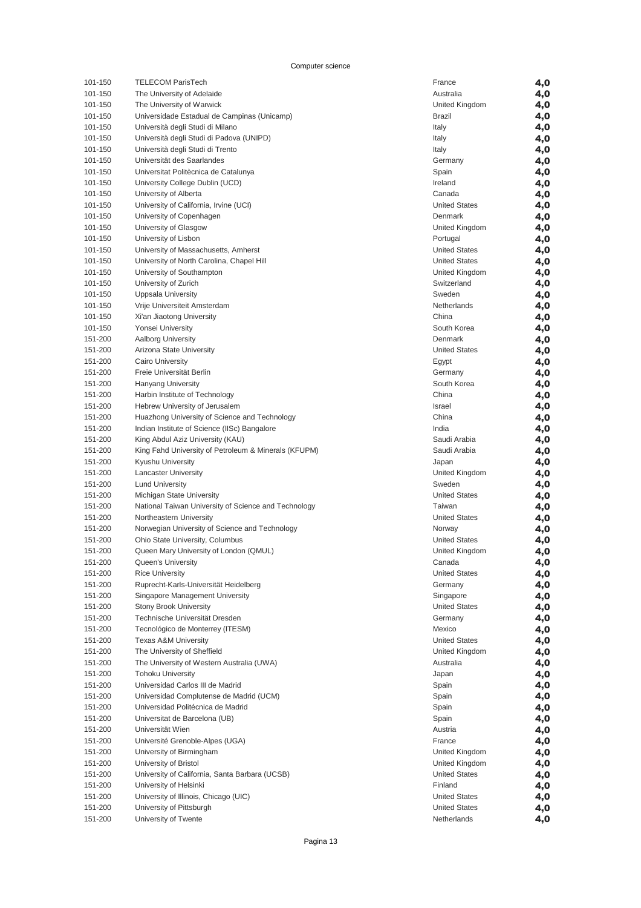Computer science

| | | | |
|---|---|---|---|
| 101-150 | TELECOM ParisTech | France | 4,0 |
| 101-150 | The University of Adelaide | Australia | 4,0 |
| 101-150 | The University of Warwick | United Kingdom | 4,0 |
| 101-150 | Universidade Estadual de Campinas (Unicamp) | Brazil | 4,0 |
| 101-150 | Università degli Studi di Milano | Italy | 4,0 |
| 101-150 | Università degli Studi di Padova (UNIPD) | Italy | 4,0 |
| 101-150 | Università degli Studi di Trento | Italy | 4,0 |
| 101-150 | Universität des Saarlandes | Germany | 4,0 |
| 101-150 | Universitat Politècnica de Catalunya | Spain | 4,0 |
| 101-150 | University College Dublin (UCD) | Ireland | 4,0 |
| 101-150 | University of Alberta | Canada | 4,0 |
| 101-150 | University of California, Irvine (UCI) | United States | 4,0 |
| 101-150 | University of Copenhagen | Denmark | 4,0 |
| 101-150 | University of Glasgow | United Kingdom | 4,0 |
| 101-150 | University of Lisbon | Portugal | 4,0 |
| 101-150 | University of Massachusetts, Amherst | United States | 4,0 |
| 101-150 | University of North Carolina, Chapel Hill | United States | 4,0 |
| 101-150 | University of Southampton | United Kingdom | 4,0 |
| 101-150 | University of Zurich | Switzerland | 4,0 |
| 101-150 | Uppsala University | Sweden | 4,0 |
| 101-150 | Vrije Universiteit Amsterdam | Netherlands | 4,0 |
| 101-150 | Xi'an Jiaotong University | China | 4,0 |
| 101-150 | Yonsei University | South Korea | 4,0 |
| 151-200 | Aalborg University | Denmark | 4,0 |
| 151-200 | Arizona State University | United States | 4,0 |
| 151-200 | Cairo University | Egypt | 4,0 |
| 151-200 | Freie Universität Berlin | Germany | 4,0 |
| 151-200 | Hanyang University | South Korea | 4,0 |
| 151-200 | Harbin Institute of Technology | China | 4,0 |
| 151-200 | Hebrew University of Jerusalem | Israel | 4,0 |
| 151-200 | Huazhong University of Science and Technology | China | 4,0 |
| 151-200 | Indian Institute of Science (IISc) Bangalore | India | 4,0 |
| 151-200 | King Abdul Aziz University (KAU) | Saudi Arabia | 4,0 |
| 151-200 | King Fahd University of Petroleum & Minerals (KFUPM) | Saudi Arabia | 4,0 |
| 151-200 | Kyushu University | Japan | 4,0 |
| 151-200 | Lancaster University | United Kingdom | 4,0 |
| 151-200 | Lund University | Sweden | 4,0 |
| 151-200 | Michigan State University | United States | 4,0 |
| 151-200 | National Taiwan University of Science and Technology | Taiwan | 4,0 |
| 151-200 | Northeastern University | United States | 4,0 |
| 151-200 | Norwegian University of Science and Technology | Norway | 4,0 |
| 151-200 | Ohio State University, Columbus | United States | 4,0 |
| 151-200 | Queen Mary University of London (QMUL) | United Kingdom | 4,0 |
| 151-200 | Queen's University | Canada | 4,0 |
| 151-200 | Rice University | United States | 4,0 |
| 151-200 | Ruprecht-Karls-Universität Heidelberg | Germany | 4,0 |
| 151-200 | Singapore Management University | Singapore | 4,0 |
| 151-200 | Stony Brook University | United States | 4,0 |
| 151-200 | Technische Universität Dresden | Germany | 4,0 |
| 151-200 | Tecnológico de Monterrey (ITESM) | Mexico | 4,0 |
| 151-200 | Texas A&M University | United States | 4,0 |
| 151-200 | The University of Sheffield | United Kingdom | 4,0 |
| 151-200 | The University of Western Australia (UWA) | Australia | 4,0 |
| 151-200 | Tohoku University | Japan | 4,0 |
| 151-200 | Universidad Carlos III de Madrid | Spain | 4,0 |
| 151-200 | Universidad Complutense de Madrid (UCM) | Spain | 4,0 |
| 151-200 | Universidad Politécnica de Madrid | Spain | 4,0 |
| 151-200 | Universitat de Barcelona (UB) | Spain | 4,0 |
| 151-200 | Universität Wien | Austria | 4,0 |
| 151-200 | Université Grenoble-Alpes (UGA) | France | 4,0 |
| 151-200 | University of Birmingham | United Kingdom | 4,0 |
| 151-200 | University of Bristol | United Kingdom | 4,0 |
| 151-200 | University of California, Santa Barbara (UCSB) | United States | 4,0 |
| 151-200 | University of Helsinki | Finland | 4,0 |
| 151-200 | University of Illinois, Chicago (UIC) | United States | 4,0 |
| 151-200 | University of Pittsburgh | United States | 4,0 |
| 151-200 | University of Twente | Netherlands | 4,0 |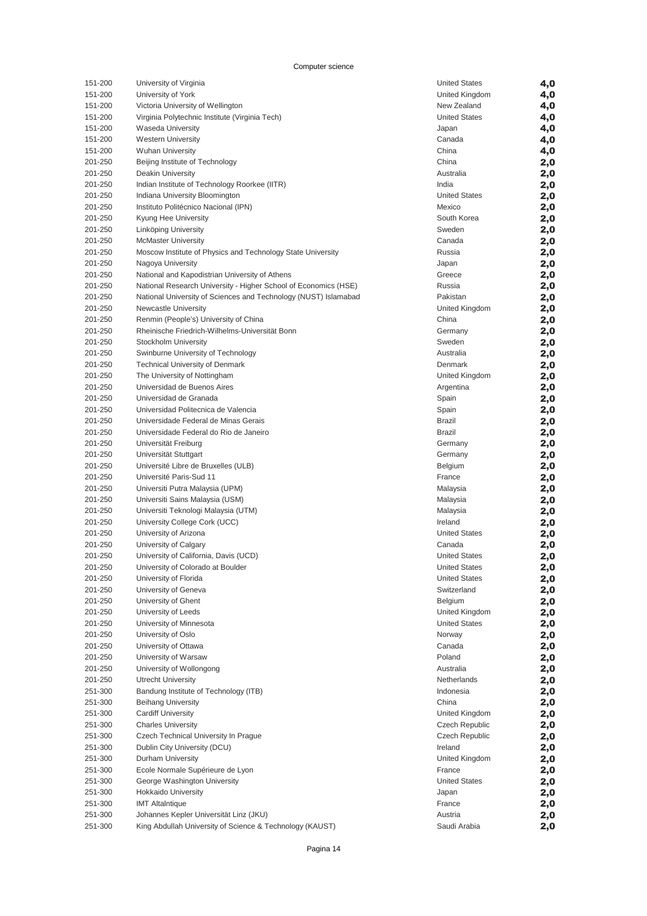Computer science

| | | | |
|---|---|---|---|
| 151-200 | University of Virginia | United States | 4,0 |
| 151-200 | University of York | United Kingdom | 4,0 |
| 151-200 | Victoria University of Wellington | New Zealand | 4,0 |
| 151-200 | Virginia Polytechnic Institute (Virginia Tech) | United States | 4,0 |
| 151-200 | Waseda University | Japan | 4,0 |
| 151-200 | Western University | Canada | 4,0 |
| 151-200 | Wuhan University | China | 4,0 |
| 201-250 | Beijing Institute of Technology | China | 2,0 |
| 201-250 | Deakin University | Australia | 2,0 |
| 201-250 | Indian Institute of Technology Roorkee (IITR) | India | 2,0 |
| 201-250 | Indiana University Bloomington | United States | 2,0 |
| 201-250 | Instituto Politécnico Nacional (IPN) | Mexico | 2,0 |
| 201-250 | Kyung Hee University | South Korea | 2,0 |
| 201-250 | Linköping University | Sweden | 2,0 |
| 201-250 | McMaster University | Canada | 2,0 |
| 201-250 | Moscow Institute of Physics and Technology State University | Russia | 2,0 |
| 201-250 | Nagoya University | Japan | 2,0 |
| 201-250 | National and Kapodistrian University of Athens | Greece | 2,0 |
| 201-250 | National Research University - Higher School of Economics (HSE) | Russia | 2,0 |
| 201-250 | National University of Sciences and Technology (NUST) Islamabad | Pakistan | 2,0 |
| 201-250 | Newcastle University | United Kingdom | 2,0 |
| 201-250 | Renmin (People's) University of China | China | 2,0 |
| 201-250 | Rheinische Friedrich-Wilhelms-Universität Bonn | Germany | 2,0 |
| 201-250 | Stockholm University | Sweden | 2,0 |
| 201-250 | Swinburne University of Technology | Australia | 2,0 |
| 201-250 | Technical University of Denmark | Denmark | 2,0 |
| 201-250 | The University of Nottingham | United Kingdom | 2,0 |
| 201-250 | Universidad de Buenos Aires | Argentina | 2,0 |
| 201-250 | Universidad de Granada | Spain | 2,0 |
| 201-250 | Universidad Politecnica de Valencia | Spain | 2,0 |
| 201-250 | Universidade Federal de Minas Gerais | Brazil | 2,0 |
| 201-250 | Universidade Federal do Rio de Janeiro | Brazil | 2,0 |
| 201-250 | Universität Freiburg | Germany | 2,0 |
| 201-250 | Universität Stuttgart | Germany | 2,0 |
| 201-250 | Université Libre de Bruxelles (ULB) | Belgium | 2,0 |
| 201-250 | Université Paris-Sud 11 | France | 2,0 |
| 201-250 | Universiti Putra Malaysia (UPM) | Malaysia | 2,0 |
| 201-250 | Universiti Sains Malaysia (USM) | Malaysia | 2,0 |
| 201-250 | Universiti Teknologi Malaysia (UTM) | Malaysia | 2,0 |
| 201-250 | University College Cork (UCC) | Ireland | 2,0 |
| 201-250 | University of Arizona | United States | 2,0 |
| 201-250 | University of Calgary | Canada | 2,0 |
| 201-250 | University of California, Davis (UCD) | United States | 2,0 |
| 201-250 | University of Colorado at Boulder | United States | 2,0 |
| 201-250 | University of Florida | United States | 2,0 |
| 201-250 | University of Geneva | Switzerland | 2,0 |
| 201-250 | University of Ghent | Belgium | 2,0 |
| 201-250 | University of Leeds | United Kingdom | 2,0 |
| 201-250 | University of Minnesota | United States | 2,0 |
| 201-250 | University of Oslo | Norway | 2,0 |
| 201-250 | University of Ottawa | Canada | 2,0 |
| 201-250 | University of Warsaw | Poland | 2,0 |
| 201-250 | University of Wollongong | Australia | 2,0 |
| 201-250 | Utrecht University | Netherlands | 2,0 |
| 251-300 | Bandung Institute of Technology (ITB) | Indonesia | 2,0 |
| 251-300 | Beihang University | China | 2,0 |
| 251-300 | Cardiff University | United Kingdom | 2,0 |
| 251-300 | Charles University | Czech Republic | 2,0 |
| 251-300 | Czech Technical University In Prague | Czech Republic | 2,0 |
| 251-300 | Dublin City University (DCU) | Ireland | 2,0 |
| 251-300 | Durham University | United Kingdom | 2,0 |
| 251-300 | Ecole Normale Supérieure de Lyon | France | 2,0 |
| 251-300 | George Washington University | United States | 2,0 |
| 251-300 | Hokkaido University | Japan | 2,0 |
| 251-300 | IMT Altalntique | France | 2,0 |
| 251-300 | Johannes Kepler Universität Linz (JKU) | Austria | 2,0 |
| 251-300 | King Abdullah University of Science & Technology (KAUST) | Saudi Arabia | 2,0 |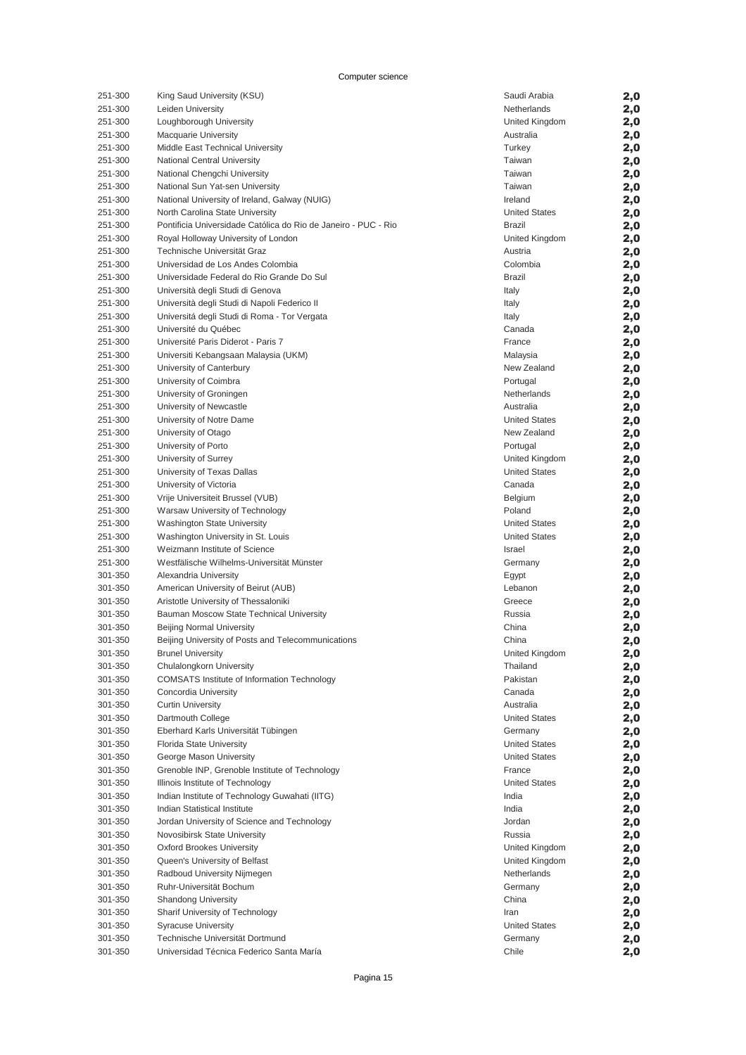Computer science

| | | | |
|---|---|---|---|
| 251-300 | King Saud University (KSU) | Saudi Arabia | 2,0 |
| 251-300 | Leiden University | Netherlands | 2,0 |
| 251-300 | Loughborough University | United Kingdom | 2,0 |
| 251-300 | Macquarie University | Australia | 2,0 |
| 251-300 | Middle East Technical University | Turkey | 2,0 |
| 251-300 | National Central University | Taiwan | 2,0 |
| 251-300 | National Chengchi University | Taiwan | 2,0 |
| 251-300 | National Sun Yat-sen University | Taiwan | 2,0 |
| 251-300 | National University of Ireland, Galway (NUIG) | Ireland | 2,0 |
| 251-300 | North Carolina State University | United States | 2,0 |
| 251-300 | Pontificia Universidade Católica do Rio de Janeiro - PUC - Rio | Brazil | 2,0 |
| 251-300 | Royal Holloway University of London | United Kingdom | 2,0 |
| 251-300 | Technische Universität Graz | Austria | 2,0 |
| 251-300 | Universidad de Los Andes Colombia | Colombia | 2,0 |
| 251-300 | Universidade Federal do Rio Grande Do Sul | Brazil | 2,0 |
| 251-300 | Università degli Studi di Genova | Italy | 2,0 |
| 251-300 | Università degli Studi di Napoli Federico II | Italy | 2,0 |
| 251-300 | Universitá degli Studi di Roma - Tor Vergata | Italy | 2,0 |
| 251-300 | Université du Québec | Canada | 2,0 |
| 251-300 | Université Paris Diderot - Paris 7 | France | 2,0 |
| 251-300 | Universiti Kebangsaan Malaysia (UKM) | Malaysia | 2,0 |
| 251-300 | University of Canterbury | New Zealand | 2,0 |
| 251-300 | University of Coimbra | Portugal | 2,0 |
| 251-300 | University of Groningen | Netherlands | 2,0 |
| 251-300 | University of Newcastle | Australia | 2,0 |
| 251-300 | University of Notre Dame | United States | 2,0 |
| 251-300 | University of Otago | New Zealand | 2,0 |
| 251-300 | University of Porto | Portugal | 2,0 |
| 251-300 | University of Surrey | United Kingdom | 2,0 |
| 251-300 | University of Texas Dallas | United States | 2,0 |
| 251-300 | University of Victoria | Canada | 2,0 |
| 251-300 | Vrije Universiteit Brussel (VUB) | Belgium | 2,0 |
| 251-300 | Warsaw University of Technology | Poland | 2,0 |
| 251-300 | Washington State University | United States | 2,0 |
| 251-300 | Washington University in St. Louis | United States | 2,0 |
| 251-300 | Weizmann Institute of Science | Israel | 2,0 |
| 251-300 | Westfälische Wilhelms-Universität Münster | Germany | 2,0 |
| 301-350 | Alexandria University | Egypt | 2,0 |
| 301-350 | American University of Beirut (AUB) | Lebanon | 2,0 |
| 301-350 | Aristotle University of Thessaloniki | Greece | 2,0 |
| 301-350 | Bauman Moscow State Technical University | Russia | 2,0 |
| 301-350 | Beijing Normal University | China | 2,0 |
| 301-350 | Beijing University of Posts and Telecommunications | China | 2,0 |
| 301-350 | Brunel University | United Kingdom | 2,0 |
| 301-350 | Chulalongkorn University | Thailand | 2,0 |
| 301-350 | COMSATS Institute of Information Technology | Pakistan | 2,0 |
| 301-350 | Concordia University | Canada | 2,0 |
| 301-350 | Curtin University | Australia | 2,0 |
| 301-350 | Dartmouth College | United States | 2,0 |
| 301-350 | Eberhard Karls Universität Tübingen | Germany | 2,0 |
| 301-350 | Florida State University | United States | 2,0 |
| 301-350 | George Mason University | United States | 2,0 |
| 301-350 | Grenoble INP, Grenoble Institute of Technology | France | 2,0 |
| 301-350 | Illinois Institute of Technology | United States | 2,0 |
| 301-350 | Indian Institute of Technology Guwahati (IITG) | India | 2,0 |
| 301-350 | Indian Statistical Institute | India | 2,0 |
| 301-350 | Jordan University of Science and Technology | Jordan | 2,0 |
| 301-350 | Novosibirsk State University | Russia | 2,0 |
| 301-350 | Oxford Brookes University | United Kingdom | 2,0 |
| 301-350 | Queen's University of Belfast | United Kingdom | 2,0 |
| 301-350 | Radboud University Nijmegen | Netherlands | 2,0 |
| 301-350 | Ruhr-Universität Bochum | Germany | 2,0 |
| 301-350 | Shandong University | China | 2,0 |
| 301-350 | Sharif University of Technology | Iran | 2,0 |
| 301-350 | Syracuse University | United States | 2,0 |
| 301-350 | Technische Universität Dortmund | Germany | 2,0 |
| 301-350 | Universidad Técnica Federico Santa María | Chile | 2,0 |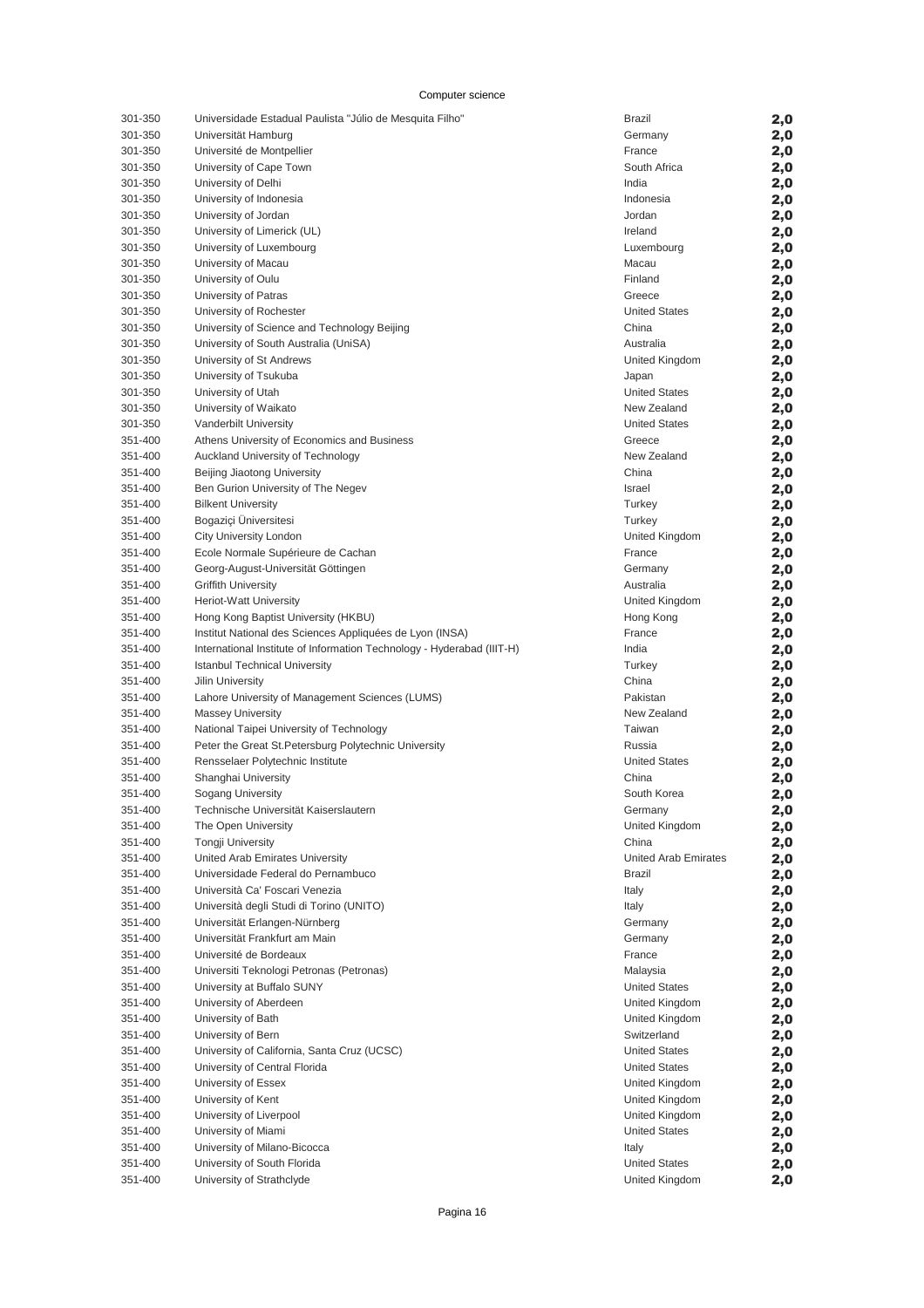Computer science

| | | | |
|---|---|---|---|
| 301-350 | Universidade Estadual Paulista "Júlio de Mesquita Filho" | Brazil | 2,0 |
| 301-350 | Universität Hamburg | Germany | 2,0 |
| 301-350 | Université de Montpellier | France | 2,0 |
| 301-350 | University of Cape Town | South Africa | 2,0 |
| 301-350 | University of Delhi | India | 2,0 |
| 301-350 | University of Indonesia | Indonesia | 2,0 |
| 301-350 | University of Jordan | Jordan | 2,0 |
| 301-350 | University of Limerick (UL) | Ireland | 2,0 |
| 301-350 | University of Luxembourg | Luxembourg | 2,0 |
| 301-350 | University of Macau | Macau | 2,0 |
| 301-350 | University of Oulu | Finland | 2,0 |
| 301-350 | University of Patras | Greece | 2,0 |
| 301-350 | University of Rochester | United States | 2,0 |
| 301-350 | University of Science and Technology Beijing | China | 2,0 |
| 301-350 | University of South Australia (UniSA) | Australia | 2,0 |
| 301-350 | University of St Andrews | United Kingdom | 2,0 |
| 301-350 | University of Tsukuba | Japan | 2,0 |
| 301-350 | University of Utah | United States | 2,0 |
| 301-350 | University of Waikato | New Zealand | 2,0 |
| 301-350 | Vanderbilt University | United States | 2,0 |
| 351-400 | Athens University of Economics and Business | Greece | 2,0 |
| 351-400 | Auckland University of Technology | New Zealand | 2,0 |
| 351-400 | Beijing Jiaotong University | China | 2,0 |
| 351-400 | Ben Gurion University of The Negev | Israel | 2,0 |
| 351-400 | Bilkent University | Turkey | 2,0 |
| 351-400 | Bogaziçi Üniversitesi | Turkey | 2,0 |
| 351-400 | City University London | United Kingdom | 2,0 |
| 351-400 | Ecole Normale Supérieure de Cachan | France | 2,0 |
| 351-400 | Georg-August-Universität Göttingen | Germany | 2,0 |
| 351-400 | Griffith University | Australia | 2,0 |
| 351-400 | Heriot-Watt University | United Kingdom | 2,0 |
| 351-400 | Hong Kong Baptist University (HKBU) | Hong Kong | 2,0 |
| 351-400 | Institut National des Sciences Appliquées de Lyon (INSA) | France | 2,0 |
| 351-400 | International Institute of Information Technology - Hyderabad (IIIT-H) | India | 2,0 |
| 351-400 | Istanbul Technical University | Turkey | 2,0 |
| 351-400 | Jilin University | China | 2,0 |
| 351-400 | Lahore University of Management Sciences (LUMS) | Pakistan | 2,0 |
| 351-400 | Massey University | New Zealand | 2,0 |
| 351-400 | National Taipei University of Technology | Taiwan | 2,0 |
| 351-400 | Peter the Great St.Petersburg Polytechnic University | Russia | 2,0 |
| 351-400 | Rensselaer Polytechnic Institute | United States | 2,0 |
| 351-400 | Shanghai University | China | 2,0 |
| 351-400 | Sogang University | South Korea | 2,0 |
| 351-400 | Technische Universität Kaiserslautern | Germany | 2,0 |
| 351-400 | The Open University | United Kingdom | 2,0 |
| 351-400 | Tongji University | China | 2,0 |
| 351-400 | United Arab Emirates University | United Arab Emirates | 2,0 |
| 351-400 | Universidade Federal do Pernambuco | Brazil | 2,0 |
| 351-400 | Università Ca' Foscari Venezia | Italy | 2,0 |
| 351-400 | Università degli Studi di Torino (UNITO) | Italy | 2,0 |
| 351-400 | Universität Erlangen-Nürnberg | Germany | 2,0 |
| 351-400 | Universität Frankfurt am Main | Germany | 2,0 |
| 351-400 | Université de Bordeaux | France | 2,0 |
| 351-400 | Universiti Teknologi Petronas (Petronas) | Malaysia | 2,0 |
| 351-400 | University at Buffalo SUNY | United States | 2,0 |
| 351-400 | University of Aberdeen | United Kingdom | 2,0 |
| 351-400 | University of Bath | United Kingdom | 2,0 |
| 351-400 | University of Bern | Switzerland | 2,0 |
| 351-400 | University of California, Santa Cruz (UCSC) | United States | 2,0 |
| 351-400 | University of Central Florida | United States | 2,0 |
| 351-400 | University of Essex | United Kingdom | 2,0 |
| 351-400 | University of Kent | United Kingdom | 2,0 |
| 351-400 | University of Liverpool | United Kingdom | 2,0 |
| 351-400 | University of Miami | United States | 2,0 |
| 351-400 | University of Milano-Bicocca | Italy | 2,0 |
| 351-400 | University of South Florida | United States | 2,0 |
| 351-400 | University of Strathclyde | United Kingdom | 2,0 |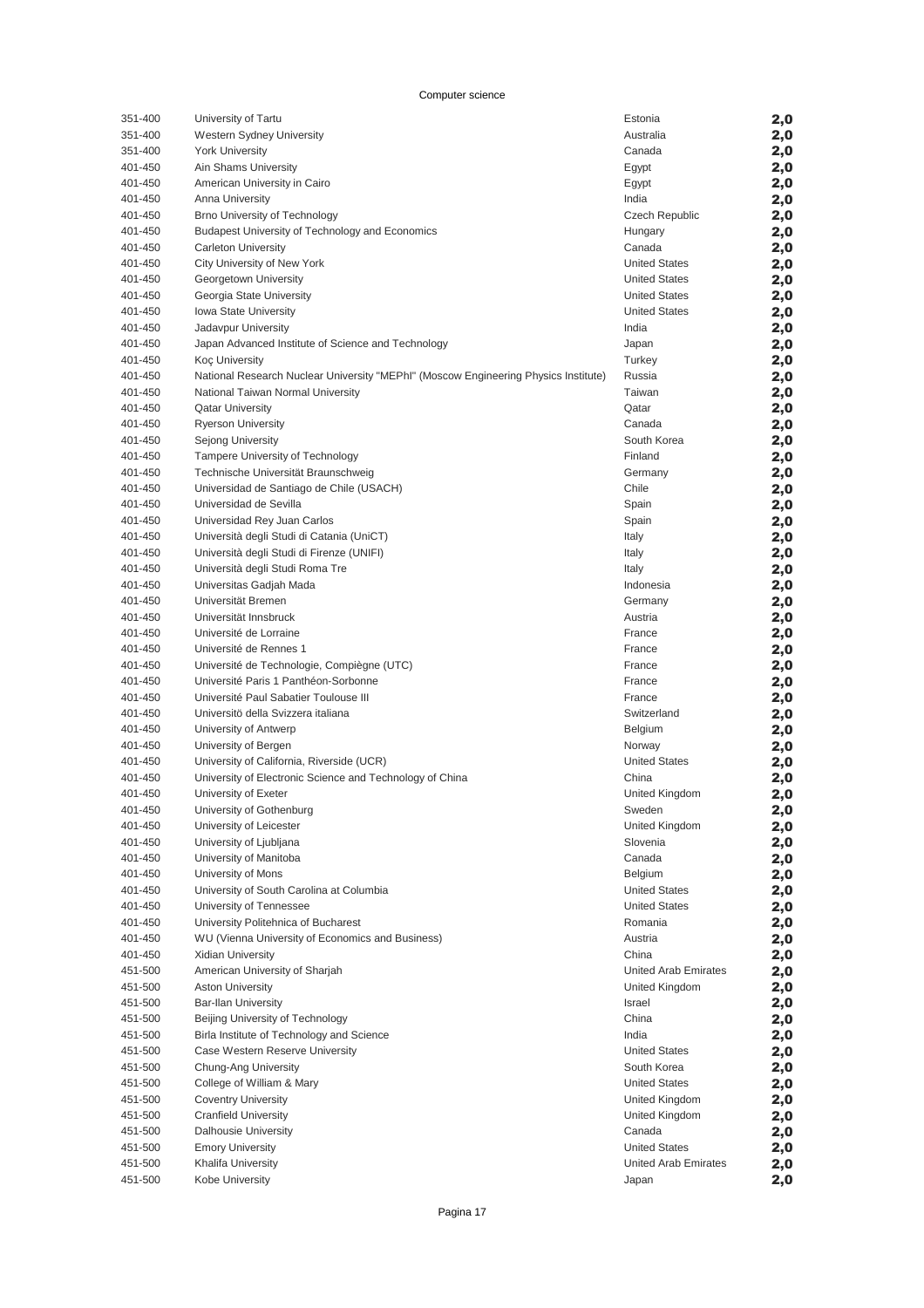Computer science

| | | | |
|---|---|---|---|
| 351-400 | University of Tartu | Estonia | **2,0** |
| 351-400 | Western Sydney University | Australia | **2,0** |
| 351-400 | York University | Canada | **2,0** |
| 401-450 | Ain Shams University | Egypt | **2,0** |
| 401-450 | American University in Cairo | Egypt | **2,0** |
| 401-450 | Anna University | India | **2,0** |
| 401-450 | Brno University of Technology | Czech Republic | **2,0** |
| 401-450 | Budapest University of Technology and Economics | Hungary | **2,0** |
| 401-450 | Carleton University | Canada | **2,0** |
| 401-450 | City University of New York | United States | **2,0** |
| 401-450 | Georgetown University | United States | **2,0** |
| 401-450 | Georgia State University | United States | **2,0** |
| 401-450 | Iowa State University | United States | **2,0** |
| 401-450 | Jadavpur University | India | **2,0** |
| 401-450 | Japan Advanced Institute of Science and Technology | Japan | **2,0** |
| 401-450 | Koç University | Turkey | **2,0** |
| 401-450 | National Research Nuclear University "MEPhI" (Moscow Engineering Physics Institute) | Russia | **2,0** |
| 401-450 | National Taiwan Normal University | Taiwan | **2,0** |
| 401-450 | Qatar University | Qatar | **2,0** |
| 401-450 | Ryerson University | Canada | **2,0** |
| 401-450 | Sejong University | South Korea | **2,0** |
| 401-450 | Tampere University of Technology | Finland | **2,0** |
| 401-450 | Technische Universität Braunschweig | Germany | **2,0** |
| 401-450 | Universidad de Santiago de Chile (USACH) | Chile | **2,0** |
| 401-450 | Universidad de Sevilla | Spain | **2,0** |
| 401-450 | Universidad Rey Juan Carlos | Spain | **2,0** |
| 401-450 | Università degli Studi di Catania (UniCT) | Italy | **2,0** |
| 401-450 | Università degli Studi di Firenze (UNIFI) | Italy | **2,0** |
| 401-450 | Università degli Studi Roma Tre | Italy | **2,0** |
| 401-450 | Universitas Gadjah Mada | Indonesia | **2,0** |
| 401-450 | Universität Bremen | Germany | **2,0** |
| 401-450 | Universität Innsbruck | Austria | **2,0** |
| 401-450 | Université de Lorraine | France | **2,0** |
| 401-450 | Université de Rennes 1 | France | **2,0** |
| 401-450 | Université de Technologie, Compiègne (UTC) | France | **2,0** |
| 401-450 | Université Paris 1 Panthéon-Sorbonne | France | **2,0** |
| 401-450 | Université Paul Sabatier Toulouse III | France | **2,0** |
| 401-450 | Universitö della Svizzera italiana | Switzerland | **2,0** |
| 401-450 | University of Antwerp | Belgium | **2,0** |
| 401-450 | University of Bergen | Norway | **2,0** |
| 401-450 | University of California, Riverside (UCR) | United States | **2,0** |
| 401-450 | University of Electronic Science and Technology of China | China | **2,0** |
| 401-450 | University of Exeter | United Kingdom | **2,0** |
| 401-450 | University of Gothenburg | Sweden | **2,0** |
| 401-450 | University of Leicester | United Kingdom | **2,0** |
| 401-450 | University of Ljubljana | Slovenia | **2,0** |
| 401-450 | University of Manitoba | Canada | **2,0** |
| 401-450 | University of Mons | Belgium | **2,0** |
| 401-450 | University of South Carolina at Columbia | United States | **2,0** |
| 401-450 | University of Tennessee | United States | **2,0** |
| 401-450 | University Politehnica of Bucharest | Romania | **2,0** |
| 401-450 | WU (Vienna University of Economics and Business) | Austria | **2,0** |
| 401-450 | Xidian University | China | **2,0** |
| 451-500 | American University of Sharjah | United Arab Emirates | **2,0** |
| 451-500 | Aston University | United Kingdom | **2,0** |
| 451-500 | Bar-Ilan University | Israel | **2,0** |
| 451-500 | Beijing University of Technology | China | **2,0** |
| 451-500 | Birla Institute of Technology and Science | India | **2,0** |
| 451-500 | Case Western Reserve University | United States | **2,0** |
| 451-500 | Chung-Ang University | South Korea | **2,0** |
| 451-500 | College of William & Mary | United States | **2,0** |
| 451-500 | Coventry University | United Kingdom | **2,0** |
| 451-500 | Cranfield University | United Kingdom | **2,0** |
| 451-500 | Dalhousie University | Canada | **2,0** |
| 451-500 | Emory University | United States | **2,0** |
| 451-500 | Khalifa University | United Arab Emirates | **2,0** |
| 451-500 | Kobe University | Japan | **2,0** |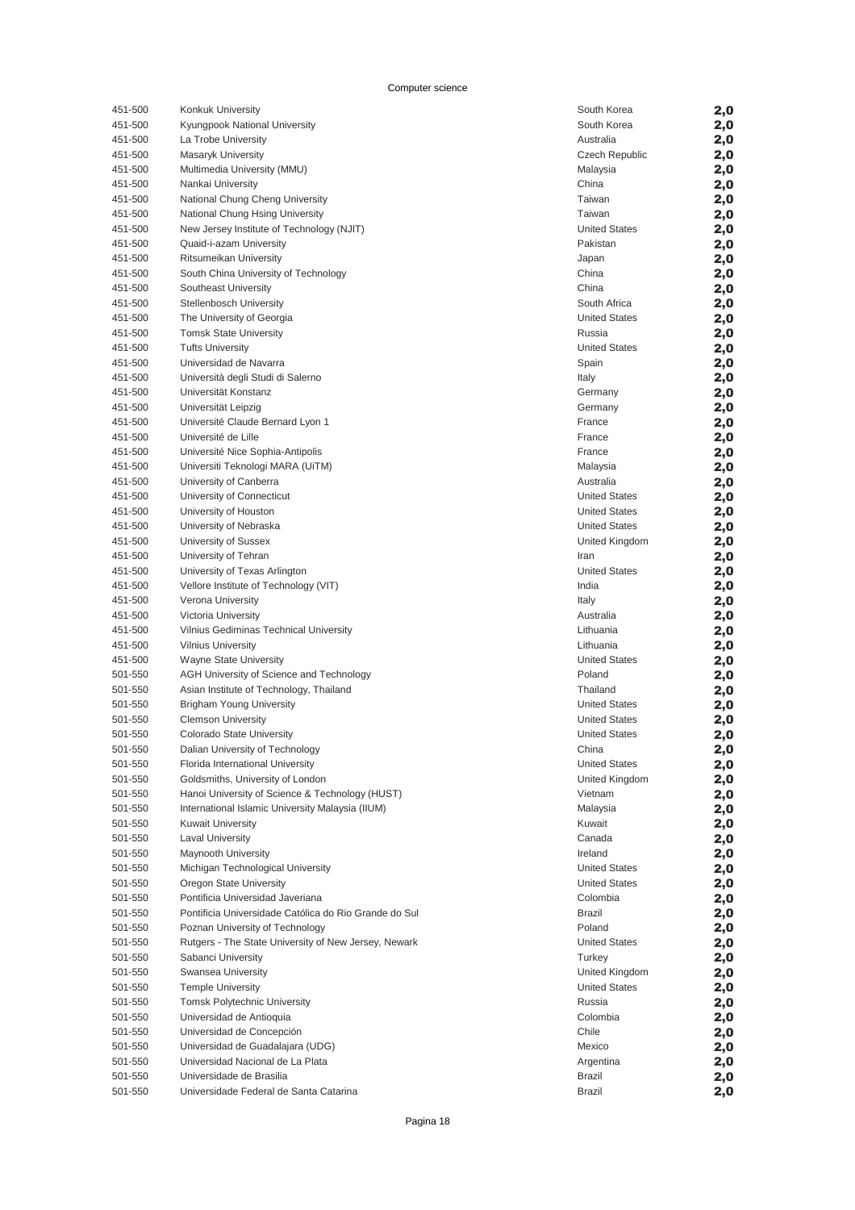Computer science

| | | | |
|---|---|---|---|
| 451-500 | Konkuk University | South Korea | 2,0 |
| 451-500 | Kyungpook National University | South Korea | 2,0 |
| 451-500 | La Trobe University | Australia | 2,0 |
| 451-500 | Masaryk University | Czech Republic | 2,0 |
| 451-500 | Multimedia University (MMU) | Malaysia | 2,0 |
| 451-500 | Nankai University | China | 2,0 |
| 451-500 | National Chung Cheng University | Taiwan | 2,0 |
| 451-500 | National Chung Hsing University | Taiwan | 2,0 |
| 451-500 | New Jersey Institute of Technology (NJIT) | United States | 2,0 |
| 451-500 | Quaid-i-azam University | Pakistan | 2,0 |
| 451-500 | Ritsumeikan University | Japan | 2,0 |
| 451-500 | South China University of Technology | China | 2,0 |
| 451-500 | Southeast University | China | 2,0 |
| 451-500 | Stellenbosch University | South Africa | 2,0 |
| 451-500 | The University of Georgia | United States | 2,0 |
| 451-500 | Tomsk State University | Russia | 2,0 |
| 451-500 | Tufts University | United States | 2,0 |
| 451-500 | Universidad de Navarra | Spain | 2,0 |
| 451-500 | Università degli Studi di Salerno | Italy | 2,0 |
| 451-500 | Universität Konstanz | Germany | 2,0 |
| 451-500 | Universität Leipzig | Germany | 2,0 |
| 451-500 | Université Claude Bernard Lyon 1 | France | 2,0 |
| 451-500 | Université de Lille | France | 2,0 |
| 451-500 | Université Nice Sophia-Antipolis | France | 2,0 |
| 451-500 | Universiti Teknologi MARA (UiTM) | Malaysia | 2,0 |
| 451-500 | University of Canberra | Australia | 2,0 |
| 451-500 | University of Connecticut | United States | 2,0 |
| 451-500 | University of Houston | United States | 2,0 |
| 451-500 | University of Nebraska | United States | 2,0 |
| 451-500 | University of Sussex | United Kingdom | 2,0 |
| 451-500 | University of Tehran | Iran | 2,0 |
| 451-500 | University of Texas Arlington | United States | 2,0 |
| 451-500 | Vellore Institute of Technology (VIT) | India | 2,0 |
| 451-500 | Verona University | Italy | 2,0 |
| 451-500 | Victoria University | Australia | 2,0 |
| 451-500 | Vilnius Gediminas Technical University | Lithuania | 2,0 |
| 451-500 | Vilnius University | Lithuania | 2,0 |
| 451-500 | Wayne State University | United States | 2,0 |
| 501-550 | AGH University of Science and Technology | Poland | 2,0 |
| 501-550 | Asian Institute of Technology, Thailand | Thailand | 2,0 |
| 501-550 | Brigham Young University | United States | 2,0 |
| 501-550 | Clemson University | United States | 2,0 |
| 501-550 | Colorado State University | United States | 2,0 |
| 501-550 | Dalian University of Technology | China | 2,0 |
| 501-550 | Florida International University | United States | 2,0 |
| 501-550 | Goldsmiths, University of London | United Kingdom | 2,0 |
| 501-550 | Hanoi University of Science & Technology (HUST) | Vietnam | 2,0 |
| 501-550 | International Islamic University Malaysia (IIUM) | Malaysia | 2,0 |
| 501-550 | Kuwait University | Kuwait | 2,0 |
| 501-550 | Laval University | Canada | 2,0 |
| 501-550 | Maynooth University | Ireland | 2,0 |
| 501-550 | Michigan Technological University | United States | 2,0 |
| 501-550 | Oregon State University | United States | 2,0 |
| 501-550 | Pontificia Universidad Javeriana | Colombia | 2,0 |
| 501-550 | Pontificia Universidade Católica do Rio Grande do Sul | Brazil | 2,0 |
| 501-550 | Poznan University of Technology | Poland | 2,0 |
| 501-550 | Rutgers - The State University of New Jersey, Newark | United States | 2,0 |
| 501-550 | Sabanci University | Turkey | 2,0 |
| 501-550 | Swansea University | United Kingdom | 2,0 |
| 501-550 | Temple University | United States | 2,0 |
| 501-550 | Tomsk Polytechnic University | Russia | 2,0 |
| 501-550 | Universidad de Antioquia | Colombia | 2,0 |
| 501-550 | Universidad de Concepción | Chile | 2,0 |
| 501-550 | Universidad de Guadalajara (UDG) | Mexico | 2,0 |
| 501-550 | Universidad Nacional de La Plata | Argentina | 2,0 |
| 501-550 | Universidade de Brasilia | Brazil | 2,0 |
| 501-550 | Universidade Federal de Santa Catarina | Brazil | 2,0 |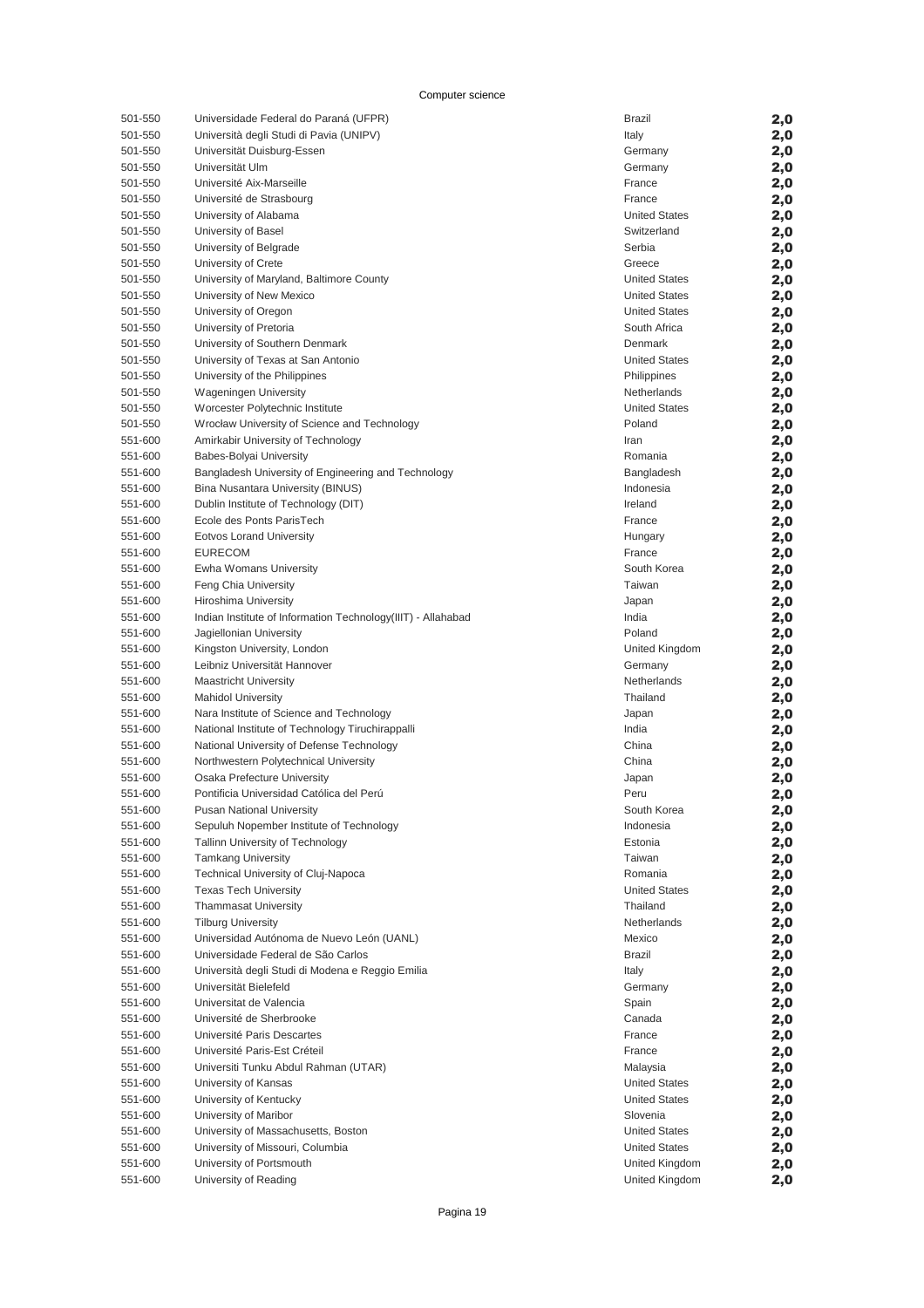Computer science

| | | | |
|---|---|---|---|
| 501-550 | Universidade Federal do Paraná (UFPR) | Brazil | **2,0** |
| 501-550 | Università degli Studi di Pavia (UNIPV) | Italy | **2,0** |
| 501-550 | Universität Duisburg-Essen | Germany | **2,0** |
| 501-550 | Universität Ulm | Germany | **2,0** |
| 501-550 | Université Aix-Marseille | France | **2,0** |
| 501-550 | Université de Strasbourg | France | **2,0** |
| 501-550 | University of Alabama | United States | **2,0** |
| 501-550 | University of Basel | Switzerland | **2,0** |
| 501-550 | University of Belgrade | Serbia | **2,0** |
| 501-550 | University of Crete | Greece | **2,0** |
| 501-550 | University of Maryland, Baltimore County | United States | **2,0** |
| 501-550 | University of New Mexico | United States | **2,0** |
| 501-550 | University of Oregon | United States | **2,0** |
| 501-550 | University of Pretoria | South Africa | **2,0** |
| 501-550 | University of Southern Denmark | Denmark | **2,0** |
| 501-550 | University of Texas at San Antonio | United States | **2,0** |
| 501-550 | University of the Philippines | Philippines | **2,0** |
| 501-550 | Wageningen University | Netherlands | **2,0** |
| 501-550 | Worcester Polytechnic Institute | United States | **2,0** |
| 501-550 | Wrocław University of Science and Technology | Poland | **2,0** |
| 551-600 | Amirkabir University of Technology | Iran | **2,0** |
| 551-600 | Babes-Bolyai University | Romania | **2,0** |
| 551-600 | Bangladesh University of Engineering and Technology | Bangladesh | **2,0** |
| 551-600 | Bina Nusantara University (BINUS) | Indonesia | **2,0** |
| 551-600 | Dublin Institute of Technology (DIT) | Ireland | **2,0** |
| 551-600 | Ecole des Ponts ParisTech | France | **2,0** |
| 551-600 | Eotvos Lorand University | Hungary | **2,0** |
| 551-600 | EURECOM | France | **2,0** |
| 551-600 | Ewha Womans University | South Korea | **2,0** |
| 551-600 | Feng Chia University | Taiwan | **2,0** |
| 551-600 | Hiroshima University | Japan | **2,0** |
| 551-600 | Indian Institute of Information Technology(IIIT) - Allahabad | India | **2,0** |
| 551-600 | Jagiellonian University | Poland | **2,0** |
| 551-600 | Kingston University, London | United Kingdom | **2,0** |
| 551-600 | Leibniz Universität Hannover | Germany | **2,0** |
| 551-600 | Maastricht University | Netherlands | **2,0** |
| 551-600 | Mahidol University | Thailand | **2,0** |
| 551-600 | Nara Institute of Science and Technology | Japan | **2,0** |
| 551-600 | National Institute of Technology Tiruchirappalli | India | **2,0** |
| 551-600 | National University of Defense Technology | China | **2,0** |
| 551-600 | Northwestern Polytechnical University | China | **2,0** |
| 551-600 | Osaka Prefecture University | Japan | **2,0** |
| 551-600 | Pontificia Universidad Católica del Perú | Peru | **2,0** |
| 551-600 | Pusan National University | South Korea | **2,0** |
| 551-600 | Sepuluh Nopember Institute of Technology | Indonesia | **2,0** |
| 551-600 | Tallinn University of Technology | Estonia | **2,0** |
| 551-600 | Tamkang University | Taiwan | **2,0** |
| 551-600 | Technical University of Cluj-Napoca | Romania | **2,0** |
| 551-600 | Texas Tech University | United States | **2,0** |
| 551-600 | Thammasat University | Thailand | **2,0** |
| 551-600 | Tilburg University | Netherlands | **2,0** |
| 551-600 | Universidad Autónoma de Nuevo León (UANL) | Mexico | **2,0** |
| 551-600 | Universidade Federal de São Carlos | Brazil | **2,0** |
| 551-600 | Università degli Studi di Modena e Reggio Emilia | Italy | **2,0** |
| 551-600 | Universität Bielefeld | Germany | **2,0** |
| 551-600 | Universitat de Valencia | Spain | **2,0** |
| 551-600 | Université de Sherbrooke | Canada | **2,0** |
| 551-600 | Université Paris Descartes | France | **2,0** |
| 551-600 | Université Paris-Est Créteil | France | **2,0** |
| 551-600 | Universiti Tunku Abdul Rahman (UTAR) | Malaysia | **2,0** |
| 551-600 | University of Kansas | United States | **2,0** |
| 551-600 | University of Kentucky | United States | **2,0** |
| 551-600 | University of Maribor | Slovenia | **2,0** |
| 551-600 | University of Massachusetts, Boston | United States | **2,0** |
| 551-600 | University of Missouri, Columbia | United States | **2,0** |
| 551-600 | University of Portsmouth | United Kingdom | **2,0** |
| 551-600 | University of Reading | United Kingdom | **2,0** |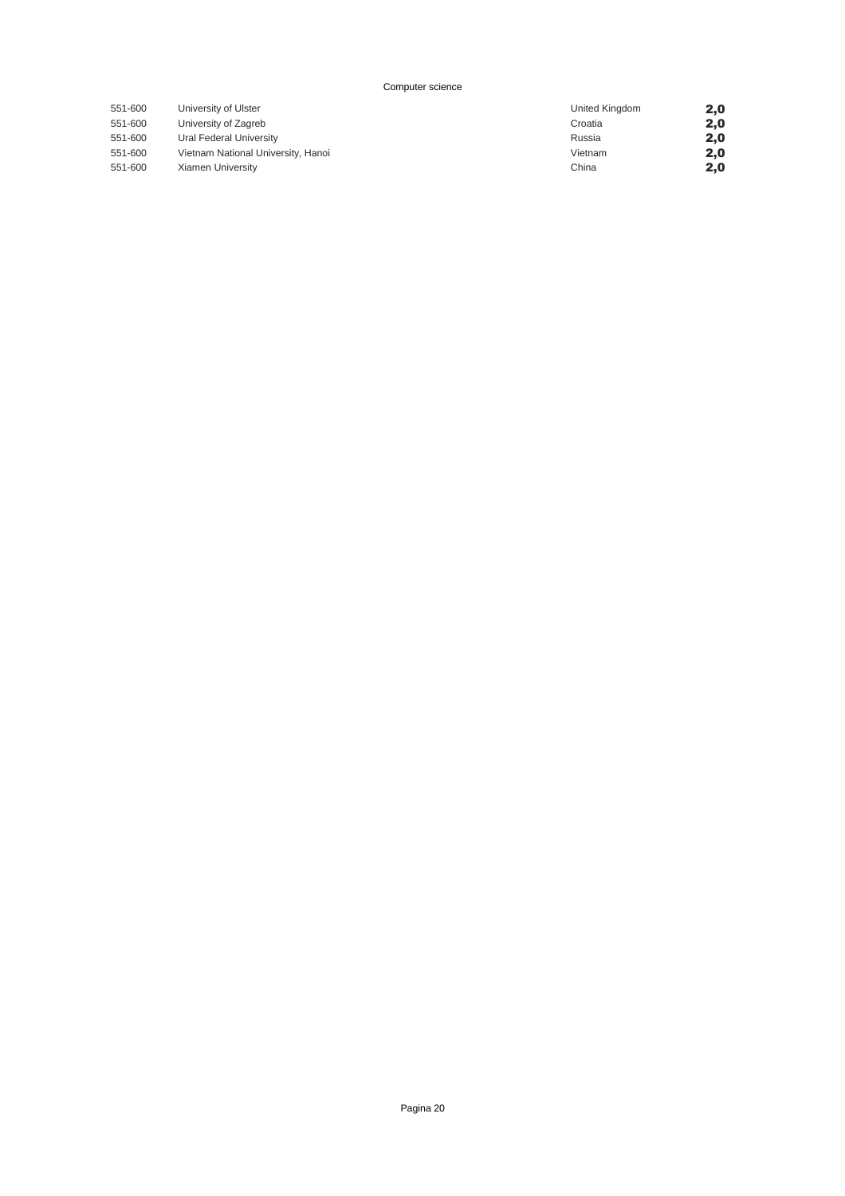Computer science

| | | | |
|---|---|---|---|
| 551-600 | University of Ulster | United Kingdom | **2,0** |
| 551-600 | University of Zagreb | Croatia | **2,0** |
| 551-600 | Ural Federal University | Russia | **2,0** |
| 551-600 | Vietnam National University, Hanoi | Vietnam | **2,0** |
| 551-600 | Xiamen University | China | **2,0** |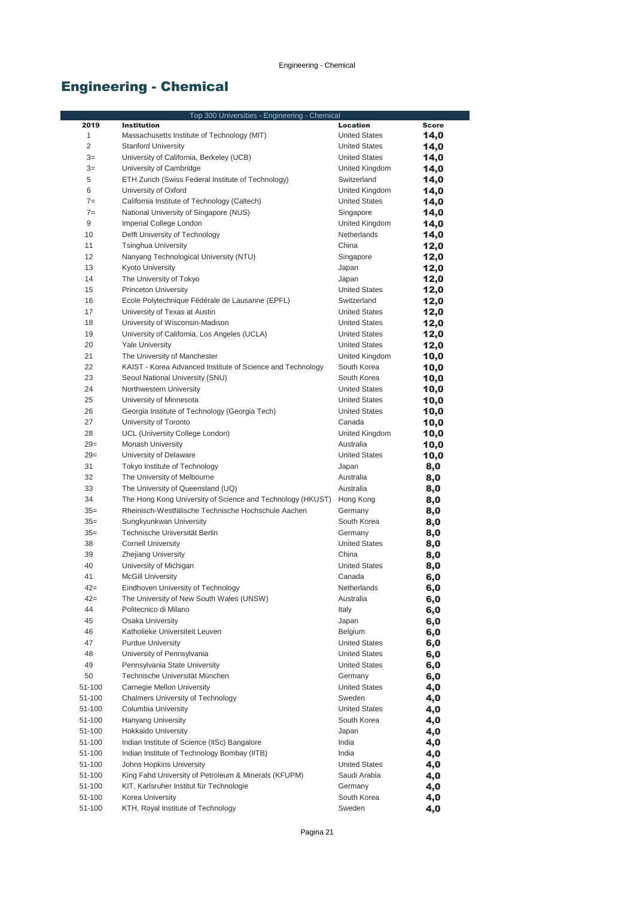# Engineering - Chemical

| Top 300 Universities - Engineering - Chemical | | | |
|---|---|---|---|
| **2019** | **Institution** | **Location** | **Score** |
| 1 | Massachusetts Institute of Technology (MIT) | United States | **14,0** |
| 2 | Stanford University | United States | **14,0** |
| 3= | University of California, Berkeley (UCB) | United States | **14,0** |
| 3= | University of Cambridge | United Kingdom | **14,0** |
| 5 | ETH Zurich (Swiss Federal Institute of Technology) | Switzerland | **14,0** |
| 6 | University of Oxford | United Kingdom | **14,0** |
| 7= | California Institute of Technology (Caltech) | United States | **14,0** |
| 7= | National University of Singapore (NUS) | Singapore | **14,0** |
| 9 | Imperial College London | United Kingdom | **14,0** |
| 10 | Delft University of Technology | Netherlands | **14,0** |
| 11 | Tsinghua University | China | **12,0** |
| 12 | Nanyang Technological University (NTU) | Singapore | **12,0** |
| 13 | Kyoto University | Japan | **12,0** |
| 14 | The University of Tokyo | Japan | **12,0** |
| 15 | Princeton University | United States | **12,0** |
| 16 | Ecole Polytechnique Fédérale de Lausanne (EPFL) | Switzerland | **12,0** |
| 17 | University of Texas at Austin | United States | **12,0** |
| 18 | University of Wisconsin-Madison | United States | **12,0** |
| 19 | University of California, Los Angeles (UCLA) | United States | **12,0** |
| 20 | Yale University | United States | **12,0** |
| 21 | The University of Manchester | United Kingdom | **10,0** |
| 22 | KAIST - Korea Advanced Institute of Science and Technology | South Korea | **10,0** |
| 23 | Seoul National University (SNU) | South Korea | **10,0** |
| 24 | Northwestern University | United States | **10,0** |
| 25 | University of Minnesota | United States | **10,0** |
| 26 | Georgia Institute of Technology (Georgia Tech) | United States | **10,0** |
| 27 | University of Toronto | Canada | **10,0** |
| 28 | UCL (University College London) | United Kingdom | **10,0** |
| 29= | Monash University | Australia | **10,0** |
| 29= | University of Delaware | United States | **10,0** |
| 31 | Tokyo Institute of Technology | Japan | **8,0** |
| 32 | The University of Melbourne | Australia | **8,0** |
| 33 | The University of Queensland (UQ) | Australia | **8,0** |
| 34 | The Hong Kong University of Science and Technology (HKUST) | Hong Kong | **8,0** |
| 35= | Rheinisch-Westfälische Technische Hochschule Aachen | Germany | **8,0** |
| 35= | Sungkyunkwan University | South Korea | **8,0** |
| 35= | Technische Universität Berlin | Germany | **8,0** |
| 38 | Cornell University | United States | **8,0** |
| 39 | Zhejiang University | China | **8,0** |
| 40 | University of Michigan | United States | **8,0** |
| 41 | McGill University | Canada | **6,0** |
| 42= | Eindhoven University of Technology | Netherlands | **6,0** |
| 42= | The University of New South Wales (UNSW) | Australia | **6,0** |
| 44 | Politecnico di Milano | Italy | **6,0** |
| 45 | Osaka University | Japan | **6,0** |
| 46 | Katholieke Universiteit Leuven | Belgium | **6,0** |
| 47 | Purdue University | United States | **6,0** |
| 48 | University of Pennsylvania | United States | **6,0** |
| 49 | Pennsylvania State University | United States | **6,0** |
| 50 | Technische Universität München | Germany | **6,0** |
| 51-100 | Carnegie Mellon University | United States | **4,0** |
| 51-100 | Chalmers University of Technology | Sweden | **4,0** |
| 51-100 | Columbia University | United States | **4,0** |
| 51-100 | Hanyang University | South Korea | **4,0** |
| 51-100 | Hokkaido University | Japan | **4,0** |
| 51-100 | Indian Institute of Science (IISc) Bangalore | India | **4,0** |
| 51-100 | Indian Institute of Technology Bombay (IITB) | India | **4,0** |
| 51-100 | Johns Hopkins University | United States | **4,0** |
| 51-100 | King Fahd University of Petroleum & Minerals (KFUPM) | Saudi Arabia | **4,0** |
| 51-100 | KIT, Karlsruher Institut für Technologie | Germany | **4,0** |
| 51-100 | Korea University | South Korea | **4,0** |
| 51-100 | KTH, Royal Institute of Technology | Sweden | **4,0** |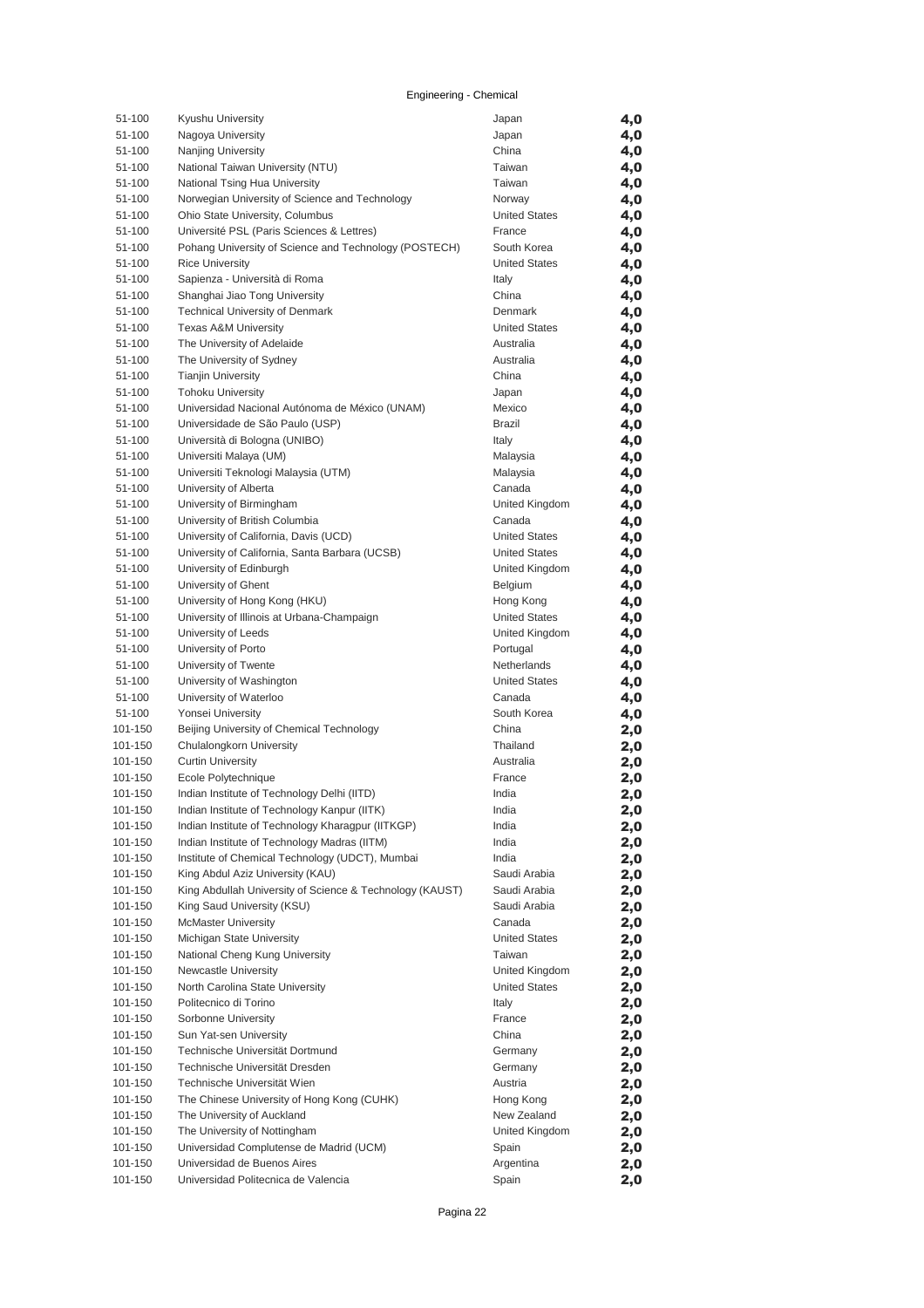Engineering - Chemical

| | | | |
|---|---|---|---|
| 51-100 | Kyushu University | Japan | 4,0 |
| 51-100 | Nagoya University | Japan | 4,0 |
| 51-100 | Nanjing University | China | 4,0 |
| 51-100 | National Taiwan University (NTU) | Taiwan | 4,0 |
| 51-100 | National Tsing Hua University | Taiwan | 4,0 |
| 51-100 | Norwegian University of Science and Technology | Norway | 4,0 |
| 51-100 | Ohio State University, Columbus | United States | 4,0 |
| 51-100 | Université PSL (Paris Sciences & Lettres) | France | 4,0 |
| 51-100 | Pohang University of Science and Technology (POSTECH) | South Korea | 4,0 |
| 51-100 | Rice University | United States | 4,0 |
| 51-100 | Sapienza - Università di Roma | Italy | 4,0 |
| 51-100 | Shanghai Jiao Tong University | China | 4,0 |
| 51-100 | Technical University of Denmark | Denmark | 4,0 |
| 51-100 | Texas A&M University | United States | 4,0 |
| 51-100 | The University of Adelaide | Australia | 4,0 |
| 51-100 | The University of Sydney | Australia | 4,0 |
| 51-100 | Tianjin University | China | 4,0 |
| 51-100 | Tohoku University | Japan | 4,0 |
| 51-100 | Universidad Nacional Autónoma de México (UNAM) | Mexico | 4,0 |
| 51-100 | Universidade de São Paulo (USP) | Brazil | 4,0 |
| 51-100 | Università di Bologna (UNIBO) | Italy | 4,0 |
| 51-100 | Universiti Malaya (UM) | Malaysia | 4,0 |
| 51-100 | Universiti Teknologi Malaysia (UTM) | Malaysia | 4,0 |
| 51-100 | University of Alberta | Canada | 4,0 |
| 51-100 | University of Birmingham | United Kingdom | 4,0 |
| 51-100 | University of British Columbia | Canada | 4,0 |
| 51-100 | University of California, Davis (UCD) | United States | 4,0 |
| 51-100 | University of California, Santa Barbara (UCSB) | United States | 4,0 |
| 51-100 | University of Edinburgh | United Kingdom | 4,0 |
| 51-100 | University of Ghent | Belgium | 4,0 |
| 51-100 | University of Hong Kong (HKU) | Hong Kong | 4,0 |
| 51-100 | University of Illinois at Urbana-Champaign | United States | 4,0 |
| 51-100 | University of Leeds | United Kingdom | 4,0 |
| 51-100 | University of Porto | Portugal | 4,0 |
| 51-100 | University of Twente | Netherlands | 4,0 |
| 51-100 | University of Washington | United States | 4,0 |
| 51-100 | University of Waterloo | Canada | 4,0 |
| 51-100 | Yonsei University | South Korea | 4,0 |
| 101-150 | Beijing University of Chemical Technology | China | 2,0 |
| 101-150 | Chulalongkorn University | Thailand | 2,0 |
| 101-150 | Curtin University | Australia | 2,0 |
| 101-150 | Ecole Polytechnique | France | 2,0 |
| 101-150 | Indian Institute of Technology Delhi (IITD) | India | 2,0 |
| 101-150 | Indian Institute of Technology Kanpur (IITK) | India | 2,0 |
| 101-150 | Indian Institute of Technology Kharagpur (IITKGP) | India | 2,0 |
| 101-150 | Indian Institute of Technology Madras (IITM) | India | 2,0 |
| 101-150 | Institute of Chemical Technology (UDCT), Mumbai | India | 2,0 |
| 101-150 | King Abdul Aziz University (KAU) | Saudi Arabia | 2,0 |
| 101-150 | King Abdullah University of Science & Technology (KAUST) | Saudi Arabia | 2,0 |
| 101-150 | King Saud University (KSU) | Saudi Arabia | 2,0 |
| 101-150 | McMaster University | Canada | 2,0 |
| 101-150 | Michigan State University | United States | 2,0 |
| 101-150 | National Cheng Kung University | Taiwan | 2,0 |
| 101-150 | Newcastle University | United Kingdom | 2,0 |
| 101-150 | North Carolina State University | United States | 2,0 |
| 101-150 | Politecnico di Torino | Italy | 2,0 |
| 101-150 | Sorbonne University | France | 2,0 |
| 101-150 | Sun Yat-sen University | China | 2,0 |
| 101-150 | Technische Universität Dortmund | Germany | 2,0 |
| 101-150 | Technische Universität Dresden | Germany | 2,0 |
| 101-150 | Technische Universität Wien | Austria | 2,0 |
| 101-150 | The Chinese University of Hong Kong (CUHK) | Hong Kong | 2,0 |
| 101-150 | The University of Auckland | New Zealand | 2,0 |
| 101-150 | The University of Nottingham | United Kingdom | 2,0 |
| 101-150 | Universidad Complutense de Madrid (UCM) | Spain | 2,0 |
| 101-150 | Universidad de Buenos Aires | Argentina | 2,0 |
| 101-150 | Universidad Politecnica de Valencia | Spain | 2,0 |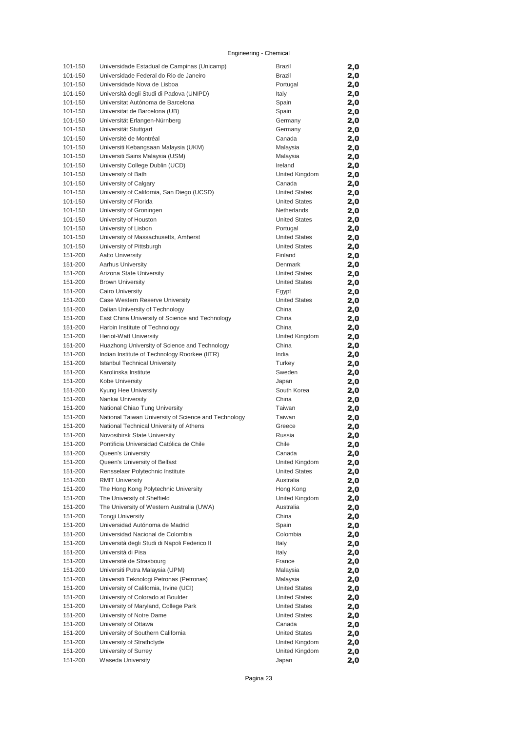## Engineering - Chemical

| Rank | Institution | Country | Score |
|---|---|---|---|
| 101-150 | Universidade Estadual de Campinas (Unicamp) | Brazil | 2,0 |
| 101-150 | Universidade Federal do Rio de Janeiro | Brazil | 2,0 |
| 101-150 | Universidade Nova de Lisboa | Portugal | 2,0 |
| 101-150 | Università degli Studi di Padova (UNIPD) | Italy | 2,0 |
| 101-150 | Universitat Autónoma de Barcelona | Spain | 2,0 |
| 101-150 | Universitat de Barcelona (UB) | Spain | 2,0 |
| 101-150 | Universität Erlangen-Nürnberg | Germany | 2,0 |
| 101-150 | Universität Stuttgart | Germany | 2,0 |
| 101-150 | Université de Montréal | Canada | 2,0 |
| 101-150 | Universiti Kebangsaan Malaysia (UKM) | Malaysia | 2,0 |
| 101-150 | Universiti Sains Malaysia (USM) | Malaysia | 2,0 |
| 101-150 | University College Dublin (UCD) | Ireland | 2,0 |
| 101-150 | University of Bath | United Kingdom | 2,0 |
| 101-150 | University of Calgary | Canada | 2,0 |
| 101-150 | University of California, San Diego (UCSD) | United States | 2,0 |
| 101-150 | University of Florida | United States | 2,0 |
| 101-150 | University of Groningen | Netherlands | 2,0 |
| 101-150 | University of Houston | United States | 2,0 |
| 101-150 | University of Lisbon | Portugal | 2,0 |
| 101-150 | University of Massachusetts, Amherst | United States | 2,0 |
| 101-150 | University of Pittsburgh | United States | 2,0 |
| 151-200 | Aalto University | Finland | 2,0 |
| 151-200 | Aarhus University | Denmark | 2,0 |
| 151-200 | Arizona State University | United States | 2,0 |
| 151-200 | Brown University | United States | 2,0 |
| 151-200 | Cairo University | Egypt | 2,0 |
| 151-200 | Case Western Reserve University | United States | 2,0 |
| 151-200 | Dalian University of Technology | China | 2,0 |
| 151-200 | East China University of Science and Technology | China | 2,0 |
| 151-200 | Harbin Institute of Technology | China | 2,0 |
| 151-200 | Heriot-Watt University | United Kingdom | 2,0 |
| 151-200 | Huazhong University of Science and Technology | China | 2,0 |
| 151-200 | Indian Institute of Technology Roorkee (IITR) | India | 2,0 |
| 151-200 | Istanbul Technical University | Turkey | 2,0 |
| 151-200 | Karolinska Institute | Sweden | 2,0 |
| 151-200 | Kobe University | Japan | 2,0 |
| 151-200 | Kyung Hee University | South Korea | 2,0 |
| 151-200 | Nankai University | China | 2,0 |
| 151-200 | National Chiao Tung University | Taiwan | 2,0 |
| 151-200 | National Taiwan University of Science and Technology | Taiwan | 2,0 |
| 151-200 | National Technical University of Athens | Greece | 2,0 |
| 151-200 | Novosibirsk State University | Russia | 2,0 |
| 151-200 | Pontificia Universidad Católica de Chile | Chile | 2,0 |
| 151-200 | Queen's University | Canada | 2,0 |
| 151-200 | Queen's University of Belfast | United Kingdom | 2,0 |
| 151-200 | Rensselaer Polytechnic Institute | United States | 2,0 |
| 151-200 | RMIT University | Australia | 2,0 |
| 151-200 | The Hong Kong Polytechnic University | Hong Kong | 2,0 |
| 151-200 | The University of Sheffield | United Kingdom | 2,0 |
| 151-200 | The University of Western Australia (UWA) | Australia | 2,0 |
| 151-200 | Tongji University | China | 2,0 |
| 151-200 | Universidad Autónoma de Madrid | Spain | 2,0 |
| 151-200 | Universidad Nacional de Colombia | Colombia | 2,0 |
| 151-200 | Università degli Studi di Napoli Federico II | Italy | 2,0 |
| 151-200 | Università di Pisa | Italy | 2,0 |
| 151-200 | Université de Strasbourg | France | 2,0 |
| 151-200 | Universiti Putra Malaysia (UPM) | Malaysia | 2,0 |
| 151-200 | Universiti Teknologi Petronas (Petronas) | Malaysia | 2,0 |
| 151-200 | University of California, Irvine (UCI) | United States | 2,0 |
| 151-200 | University of Colorado at Boulder | United States | 2,0 |
| 151-200 | University of Maryland, College Park | United States | 2,0 |
| 151-200 | University of Notre Dame | United States | 2,0 |
| 151-200 | University of Ottawa | Canada | 2,0 |
| 151-200 | University of Southern California | United States | 2,0 |
| 151-200 | University of Strathclyde | United Kingdom | 2,0 |
| 151-200 | University of Surrey | United Kingdom | 2,0 |
| 151-200 | Waseda University | Japan | 2,0 |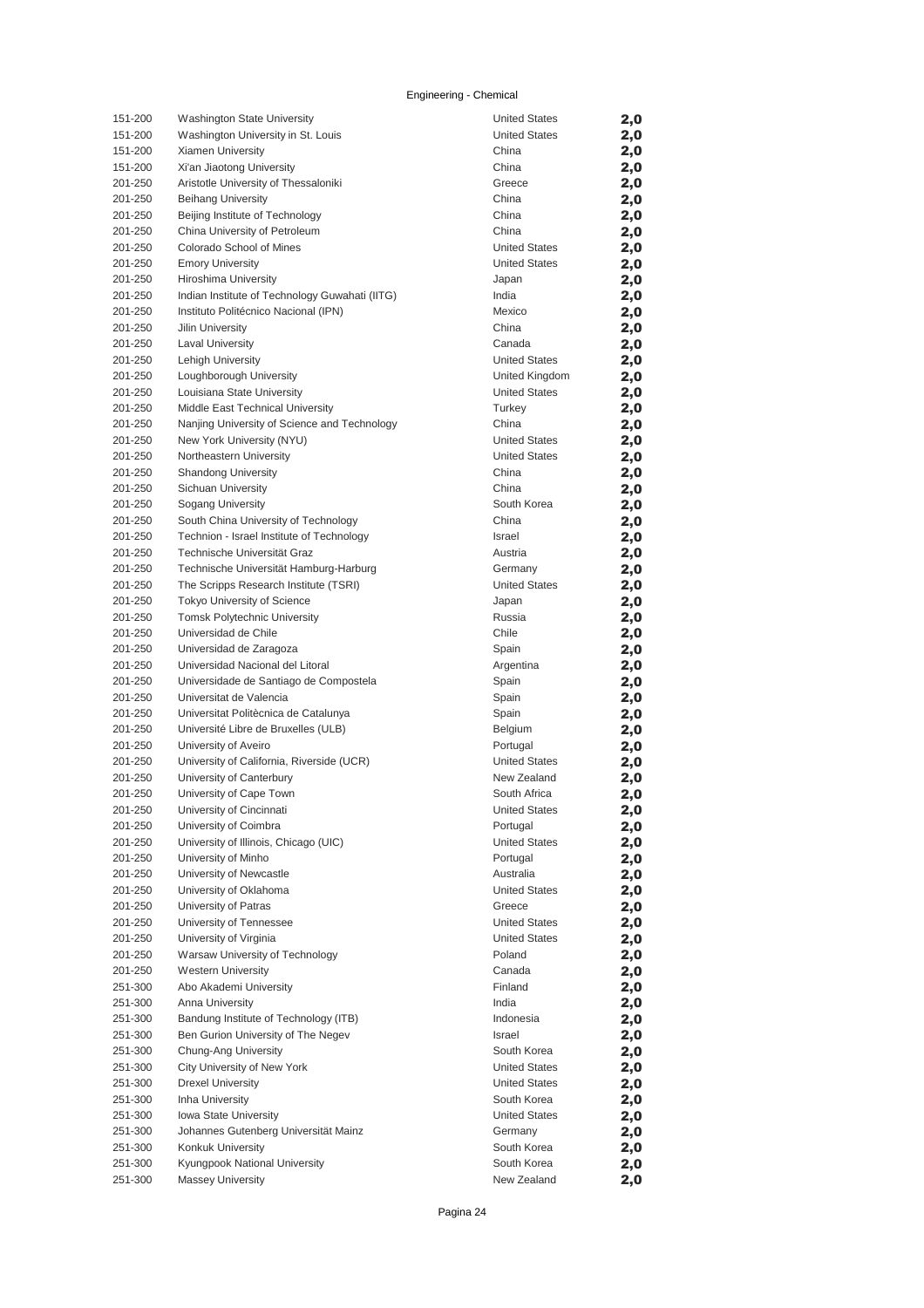Engineering - Chemical

| | | | |
|---|---|---|---|
| 151-200 | Washington State University | United States | 2,0 |
| 151-200 | Washington University in St. Louis | United States | 2,0 |
| 151-200 | Xiamen University | China | 2,0 |
| 151-200 | Xi'an Jiaotong University | China | 2,0 |
| 201-250 | Aristotle University of Thessaloniki | Greece | 2,0 |
| 201-250 | Beihang University | China | 2,0 |
| 201-250 | Beijing Institute of Technology | China | 2,0 |
| 201-250 | China University of Petroleum | China | 2,0 |
| 201-250 | Colorado School of Mines | United States | 2,0 |
| 201-250 | Emory University | United States | 2,0 |
| 201-250 | Hiroshima University | Japan | 2,0 |
| 201-250 | Indian Institute of Technology Guwahati (IITG) | India | 2,0 |
| 201-250 | Instituto Politécnico Nacional (IPN) | Mexico | 2,0 |
| 201-250 | Jilin University | China | 2,0 |
| 201-250 | Laval University | Canada | 2,0 |
| 201-250 | Lehigh University | United States | 2,0 |
| 201-250 | Loughborough University | United Kingdom | 2,0 |
| 201-250 | Louisiana State University | United States | 2,0 |
| 201-250 | Middle East Technical University | Turkey | 2,0 |
| 201-250 | Nanjing University of Science and Technology | China | 2,0 |
| 201-250 | New York University (NYU) | United States | 2,0 |
| 201-250 | Northeastern University | United States | 2,0 |
| 201-250 | Shandong University | China | 2,0 |
| 201-250 | Sichuan University | China | 2,0 |
| 201-250 | Sogang University | South Korea | 2,0 |
| 201-250 | South China University of Technology | China | 2,0 |
| 201-250 | Technion - Israel Institute of Technology | Israel | 2,0 |
| 201-250 | Technische Universität Graz | Austria | 2,0 |
| 201-250 | Technische Universität Hamburg-Harburg | Germany | 2,0 |
| 201-250 | The Scripps Research Institute (TSRI) | United States | 2,0 |
| 201-250 | Tokyo University of Science | Japan | 2,0 |
| 201-250 | Tomsk Polytechnic University | Russia | 2,0 |
| 201-250 | Universidad de Chile | Chile | 2,0 |
| 201-250 | Universidad de Zaragoza | Spain | 2,0 |
| 201-250 | Universidad Nacional del Litoral | Argentina | 2,0 |
| 201-250 | Universidade de Santiago de Compostela | Spain | 2,0 |
| 201-250 | Universitat de Valencia | Spain | 2,0 |
| 201-250 | Universitat Politècnica de Catalunya | Spain | 2,0 |
| 201-250 | Université Libre de Bruxelles (ULB) | Belgium | 2,0 |
| 201-250 | University of Aveiro | Portugal | 2,0 |
| 201-250 | University of California, Riverside (UCR) | United States | 2,0 |
| 201-250 | University of Canterbury | New Zealand | 2,0 |
| 201-250 | University of Cape Town | South Africa | 2,0 |
| 201-250 | University of Cincinnati | United States | 2,0 |
| 201-250 | University of Coimbra | Portugal | 2,0 |
| 201-250 | University of Illinois, Chicago (UIC) | United States | 2,0 |
| 201-250 | University of Minho | Portugal | 2,0 |
| 201-250 | University of Newcastle | Australia | 2,0 |
| 201-250 | University of Oklahoma | United States | 2,0 |
| 201-250 | University of Patras | Greece | 2,0 |
| 201-250 | University of Tennessee | United States | 2,0 |
| 201-250 | University of Virginia | United States | 2,0 |
| 201-250 | Warsaw University of Technology | Poland | 2,0 |
| 201-250 | Western University | Canada | 2,0 |
| 251-300 | Abo Akademi University | Finland | 2,0 |
| 251-300 | Anna University | India | 2,0 |
| 251-300 | Bandung Institute of Technology (ITB) | Indonesia | 2,0 |
| 251-300 | Ben Gurion University of The Negev | Israel | 2,0 |
| 251-300 | Chung-Ang University | South Korea | 2,0 |
| 251-300 | City University of New York | United States | 2,0 |
| 251-300 | Drexel University | United States | 2,0 |
| 251-300 | Inha University | South Korea | 2,0 |
| 251-300 | Iowa State University | United States | 2,0 |
| 251-300 | Johannes Gutenberg Universität Mainz | Germany | 2,0 |
| 251-300 | Konkuk University | South Korea | 2,0 |
| 251-300 | Kyungpook National University | South Korea | 2,0 |
| 251-300 | Massey University | New Zealand | 2,0 |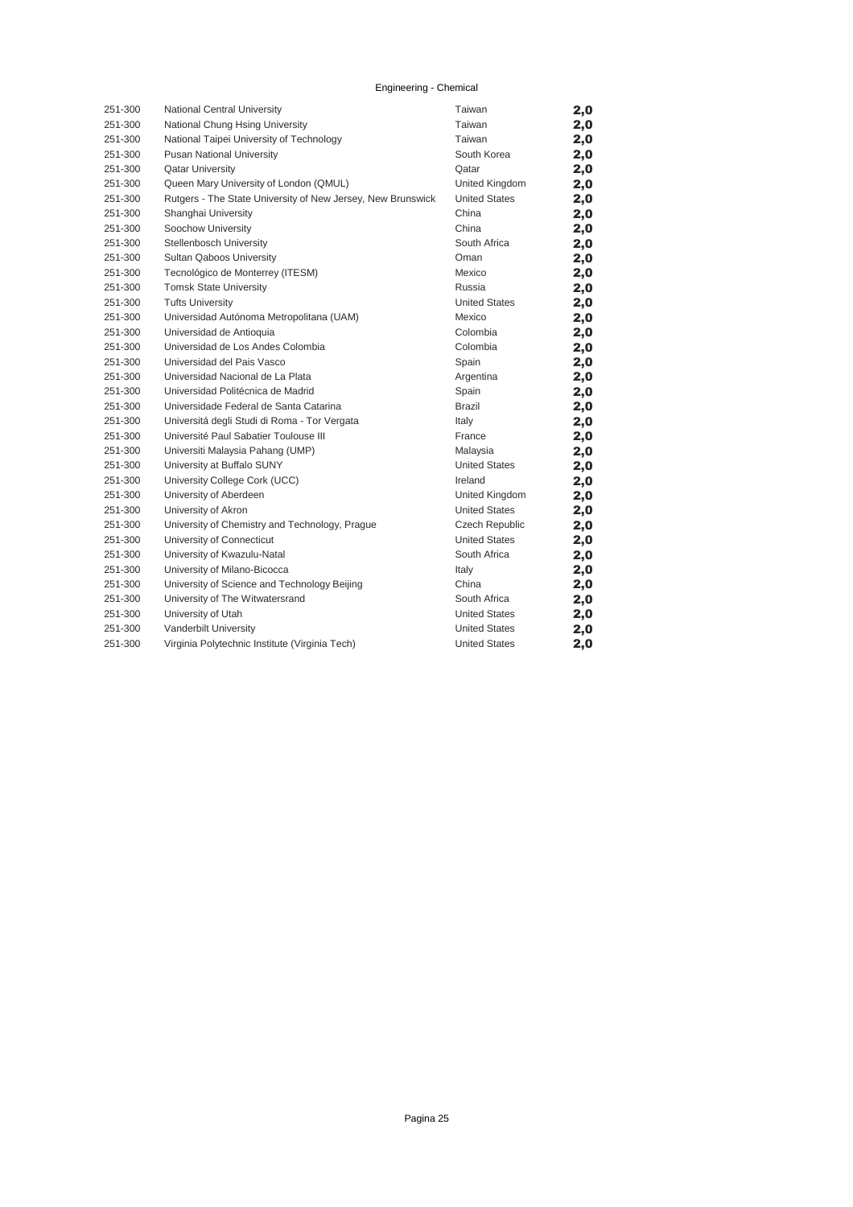Engineering - Chemical

| | | | |
|---|---|---|---|
| 251-300 | National Central University | Taiwan | **2,0** |
| 251-300 | National Chung Hsing University | Taiwan | **2,0** |
| 251-300 | National Taipei University of Technology | Taiwan | **2,0** |
| 251-300 | Pusan National University | South Korea | **2,0** |
| 251-300 | Qatar University | Qatar | **2,0** |
| 251-300 | Queen Mary University of London (QMUL) | United Kingdom | **2,0** |
| 251-300 | Rutgers - The State University of New Jersey, New Brunswick | United States | **2,0** |
| 251-300 | Shanghai University | China | **2,0** |
| 251-300 | Soochow University | China | **2,0** |
| 251-300 | Stellenbosch University | South Africa | **2,0** |
| 251-300 | Sultan Qaboos University | Oman | **2,0** |
| 251-300 | Tecnológico de Monterrey (ITESM) | Mexico | **2,0** |
| 251-300 | Tomsk State University | Russia | **2,0** |
| 251-300 | Tufts University | United States | **2,0** |
| 251-300 | Universidad Autónoma Metropolitana (UAM) | Mexico | **2,0** |
| 251-300 | Universidad de Antioquia | Colombia | **2,0** |
| 251-300 | Universidad de Los Andes Colombia | Colombia | **2,0** |
| 251-300 | Universidad del Pais Vasco | Spain | **2,0** |
| 251-300 | Universidad Nacional de La Plata | Argentina | **2,0** |
| 251-300 | Universidad Politécnica de Madrid | Spain | **2,0** |
| 251-300 | Universidade Federal de Santa Catarina | Brazil | **2,0** |
| 251-300 | Universitá degli Studi di Roma - Tor Vergata | Italy | **2,0** |
| 251-300 | Université Paul Sabatier Toulouse III | France | **2,0** |
| 251-300 | Universiti Malaysia Pahang (UMP) | Malaysia | **2,0** |
| 251-300 | University at Buffalo SUNY | United States | **2,0** |
| 251-300 | University College Cork (UCC) | Ireland | **2,0** |
| 251-300 | University of Aberdeen | United Kingdom | **2,0** |
| 251-300 | University of Akron | United States | **2,0** |
| 251-300 | University of Chemistry and Technology, Prague | Czech Republic | **2,0** |
| 251-300 | University of Connecticut | United States | **2,0** |
| 251-300 | University of Kwazulu-Natal | South Africa | **2,0** |
| 251-300 | University of Milano-Bicocca | Italy | **2,0** |
| 251-300 | University of Science and Technology Beijing | China | **2,0** |
| 251-300 | University of The Witwatersrand | South Africa | **2,0** |
| 251-300 | University of Utah | United States | **2,0** |
| 251-300 | Vanderbilt University | United States | **2,0** |
| 251-300 | Virginia Polytechnic Institute (Virginia Tech) | United States | **2,0** |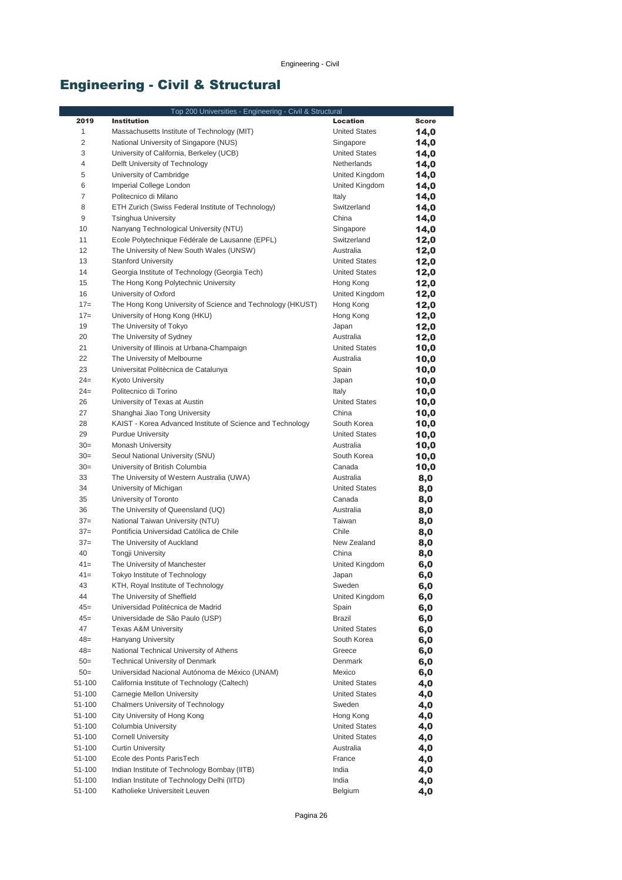# Engineering - Civil & Structural

| Top 200 Universities - Engineering - Civil & Structural | | | |
|---|---|---|---|
| **2019** | **Institution** | **Location** | **Score** |
| 1 | Massachusetts Institute of Technology (MIT) | United States | **14,0** |
| 2 | National University of Singapore (NUS) | Singapore | **14,0** |
| 3 | University of California, Berkeley (UCB) | United States | **14,0** |
| 4 | Delft University of Technology | Netherlands | **14,0** |
| 5 | University of Cambridge | United Kingdom | **14,0** |
| 6 | Imperial College London | United Kingdom | **14,0** |
| 7 | Politecnico di Milano | Italy | **14,0** |
| 8 | ETH Zurich (Swiss Federal Institute of Technology) | Switzerland | **14,0** |
| 9 | Tsinghua University | China | **14,0** |
| 10 | Nanyang Technological University (NTU) | Singapore | **14,0** |
| 11 | Ecole Polytechnique Fédérale de Lausanne (EPFL) | Switzerland | **12,0** |
| 12 | The University of New South Wales (UNSW) | Australia | **12,0** |
| 13 | Stanford University | United States | **12,0** |
| 14 | Georgia Institute of Technology (Georgia Tech) | United States | **12,0** |
| 15 | The Hong Kong Polytechnic University | Hong Kong | **12,0** |
| 16 | University of Oxford | United Kingdom | **12,0** |
| 17= | The Hong Kong University of Science and Technology (HKUST) | Hong Kong | **12,0** |
| 17= | University of Hong Kong (HKU) | Hong Kong | **12,0** |
| 19 | The University of Tokyo | Japan | **12,0** |
| 20 | The University of Sydney | Australia | **12,0** |
| 21 | University of Illinois at Urbana-Champaign | United States | **10,0** |
| 22 | The University of Melbourne | Australia | **10,0** |
| 23 | Universitat Politècnica de Catalunya | Spain | **10,0** |
| 24= | Kyoto University | Japan | **10,0** |
| 24= | Politecnico di Torino | Italy | **10,0** |
| 26 | University of Texas at Austin | United States | **10,0** |
| 27 | Shanghai Jiao Tong University | China | **10,0** |
| 28 | KAIST - Korea Advanced Institute of Science and Technology | South Korea | **10,0** |
| 29 | Purdue University | United States | **10,0** |
| 30= | Monash University | Australia | **10,0** |
| 30= | Seoul National University (SNU) | South Korea | **10,0** |
| 30= | University of British Columbia | Canada | **10,0** |
| 33 | The University of Western Australia (UWA) | Australia | **8,0** |
| 34 | University of Michigan | United States | **8,0** |
| 35 | University of Toronto | Canada | **8,0** |
| 36 | The University of Queensland (UQ) | Australia | **8,0** |
| 37= | National Taiwan University (NTU) | Taiwan | **8,0** |
| 37= | Pontificia Universidad Católica de Chile | Chile | **8,0** |
| 37= | The University of Auckland | New Zealand | **8,0** |
| 40 | Tongji University | China | **8,0** |
| 41= | The University of Manchester | United Kingdom | **6,0** |
| 41= | Tokyo Institute of Technology | Japan | **6,0** |
| 43 | KTH, Royal Institute of Technology | Sweden | **6,0** |
| 44 | The University of Sheffield | United Kingdom | **6,0** |
| 45= | Universidad Politécnica de Madrid | Spain | **6,0** |
| 45= | Universidade de São Paulo (USP) | Brazil | **6,0** |
| 47 | Texas A&M University | United States | **6,0** |
| 48= | Hanyang University | South Korea | **6,0** |
| 48= | National Technical University of Athens | Greece | **6,0** |
| 50= | Technical University of Denmark | Denmark | **6,0** |
| 50= | Universidad Nacional Autónoma de México (UNAM) | Mexico | **6,0** |
| 51-100 | California Institute of Technology (Caltech) | United States | **4,0** |
| 51-100 | Carnegie Mellon University | United States | **4,0** |
| 51-100 | Chalmers University of Technology | Sweden | **4,0** |
| 51-100 | City University of Hong Kong | Hong Kong | **4,0** |
| 51-100 | Columbia University | United States | **4,0** |
| 51-100 | Cornell University | United States | **4,0** |
| 51-100 | Curtin University | Australia | **4,0** |
| 51-100 | Ecole des Ponts ParisTech | France | **4,0** |
| 51-100 | Indian Institute of Technology Bombay (IITB) | India | **4,0** |
| 51-100 | Indian Institute of Technology Delhi (IITD) | India | **4,0** |
| 51-100 | Katholieke Universiteit Leuven | Belgium | **4,0** |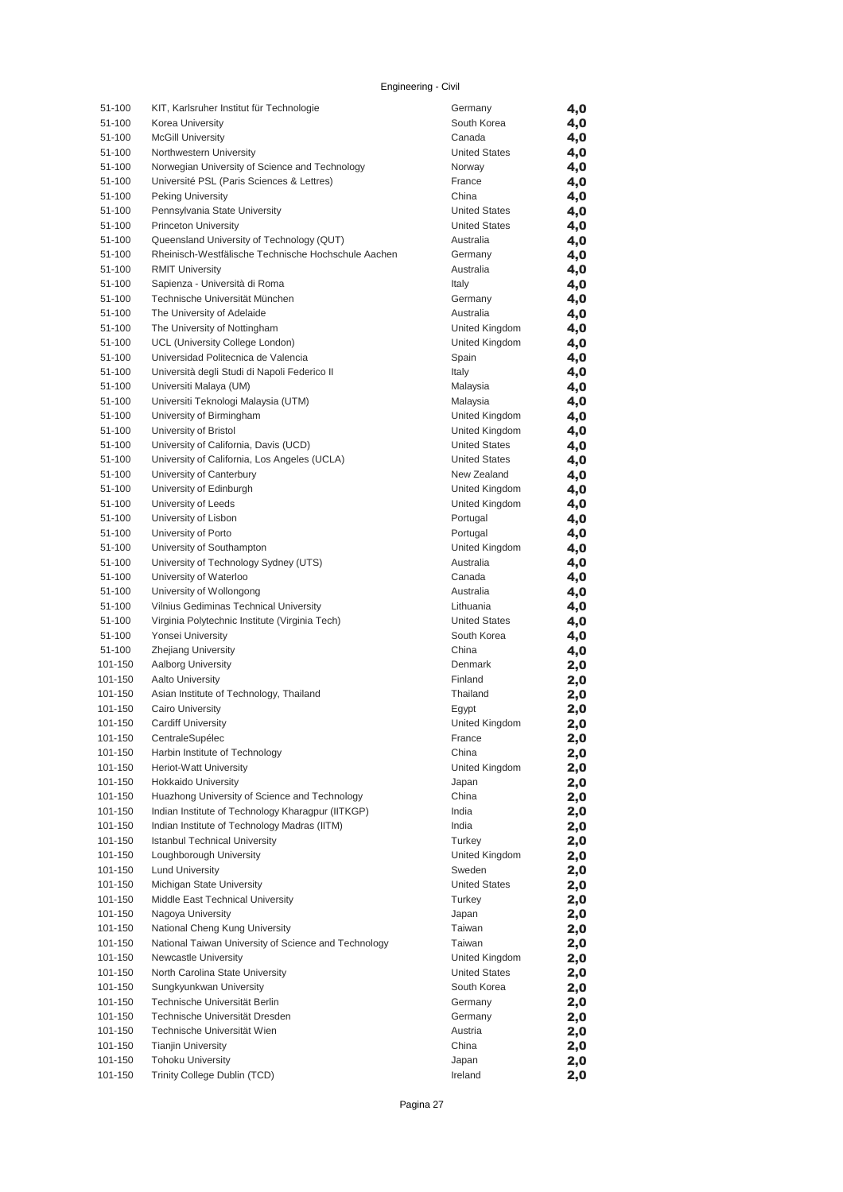Engineering - Civil

| Rank | Institution | Country | Score |
|---|---|---|---|
| 51-100 | KIT, Karlsruher Institut für Technologie | Germany | 4,0 |
| 51-100 | Korea University | South Korea | 4,0 |
| 51-100 | McGill University | Canada | 4,0 |
| 51-100 | Northwestern University | United States | 4,0 |
| 51-100 | Norwegian University of Science and Technology | Norway | 4,0 |
| 51-100 | Université PSL (Paris Sciences & Lettres) | France | 4,0 |
| 51-100 | Peking University | China | 4,0 |
| 51-100 | Pennsylvania State University | United States | 4,0 |
| 51-100 | Princeton University | United States | 4,0 |
| 51-100 | Queensland University of Technology (QUT) | Australia | 4,0 |
| 51-100 | Rheinisch-Westfälische Technische Hochschule Aachen | Germany | 4,0 |
| 51-100 | RMIT University | Australia | 4,0 |
| 51-100 | Sapienza - Università di Roma | Italy | 4,0 |
| 51-100 | Technische Universität München | Germany | 4,0 |
| 51-100 | The University of Adelaide | Australia | 4,0 |
| 51-100 | The University of Nottingham | United Kingdom | 4,0 |
| 51-100 | UCL (University College London) | United Kingdom | 4,0 |
| 51-100 | Universidad Politecnica de Valencia | Spain | 4,0 |
| 51-100 | Università degli Studi di Napoli Federico II | Italy | 4,0 |
| 51-100 | Universiti Malaya (UM) | Malaysia | 4,0 |
| 51-100 | Universiti Teknologi Malaysia (UTM) | Malaysia | 4,0 |
| 51-100 | University of Birmingham | United Kingdom | 4,0 |
| 51-100 | University of Bristol | United Kingdom | 4,0 |
| 51-100 | University of California, Davis (UCD) | United States | 4,0 |
| 51-100 | University of California, Los Angeles (UCLA) | United States | 4,0 |
| 51-100 | University of Canterbury | New Zealand | 4,0 |
| 51-100 | University of Edinburgh | United Kingdom | 4,0 |
| 51-100 | University of Leeds | United Kingdom | 4,0 |
| 51-100 | University of Lisbon | Portugal | 4,0 |
| 51-100 | University of Porto | Portugal | 4,0 |
| 51-100 | University of Southampton | United Kingdom | 4,0 |
| 51-100 | University of Technology Sydney (UTS) | Australia | 4,0 |
| 51-100 | University of Waterloo | Canada | 4,0 |
| 51-100 | University of Wollongong | Australia | 4,0 |
| 51-100 | Vilnius Gediminas Technical University | Lithuania | 4,0 |
| 51-100 | Virginia Polytechnic Institute (Virginia Tech) | United States | 4,0 |
| 51-100 | Yonsei University | South Korea | 4,0 |
| 51-100 | Zhejiang University | China | 4,0 |
| 101-150 | Aalborg University | Denmark | 2,0 |
| 101-150 | Aalto University | Finland | 2,0 |
| 101-150 | Asian Institute of Technology, Thailand | Thailand | 2,0 |
| 101-150 | Cairo University | Egypt | 2,0 |
| 101-150 | Cardiff University | United Kingdom | 2,0 |
| 101-150 | CentraleSupélec | France | 2,0 |
| 101-150 | Harbin Institute of Technology | China | 2,0 |
| 101-150 | Heriot-Watt University | United Kingdom | 2,0 |
| 101-150 | Hokkaido University | Japan | 2,0 |
| 101-150 | Huazhong University of Science and Technology | China | 2,0 |
| 101-150 | Indian Institute of Technology Kharagpur (IITKGP) | India | 2,0 |
| 101-150 | Indian Institute of Technology Madras (IITM) | India | 2,0 |
| 101-150 | Istanbul Technical University | Turkey | 2,0 |
| 101-150 | Loughborough University | United Kingdom | 2,0 |
| 101-150 | Lund University | Sweden | 2,0 |
| 101-150 | Michigan State University | United States | 2,0 |
| 101-150 | Middle East Technical University | Turkey | 2,0 |
| 101-150 | Nagoya University | Japan | 2,0 |
| 101-150 | National Cheng Kung University | Taiwan | 2,0 |
| 101-150 | National Taiwan University of Science and Technology | Taiwan | 2,0 |
| 101-150 | Newcastle University | United Kingdom | 2,0 |
| 101-150 | North Carolina State University | United States | 2,0 |
| 101-150 | Sungkyunkwan University | South Korea | 2,0 |
| 101-150 | Technische Universität Berlin | Germany | 2,0 |
| 101-150 | Technische Universität Dresden | Germany | 2,0 |
| 101-150 | Technische Universität Wien | Austria | 2,0 |
| 101-150 | Tianjin University | China | 2,0 |
| 101-150 | Tohoku University | Japan | 2,0 |
| 101-150 | Trinity College Dublin (TCD) | Ireland | 2,0 |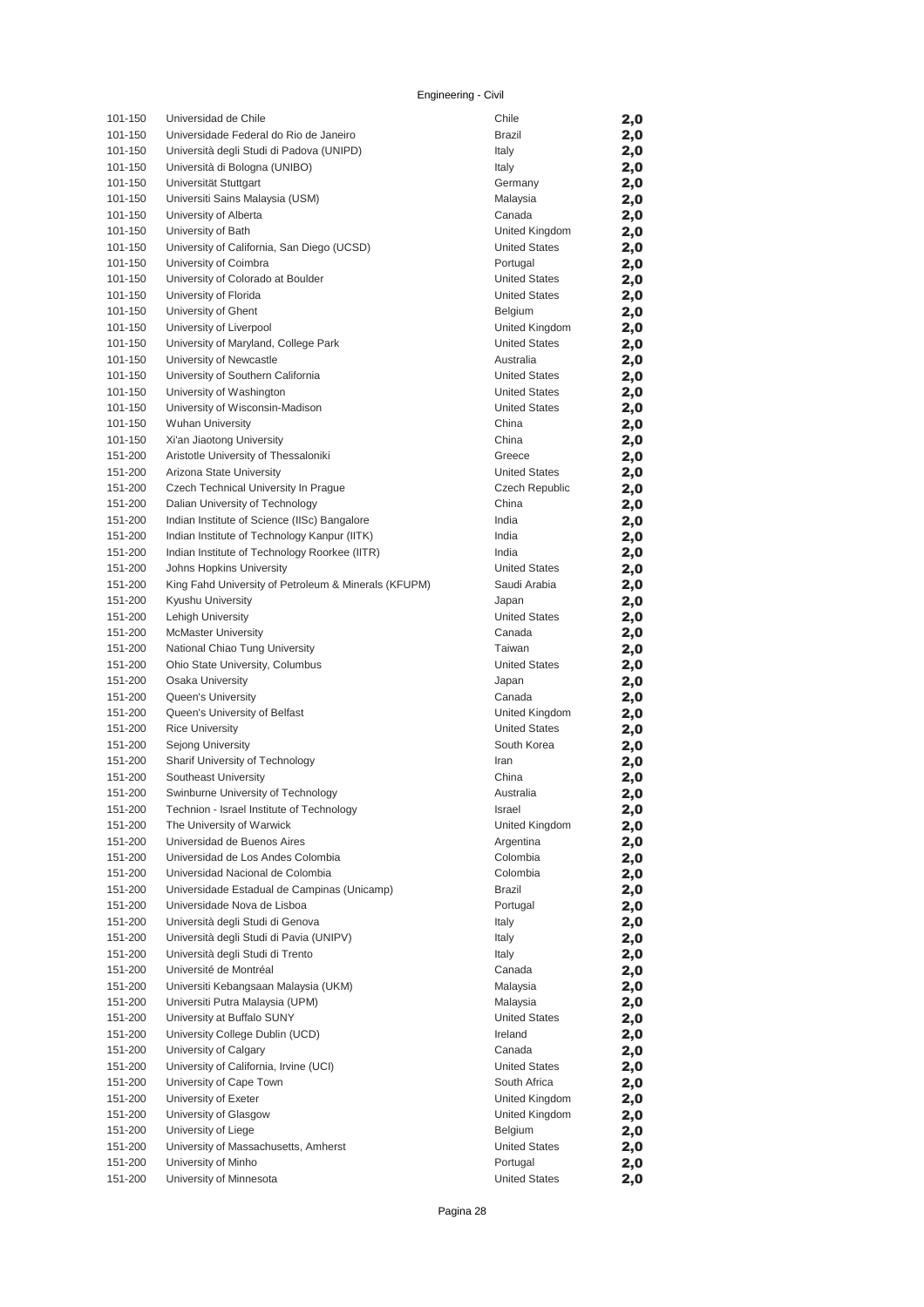Engineering - Civil

| | | | |
|---|---|---|---|
| 101-150 | Universidad de Chile | Chile | 2,0 |
| 101-150 | Universidade Federal do Rio de Janeiro | Brazil | 2,0 |
| 101-150 | Università degli Studi di Padova (UNIPD) | Italy | 2,0 |
| 101-150 | Università di Bologna (UNIBO) | Italy | 2,0 |
| 101-150 | Universität Stuttgart | Germany | 2,0 |
| 101-150 | Universiti Sains Malaysia (USM) | Malaysia | 2,0 |
| 101-150 | University of Alberta | Canada | 2,0 |
| 101-150 | University of Bath | United Kingdom | 2,0 |
| 101-150 | University of California, San Diego (UCSD) | United States | 2,0 |
| 101-150 | University of Coimbra | Portugal | 2,0 |
| 101-150 | University of Colorado at Boulder | United States | 2,0 |
| 101-150 | University of Florida | United States | 2,0 |
| 101-150 | University of Ghent | Belgium | 2,0 |
| 101-150 | University of Liverpool | United Kingdom | 2,0 |
| 101-150 | University of Maryland, College Park | United States | 2,0 |
| 101-150 | University of Newcastle | Australia | 2,0 |
| 101-150 | University of Southern California | United States | 2,0 |
| 101-150 | University of Washington | United States | 2,0 |
| 101-150 | University of Wisconsin-Madison | United States | 2,0 |
| 101-150 | Wuhan University | China | 2,0 |
| 101-150 | Xi'an Jiaotong University | China | 2,0 |
| 151-200 | Aristotle University of Thessaloniki | Greece | 2,0 |
| 151-200 | Arizona State University | United States | 2,0 |
| 151-200 | Czech Technical University In Prague | Czech Republic | 2,0 |
| 151-200 | Dalian University of Technology | China | 2,0 |
| 151-200 | Indian Institute of Science (IISc) Bangalore | India | 2,0 |
| 151-200 | Indian Institute of Technology Kanpur (IITK) | India | 2,0 |
| 151-200 | Indian Institute of Technology Roorkee (IITR) | India | 2,0 |
| 151-200 | Johns Hopkins University | United States | 2,0 |
| 151-200 | King Fahd University of Petroleum & Minerals (KFUPM) | Saudi Arabia | 2,0 |
| 151-200 | Kyushu University | Japan | 2,0 |
| 151-200 | Lehigh University | United States | 2,0 |
| 151-200 | McMaster University | Canada | 2,0 |
| 151-200 | National Chiao Tung University | Taiwan | 2,0 |
| 151-200 | Ohio State University, Columbus | United States | 2,0 |
| 151-200 | Osaka University | Japan | 2,0 |
| 151-200 | Queen's University | Canada | 2,0 |
| 151-200 | Queen's University of Belfast | United Kingdom | 2,0 |
| 151-200 | Rice University | United States | 2,0 |
| 151-200 | Sejong University | South Korea | 2,0 |
| 151-200 | Sharif University of Technology | Iran | 2,0 |
| 151-200 | Southeast University | China | 2,0 |
| 151-200 | Swinburne University of Technology | Australia | 2,0 |
| 151-200 | Technion - Israel Institute of Technology | Israel | 2,0 |
| 151-200 | The University of Warwick | United Kingdom | 2,0 |
| 151-200 | Universidad de Buenos Aires | Argentina | 2,0 |
| 151-200 | Universidad de Los Andes Colombia | Colombia | 2,0 |
| 151-200 | Universidad Nacional de Colombia | Colombia | 2,0 |
| 151-200 | Universidade Estadual de Campinas (Unicamp) | Brazil | 2,0 |
| 151-200 | Universidade Nova de Lisboa | Portugal | 2,0 |
| 151-200 | Università degli Studi di Genova | Italy | 2,0 |
| 151-200 | Università degli Studi di Pavia (UNIPV) | Italy | 2,0 |
| 151-200 | Università degli Studi di Trento | Italy | 2,0 |
| 151-200 | Université de Montréal | Canada | 2,0 |
| 151-200 | Universiti Kebangsaan Malaysia (UKM) | Malaysia | 2,0 |
| 151-200 | Universiti Putra Malaysia (UPM) | Malaysia | 2,0 |
| 151-200 | University at Buffalo SUNY | United States | 2,0 |
| 151-200 | University College Dublin (UCD) | Ireland | 2,0 |
| 151-200 | University of Calgary | Canada | 2,0 |
| 151-200 | University of California, Irvine (UCI) | United States | 2,0 |
| 151-200 | University of Cape Town | South Africa | 2,0 |
| 151-200 | University of Exeter | United Kingdom | 2,0 |
| 151-200 | University of Glasgow | United Kingdom | 2,0 |
| 151-200 | University of Liege | Belgium | 2,0 |
| 151-200 | University of Massachusetts, Amherst | United States | 2,0 |
| 151-200 | University of Minho | Portugal | 2,0 |
| 151-200 | University of Minnesota | United States | 2,0 |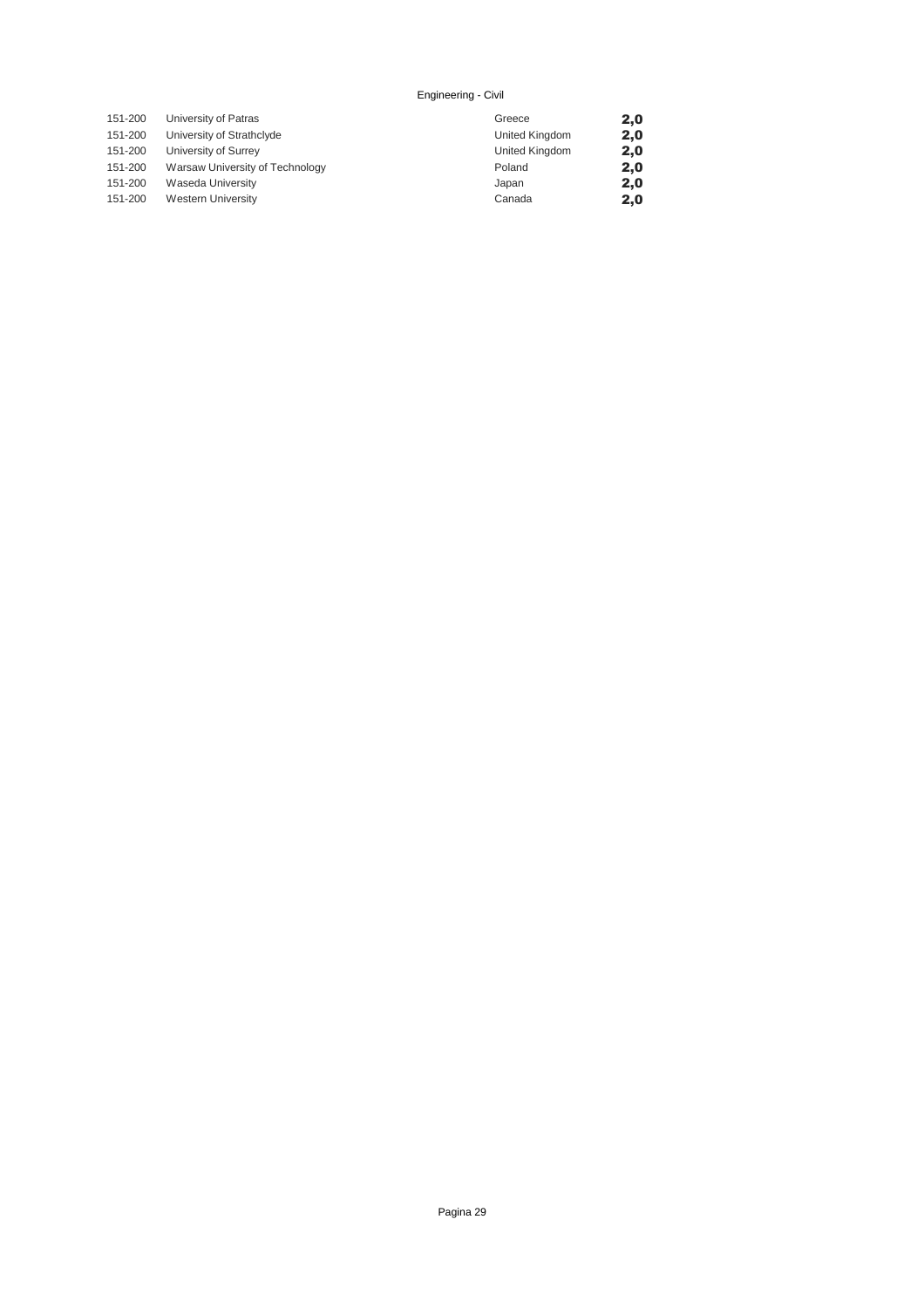Engineering - Civil

| | | | |
|---|---|---|---|
| 151-200 | University of Patras | Greece | **2,0** |
| 151-200 | University of Strathclyde | United Kingdom | **2,0** |
| 151-200 | University of Surrey | United Kingdom | **2,0** |
| 151-200 | Warsaw University of Technology | Poland | **2,0** |
| 151-200 | Waseda University | Japan | **2,0** |
| 151-200 | Western University | Canada | **2,0** |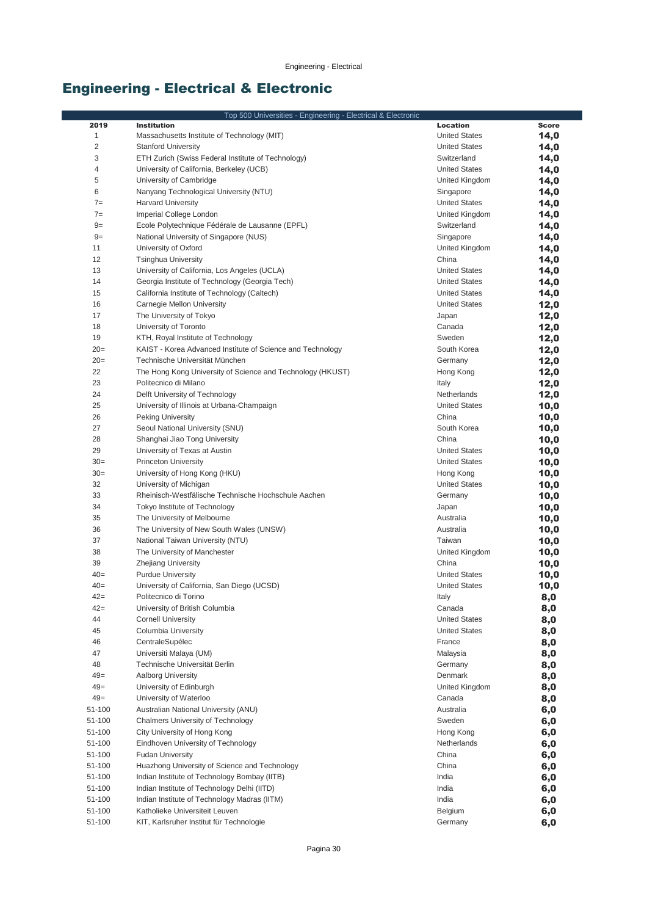# Engineering - Electrical & Electronic

| Top 500 Universities - Engineering - Electrical & Electronic | | | |
|---|---|---|---|
| **2019** | **Institution** | **Location** | **Score** |
| 1 | Massachusetts Institute of Technology (MIT) | United States | **14,0** |
| 2 | Stanford University | United States | **14,0** |
| 3 | ETH Zurich (Swiss Federal Institute of Technology) | Switzerland | **14,0** |
| 4 | University of California, Berkeley (UCB) | United States | **14,0** |
| 5 | University of Cambridge | United Kingdom | **14,0** |
| 6 | Nanyang Technological University (NTU) | Singapore | **14,0** |
| 7= | Harvard University | United States | **14,0** |
| 7= | Imperial College London | United Kingdom | **14,0** |
| 9= | Ecole Polytechnique Fédérale de Lausanne (EPFL) | Switzerland | **14,0** |
| 9= | National University of Singapore (NUS) | Singapore | **14,0** |
| 11 | University of Oxford | United Kingdom | **14,0** |
| 12 | Tsinghua University | China | **14,0** |
| 13 | University of California, Los Angeles (UCLA) | United States | **14,0** |
| 14 | Georgia Institute of Technology (Georgia Tech) | United States | **14,0** |
| 15 | California Institute of Technology (Caltech) | United States | **14,0** |
| 16 | Carnegie Mellon University | United States | **12,0** |
| 17 | The University of Tokyo | Japan | **12,0** |
| 18 | University of Toronto | Canada | **12,0** |
| 19 | KTH, Royal Institute of Technology | Sweden | **12,0** |
| 20= | KAIST - Korea Advanced Institute of Science and Technology | South Korea | **12,0** |
| 20= | Technische Universität München | Germany | **12,0** |
| 22 | The Hong Kong University of Science and Technology (HKUST) | Hong Kong | **12,0** |
| 23 | Politecnico di Milano | Italy | **12,0** |
| 24 | Delft University of Technology | Netherlands | **12,0** |
| 25 | University of Illinois at Urbana-Champaign | United States | **10,0** |
| 26 | Peking University | China | **10,0** |
| 27 | Seoul National University (SNU) | South Korea | **10,0** |
| 28 | Shanghai Jiao Tong University | China | **10,0** |
| 29 | University of Texas at Austin | United States | **10,0** |
| 30= | Princeton University | United States | **10,0** |
| 30= | University of Hong Kong (HKU) | Hong Kong | **10,0** |
| 32 | University of Michigan | United States | **10,0** |
| 33 | Rheinisch-Westfälische Technische Hochschule Aachen | Germany | **10,0** |
| 34 | Tokyo Institute of Technology | Japan | **10,0** |
| 35 | The University of Melbourne | Australia | **10,0** |
| 36 | The University of New South Wales (UNSW) | Australia | **10,0** |
| 37 | National Taiwan University (NTU) | Taiwan | **10,0** |
| 38 | The University of Manchester | United Kingdom | **10,0** |
| 39 | Zhejiang University | China | **10,0** |
| 40= | Purdue University | United States | **10,0** |
| 40= | University of California, San Diego (UCSD) | United States | **10,0** |
| 42= | Politecnico di Torino | Italy | **8,0** |
| 42= | University of British Columbia | Canada | **8,0** |
| 44 | Cornell University | United States | **8,0** |
| 45 | Columbia University | United States | **8,0** |
| 46 | CentraleSupélec | France | **8,0** |
| 47 | Universiti Malaya (UM) | Malaysia | **8,0** |
| 48 | Technische Universität Berlin | Germany | **8,0** |
| 49= | Aalborg University | Denmark | **8,0** |
| 49= | University of Edinburgh | United Kingdom | **8,0** |
| 49= | University of Waterloo | Canada | **8,0** |
| 51-100 | Australian National University (ANU) | Australia | **6,0** |
| 51-100 | Chalmers University of Technology | Sweden | **6,0** |
| 51-100 | City University of Hong Kong | Hong Kong | **6,0** |
| 51-100 | Eindhoven University of Technology | Netherlands | **6,0** |
| 51-100 | Fudan University | China | **6,0** |
| 51-100 | Huazhong University of Science and Technology | China | **6,0** |
| 51-100 | Indian Institute of Technology Bombay (IITB) | India | **6,0** |
| 51-100 | Indian Institute of Technology Delhi (IITD) | India | **6,0** |
| 51-100 | Indian Institute of Technology Madras (IITM) | India | **6,0** |
| 51-100 | Katholieke Universiteit Leuven | Belgium | **6,0** |
| 51-100 | KIT, Karlsruher Institut für Technologie | Germany | **6,0** |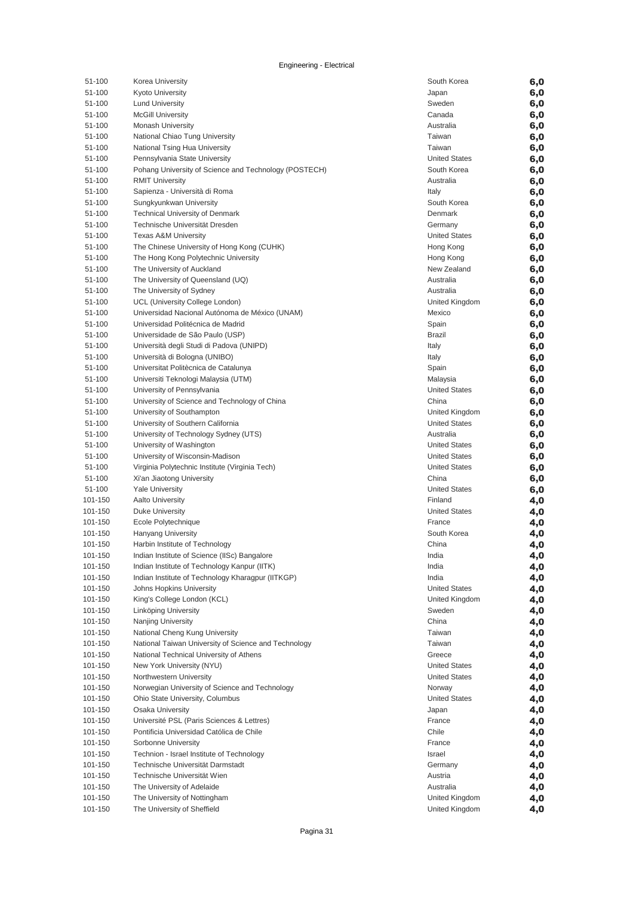Engineering - Electrical

| | | | |
|---|---|---|---|
| 51-100 | Korea University | South Korea | 6,0 |
| 51-100 | Kyoto University | Japan | 6,0 |
| 51-100 | Lund University | Sweden | 6,0 |
| 51-100 | McGill University | Canada | 6,0 |
| 51-100 | Monash University | Australia | 6,0 |
| 51-100 | National Chiao Tung University | Taiwan | 6,0 |
| 51-100 | National Tsing Hua University | Taiwan | 6,0 |
| 51-100 | Pennsylvania State University | United States | 6,0 |
| 51-100 | Pohang University of Science and Technology (POSTECH) | South Korea | 6,0 |
| 51-100 | RMIT University | Australia | 6,0 |
| 51-100 | Sapienza - Università di Roma | Italy | 6,0 |
| 51-100 | Sungkyunkwan University | South Korea | 6,0 |
| 51-100 | Technical University of Denmark | Denmark | 6,0 |
| 51-100 | Technische Universität Dresden | Germany | 6,0 |
| 51-100 | Texas A&M University | United States | 6,0 |
| 51-100 | The Chinese University of Hong Kong (CUHK) | Hong Kong | 6,0 |
| 51-100 | The Hong Kong Polytechnic University | Hong Kong | 6,0 |
| 51-100 | The University of Auckland | New Zealand | 6,0 |
| 51-100 | The University of Queensland (UQ) | Australia | 6,0 |
| 51-100 | The University of Sydney | Australia | 6,0 |
| 51-100 | UCL (University College London) | United Kingdom | 6,0 |
| 51-100 | Universidad Nacional Autónoma de México (UNAM) | Mexico | 6,0 |
| 51-100 | Universidad Politécnica de Madrid | Spain | 6,0 |
| 51-100 | Universidade de São Paulo (USP) | Brazil | 6,0 |
| 51-100 | Università degli Studi di Padova (UNIPD) | Italy | 6,0 |
| 51-100 | Università di Bologna (UNIBO) | Italy | 6,0 |
| 51-100 | Universitat Politècnica de Catalunya | Spain | 6,0 |
| 51-100 | Universiti Teknologi Malaysia (UTM) | Malaysia | 6,0 |
| 51-100 | University of Pennsylvania | United States | 6,0 |
| 51-100 | University of Science and Technology of China | China | 6,0 |
| 51-100 | University of Southampton | United Kingdom | 6,0 |
| 51-100 | University of Southern California | United States | 6,0 |
| 51-100 | University of Technology Sydney (UTS) | Australia | 6,0 |
| 51-100 | University of Washington | United States | 6,0 |
| 51-100 | University of Wisconsin-Madison | United States | 6,0 |
| 51-100 | Virginia Polytechnic Institute (Virginia Tech) | United States | 6,0 |
| 51-100 | Xi'an Jiaotong University | China | 6,0 |
| 51-100 | Yale University | United States | 6,0 |
| 101-150 | Aalto University | Finland | 4,0 |
| 101-150 | Duke University | United States | 4,0 |
| 101-150 | Ecole Polytechnique | France | 4,0 |
| 101-150 | Hanyang University | South Korea | 4,0 |
| 101-150 | Harbin Institute of Technology | China | 4,0 |
| 101-150 | Indian Institute of Science (IISc) Bangalore | India | 4,0 |
| 101-150 | Indian Institute of Technology Kanpur (IITK) | India | 4,0 |
| 101-150 | Indian Institute of Technology Kharagpur (IITKGP) | India | 4,0 |
| 101-150 | Johns Hopkins University | United States | 4,0 |
| 101-150 | King's College London (KCL) | United Kingdom | 4,0 |
| 101-150 | Linköping University | Sweden | 4,0 |
| 101-150 | Nanjing University | China | 4,0 |
| 101-150 | National Cheng Kung University | Taiwan | 4,0 |
| 101-150 | National Taiwan University of Science and Technology | Taiwan | 4,0 |
| 101-150 | National Technical University of Athens | Greece | 4,0 |
| 101-150 | New York University (NYU) | United States | 4,0 |
| 101-150 | Northwestern University | United States | 4,0 |
| 101-150 | Norwegian University of Science and Technology | Norway | 4,0 |
| 101-150 | Ohio State University, Columbus | United States | 4,0 |
| 101-150 | Osaka University | Japan | 4,0 |
| 101-150 | Université PSL (Paris Sciences & Lettres) | France | 4,0 |
| 101-150 | Pontificia Universidad Católica de Chile | Chile | 4,0 |
| 101-150 | Sorbonne University | France | 4,0 |
| 101-150 | Technion - Israel Institute of Technology | Israel | 4,0 |
| 101-150 | Technische Universität Darmstadt | Germany | 4,0 |
| 101-150 | Technische Universität Wien | Austria | 4,0 |
| 101-150 | The University of Adelaide | Australia | 4,0 |
| 101-150 | The University of Nottingham | United Kingdom | 4,0 |
| 101-150 | The University of Sheffield | United Kingdom | 4,0 |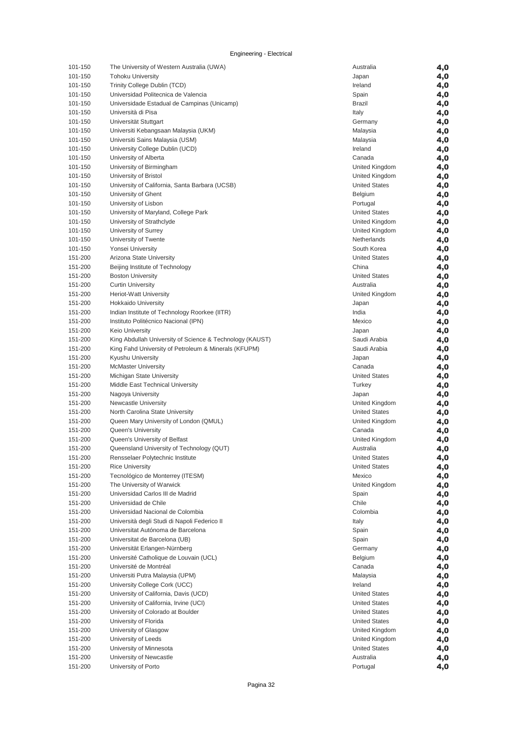Engineering - Electrical

| | | | |
|---|---|---|---|
| 101-150 | The University of Western Australia (UWA) | Australia | **4,0** |
| 101-150 | Tohoku University | Japan | **4,0** |
| 101-150 | Trinity College Dublin (TCD) | Ireland | **4,0** |
| 101-150 | Universidad Politecnica de Valencia | Spain | **4,0** |
| 101-150 | Universidade Estadual de Campinas (Unicamp) | Brazil | **4,0** |
| 101-150 | Università di Pisa | Italy | **4,0** |
| 101-150 | Universität Stuttgart | Germany | **4,0** |
| 101-150 | Universiti Kebangsaan Malaysia (UKM) | Malaysia | **4,0** |
| 101-150 | Universiti Sains Malaysia (USM) | Malaysia | **4,0** |
| 101-150 | University College Dublin (UCD) | Ireland | **4,0** |
| 101-150 | University of Alberta | Canada | **4,0** |
| 101-150 | University of Birmingham | United Kingdom | **4,0** |
| 101-150 | University of Bristol | United Kingdom | **4,0** |
| 101-150 | University of California, Santa Barbara (UCSB) | United States | **4,0** |
| 101-150 | University of Ghent | Belgium | **4,0** |
| 101-150 | University of Lisbon | Portugal | **4,0** |
| 101-150 | University of Maryland, College Park | United States | **4,0** |
| 101-150 | University of Strathclyde | United Kingdom | **4,0** |
| 101-150 | University of Surrey | United Kingdom | **4,0** |
| 101-150 | University of Twente | Netherlands | **4,0** |
| 101-150 | Yonsei University | South Korea | **4,0** |
| 151-200 | Arizona State University | United States | **4,0** |
| 151-200 | Beijing Institute of Technology | China | **4,0** |
| 151-200 | Boston University | United States | **4,0** |
| 151-200 | Curtin University | Australia | **4,0** |
| 151-200 | Heriot-Watt University | United Kingdom | **4,0** |
| 151-200 | Hokkaido University | Japan | **4,0** |
| 151-200 | Indian Institute of Technology Roorkee (IITR) | India | **4,0** |
| 151-200 | Instituto Politécnico Nacional (IPN) | Mexico | **4,0** |
| 151-200 | Keio University | Japan | **4,0** |
| 151-200 | King Abdullah University of Science & Technology (KAUST) | Saudi Arabia | **4,0** |
| 151-200 | King Fahd University of Petroleum & Minerals (KFUPM) | Saudi Arabia | **4,0** |
| 151-200 | Kyushu University | Japan | **4,0** |
| 151-200 | McMaster University | Canada | **4,0** |
| 151-200 | Michigan State University | United States | **4,0** |
| 151-200 | Middle East Technical University | Turkey | **4,0** |
| 151-200 | Nagoya University | Japan | **4,0** |
| 151-200 | Newcastle University | United Kingdom | **4,0** |
| 151-200 | North Carolina State University | United States | **4,0** |
| 151-200 | Queen Mary University of London (QMUL) | United Kingdom | **4,0** |
| 151-200 | Queen's University | Canada | **4,0** |
| 151-200 | Queen's University of Belfast | United Kingdom | **4,0** |
| 151-200 | Queensland University of Technology (QUT) | Australia | **4,0** |
| 151-200 | Rensselaer Polytechnic Institute | United States | **4,0** |
| 151-200 | Rice University | United States | **4,0** |
| 151-200 | Tecnológico de Monterrey (ITESM) | Mexico | **4,0** |
| 151-200 | The University of Warwick | United Kingdom | **4,0** |
| 151-200 | Universidad Carlos III de Madrid | Spain | **4,0** |
| 151-200 | Universidad de Chile | Chile | **4,0** |
| 151-200 | Universidad Nacional de Colombia | Colombia | **4,0** |
| 151-200 | Università degli Studi di Napoli Federico II | Italy | **4,0** |
| 151-200 | Universitat Autónoma de Barcelona | Spain | **4,0** |
| 151-200 | Universitat de Barcelona (UB) | Spain | **4,0** |
| 151-200 | Universität Erlangen-Nürnberg | Germany | **4,0** |
| 151-200 | Université Catholique de Louvain (UCL) | Belgium | **4,0** |
| 151-200 | Université de Montréal | Canada | **4,0** |
| 151-200 | Universiti Putra Malaysia (UPM) | Malaysia | **4,0** |
| 151-200 | University College Cork (UCC) | Ireland | **4,0** |
| 151-200 | University of California, Davis (UCD) | United States | **4,0** |
| 151-200 | University of California, Irvine (UCI) | United States | **4,0** |
| 151-200 | University of Colorado at Boulder | United States | **4,0** |
| 151-200 | University of Florida | United States | **4,0** |
| 151-200 | University of Glasgow | United Kingdom | **4,0** |
| 151-200 | University of Leeds | United Kingdom | **4,0** |
| 151-200 | University of Minnesota | United States | **4,0** |
| 151-200 | University of Newcastle | Australia | **4,0** |
| 151-200 | University of Porto | Portugal | **4,0** |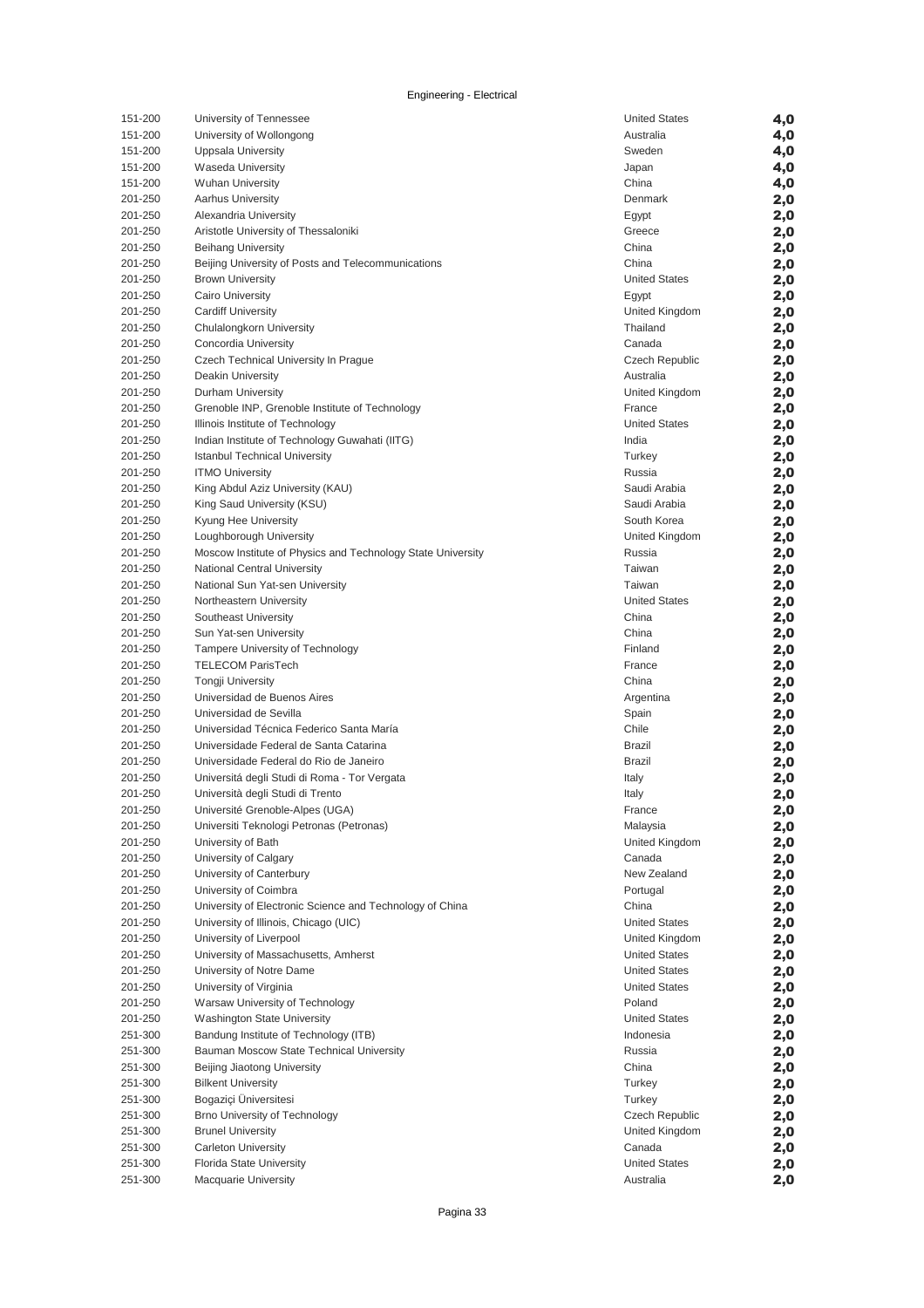Engineering - Electrical

| | | | |
|---|---|---|---|
| 151-200 | University of Tennessee | United States | **4,0** |
| 151-200 | University of Wollongong | Australia | **4,0** |
| 151-200 | Uppsala University | Sweden | **4,0** |
| 151-200 | Waseda University | Japan | **4,0** |
| 151-200 | Wuhan University | China | **4,0** |
| 201-250 | Aarhus University | Denmark | **2,0** |
| 201-250 | Alexandria University | Egypt | **2,0** |
| 201-250 | Aristotle University of Thessaloniki | Greece | **2,0** |
| 201-250 | Beihang University | China | **2,0** |
| 201-250 | Beijing University of Posts and Telecommunications | China | **2,0** |
| 201-250 | Brown University | United States | **2,0** |
| 201-250 | Cairo University | Egypt | **2,0** |
| 201-250 | Cardiff University | United Kingdom | **2,0** |
| 201-250 | Chulalongkorn University | Thailand | **2,0** |
| 201-250 | Concordia University | Canada | **2,0** |
| 201-250 | Czech Technical University In Prague | Czech Republic | **2,0** |
| 201-250 | Deakin University | Australia | **2,0** |
| 201-250 | Durham University | United Kingdom | **2,0** |
| 201-250 | Grenoble INP, Grenoble Institute of Technology | France | **2,0** |
| 201-250 | Illinois Institute of Technology | United States | **2,0** |
| 201-250 | Indian Institute of Technology Guwahati (IITG) | India | **2,0** |
| 201-250 | Istanbul Technical University | Turkey | **2,0** |
| 201-250 | ITMO University | Russia | **2,0** |
| 201-250 | King Abdul Aziz University (KAU) | Saudi Arabia | **2,0** |
| 201-250 | King Saud University (KSU) | Saudi Arabia | **2,0** |
| 201-250 | Kyung Hee University | South Korea | **2,0** |
| 201-250 | Loughborough University | United Kingdom | **2,0** |
| 201-250 | Moscow Institute of Physics and Technology State University | Russia | **2,0** |
| 201-250 | National Central University | Taiwan | **2,0** |
| 201-250 | National Sun Yat-sen University | Taiwan | **2,0** |
| 201-250 | Northeastern University | United States | **2,0** |
| 201-250 | Southeast University | China | **2,0** |
| 201-250 | Sun Yat-sen University | China | **2,0** |
| 201-250 | Tampere University of Technology | Finland | **2,0** |
| 201-250 | TELECOM ParisTech | France | **2,0** |
| 201-250 | Tongji University | China | **2,0** |
| 201-250 | Universidad de Buenos Aires | Argentina | **2,0** |
| 201-250 | Universidad de Sevilla | Spain | **2,0** |
| 201-250 | Universidad Técnica Federico Santa María | Chile | **2,0** |
| 201-250 | Universidade Federal de Santa Catarina | Brazil | **2,0** |
| 201-250 | Universidade Federal do Rio de Janeiro | Brazil | **2,0** |
| 201-250 | Universitá degli Studi di Roma - Tor Vergata | Italy | **2,0** |
| 201-250 | Università degli Studi di Trento | Italy | **2,0** |
| 201-250 | Université Grenoble-Alpes (UGA) | France | **2,0** |
| 201-250 | Universiti Teknologi Petronas (Petronas) | Malaysia | **2,0** |
| 201-250 | University of Bath | United Kingdom | **2,0** |
| 201-250 | University of Calgary | Canada | **2,0** |
| 201-250 | University of Canterbury | New Zealand | **2,0** |
| 201-250 | University of Coimbra | Portugal | **2,0** |
| 201-250 | University of Electronic Science and Technology of China | China | **2,0** |
| 201-250 | University of Illinois, Chicago (UIC) | United States | **2,0** |
| 201-250 | University of Liverpool | United Kingdom | **2,0** |
| 201-250 | University of Massachusetts, Amherst | United States | **2,0** |
| 201-250 | University of Notre Dame | United States | **2,0** |
| 201-250 | University of Virginia | United States | **2,0** |
| 201-250 | Warsaw University of Technology | Poland | **2,0** |
| 201-250 | Washington State University | United States | **2,0** |
| 251-300 | Bandung Institute of Technology (ITB) | Indonesia | **2,0** |
| 251-300 | Bauman Moscow State Technical University | Russia | **2,0** |
| 251-300 | Beijing Jiaotong University | China | **2,0** |
| 251-300 | Bilkent University | Turkey | **2,0** |
| 251-300 | Bogaziçi Üniversitesi | Turkey | **2,0** |
| 251-300 | Brno University of Technology | Czech Republic | **2,0** |
| 251-300 | Brunel University | United Kingdom | **2,0** |
| 251-300 | Carleton University | Canada | **2,0** |
| 251-300 | Florida State University | United States | **2,0** |
| 251-300 | Macquarie University | Australia | **2,0** |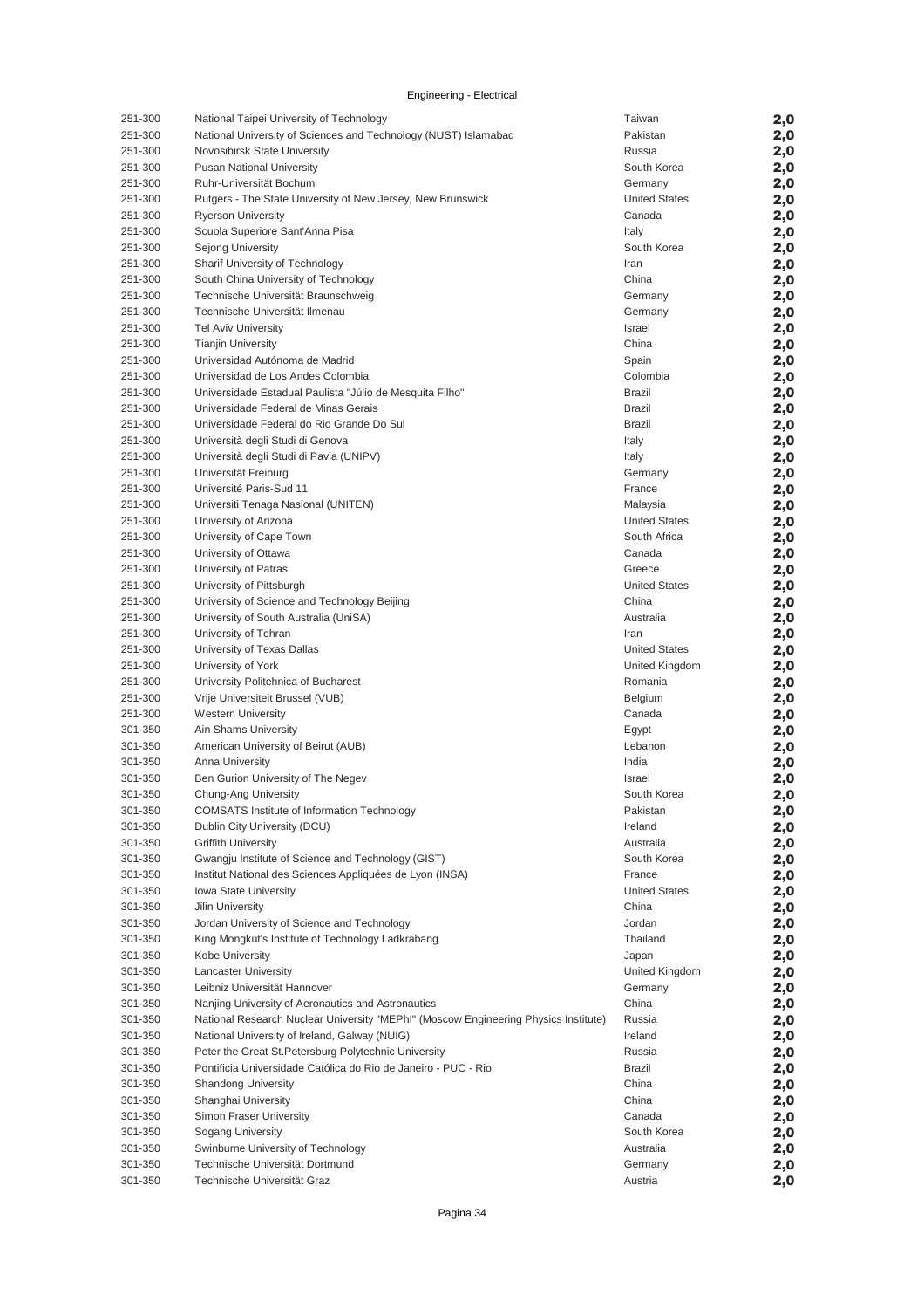Engineering - Electrical

| | | | |
|---|---|---|---|
| 251-300 | National Taipei University of Technology | Taiwan | 2,0 |
| 251-300 | National University of Sciences and Technology (NUST) Islamabad | Pakistan | 2,0 |
| 251-300 | Novosibirsk State University | Russia | 2,0 |
| 251-300 | Pusan National University | South Korea | 2,0 |
| 251-300 | Ruhr-Universität Bochum | Germany | 2,0 |
| 251-300 | Rutgers - The State University of New Jersey, New Brunswick | United States | 2,0 |
| 251-300 | Ryerson University | Canada | 2,0 |
| 251-300 | Scuola Superiore Sant'Anna Pisa | Italy | 2,0 |
| 251-300 | Sejong University | South Korea | 2,0 |
| 251-300 | Sharif University of Technology | Iran | 2,0 |
| 251-300 | South China University of Technology | China | 2,0 |
| 251-300 | Technische Universität Braunschweig | Germany | 2,0 |
| 251-300 | Technische Universität Ilmenau | Germany | 2,0 |
| 251-300 | Tel Aviv University | Israel | 2,0 |
| 251-300 | Tianjin University | China | 2,0 |
| 251-300 | Universidad Autónoma de Madrid | Spain | 2,0 |
| 251-300 | Universidad de Los Andes Colombia | Colombia | 2,0 |
| 251-300 | Universidade Estadual Paulista "Júlio de Mesquita Filho" | Brazil | 2,0 |
| 251-300 | Universidade Federal de Minas Gerais | Brazil | 2,0 |
| 251-300 | Universidade Federal do Rio Grande Do Sul | Brazil | 2,0 |
| 251-300 | Università degli Studi di Genova | Italy | 2,0 |
| 251-300 | Università degli Studi di Pavia (UNIPV) | Italy | 2,0 |
| 251-300 | Universität Freiburg | Germany | 2,0 |
| 251-300 | Université Paris-Sud 11 | France | 2,0 |
| 251-300 | Universiti Tenaga Nasional (UNITEN) | Malaysia | 2,0 |
| 251-300 | University of Arizona | United States | 2,0 |
| 251-300 | University of Cape Town | South Africa | 2,0 |
| 251-300 | University of Ottawa | Canada | 2,0 |
| 251-300 | University of Patras | Greece | 2,0 |
| 251-300 | University of Pittsburgh | United States | 2,0 |
| 251-300 | University of Science and Technology Beijing | China | 2,0 |
| 251-300 | University of South Australia (UniSA) | Australia | 2,0 |
| 251-300 | University of Tehran | Iran | 2,0 |
| 251-300 | University of Texas Dallas | United States | 2,0 |
| 251-300 | University of York | United Kingdom | 2,0 |
| 251-300 | University Politehnica of Bucharest | Romania | 2,0 |
| 251-300 | Vrije Universiteit Brussel (VUB) | Belgium | 2,0 |
| 251-300 | Western University | Canada | 2,0 |
| 301-350 | Ain Shams University | Egypt | 2,0 |
| 301-350 | American University of Beirut (AUB) | Lebanon | 2,0 |
| 301-350 | Anna University | India | 2,0 |
| 301-350 | Ben Gurion University of The Negev | Israel | 2,0 |
| 301-350 | Chung-Ang University | South Korea | 2,0 |
| 301-350 | COMSATS Institute of Information Technology | Pakistan | 2,0 |
| 301-350 | Dublin City University (DCU) | Ireland | 2,0 |
| 301-350 | Griffith University | Australia | 2,0 |
| 301-350 | Gwangju Institute of Science and Technology (GIST) | South Korea | 2,0 |
| 301-350 | Institut National des Sciences Appliquées de Lyon (INSA) | France | 2,0 |
| 301-350 | Iowa State University | United States | 2,0 |
| 301-350 | Jilin University | China | 2,0 |
| 301-350 | Jordan University of Science and Technology | Jordan | 2,0 |
| 301-350 | King Mongkut's Institute of Technology Ladkrabang | Thailand | 2,0 |
| 301-350 | Kobe University | Japan | 2,0 |
| 301-350 | Lancaster University | United Kingdom | 2,0 |
| 301-350 | Leibniz Universität Hannover | Germany | 2,0 |
| 301-350 | Nanjing University of Aeronautics and Astronautics | China | 2,0 |
| 301-350 | National Research Nuclear University "MEPhI" (Moscow Engineering Physics Institute) | Russia | 2,0 |
| 301-350 | National University of Ireland, Galway (NUIG) | Ireland | 2,0 |
| 301-350 | Peter the Great St.Petersburg Polytechnic University | Russia | 2,0 |
| 301-350 | Pontificia Universidade Católica do Rio de Janeiro - PUC - Rio | Brazil | 2,0 |
| 301-350 | Shandong University | China | 2,0 |
| 301-350 | Shanghai University | China | 2,0 |
| 301-350 | Simon Fraser University | Canada | 2,0 |
| 301-350 | Sogang University | South Korea | 2,0 |
| 301-350 | Swinburne University of Technology | Australia | 2,0 |
| 301-350 | Technische Universität Dortmund | Germany | 2,0 |
| 301-350 | Technische Universität Graz | Austria | 2,0 |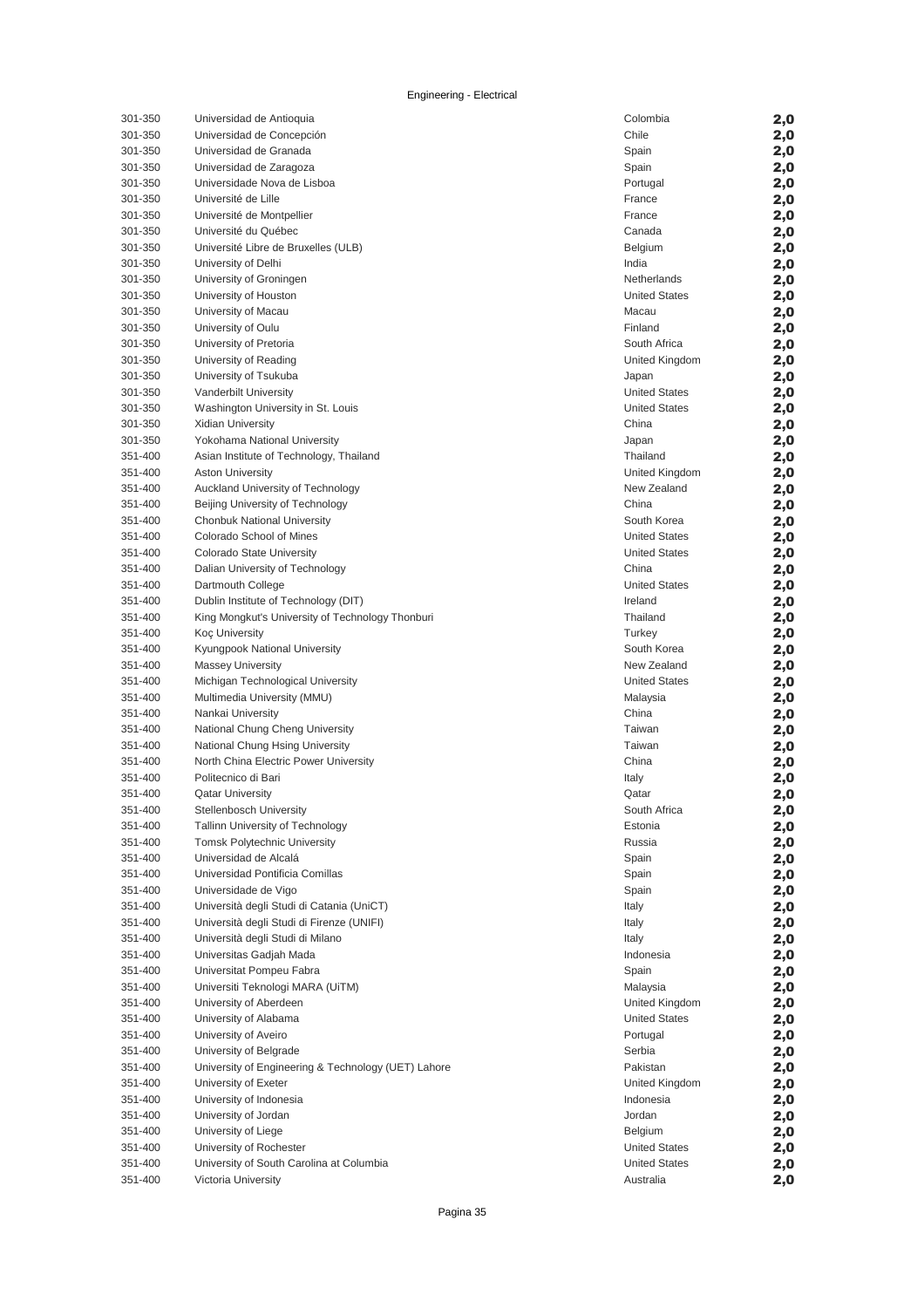Engineering - Electrical

| | | | |
|---|---|---|---|
| 301-350 | Universidad de Antioquia | Colombia | 2,0 |
| 301-350 | Universidad de Concepción | Chile | 2,0 |
| 301-350 | Universidad de Granada | Spain | 2,0 |
| 301-350 | Universidad de Zaragoza | Spain | 2,0 |
| 301-350 | Universidade Nova de Lisboa | Portugal | 2,0 |
| 301-350 | Université de Lille | France | 2,0 |
| 301-350 | Université de Montpellier | France | 2,0 |
| 301-350 | Université du Québec | Canada | 2,0 |
| 301-350 | Université Libre de Bruxelles (ULB) | Belgium | 2,0 |
| 301-350 | University of Delhi | India | 2,0 |
| 301-350 | University of Groningen | Netherlands | 2,0 |
| 301-350 | University of Houston | United States | 2,0 |
| 301-350 | University of Macau | Macau | 2,0 |
| 301-350 | University of Oulu | Finland | 2,0 |
| 301-350 | University of Pretoria | South Africa | 2,0 |
| 301-350 | University of Reading | United Kingdom | 2,0 |
| 301-350 | University of Tsukuba | Japan | 2,0 |
| 301-350 | Vanderbilt University | United States | 2,0 |
| 301-350 | Washington University in St. Louis | United States | 2,0 |
| 301-350 | Xidian University | China | 2,0 |
| 301-350 | Yokohama National University | Japan | 2,0 |
| 351-400 | Asian Institute of Technology, Thailand | Thailand | 2,0 |
| 351-400 | Aston University | United Kingdom | 2,0 |
| 351-400 | Auckland University of Technology | New Zealand | 2,0 |
| 351-400 | Beijing University of Technology | China | 2,0 |
| 351-400 | Chonbuk National University | South Korea | 2,0 |
| 351-400 | Colorado School of Mines | United States | 2,0 |
| 351-400 | Colorado State University | United States | 2,0 |
| 351-400 | Dalian University of Technology | China | 2,0 |
| 351-400 | Dartmouth College | United States | 2,0 |
| 351-400 | Dublin Institute of Technology (DIT) | Ireland | 2,0 |
| 351-400 | King Mongkut's University of Technology Thonburi | Thailand | 2,0 |
| 351-400 | Koç University | Turkey | 2,0 |
| 351-400 | Kyungpook National University | South Korea | 2,0 |
| 351-400 | Massey University | New Zealand | 2,0 |
| 351-400 | Michigan Technological University | United States | 2,0 |
| 351-400 | Multimedia University (MMU) | Malaysia | 2,0 |
| 351-400 | Nankai University | China | 2,0 |
| 351-400 | National Chung Cheng University | Taiwan | 2,0 |
| 351-400 | National Chung Hsing University | Taiwan | 2,0 |
| 351-400 | North China Electric Power University | China | 2,0 |
| 351-400 | Politecnico di Bari | Italy | 2,0 |
| 351-400 | Qatar University | Qatar | 2,0 |
| 351-400 | Stellenbosch University | South Africa | 2,0 |
| 351-400 | Tallinn University of Technology | Estonia | 2,0 |
| 351-400 | Tomsk Polytechnic University | Russia | 2,0 |
| 351-400 | Universidad de Alcalá | Spain | 2,0 |
| 351-400 | Universidad Pontificia Comillas | Spain | 2,0 |
| 351-400 | Universidade de Vigo | Spain | 2,0 |
| 351-400 | Università degli Studi di Catania (UniCT) | Italy | 2,0 |
| 351-400 | Università degli Studi di Firenze (UNIFI) | Italy | 2,0 |
| 351-400 | Università degli Studi di Milano | Italy | 2,0 |
| 351-400 | Universitas Gadjah Mada | Indonesia | 2,0 |
| 351-400 | Universitat Pompeu Fabra | Spain | 2,0 |
| 351-400 | Universiti Teknologi MARA (UiTM) | Malaysia | 2,0 |
| 351-400 | University of Aberdeen | United Kingdom | 2,0 |
| 351-400 | University of Alabama | United States | 2,0 |
| 351-400 | University of Aveiro | Portugal | 2,0 |
| 351-400 | University of Belgrade | Serbia | 2,0 |
| 351-400 | University of Engineering & Technology (UET) Lahore | Pakistan | 2,0 |
| 351-400 | University of Exeter | United Kingdom | 2,0 |
| 351-400 | University of Indonesia | Indonesia | 2,0 |
| 351-400 | University of Jordan | Jordan | 2,0 |
| 351-400 | University of Liege | Belgium | 2,0 |
| 351-400 | University of Rochester | United States | 2,0 |
| 351-400 | University of South Carolina at Columbia | United States | 2,0 |
| 351-400 | Victoria University | Australia | 2,0 |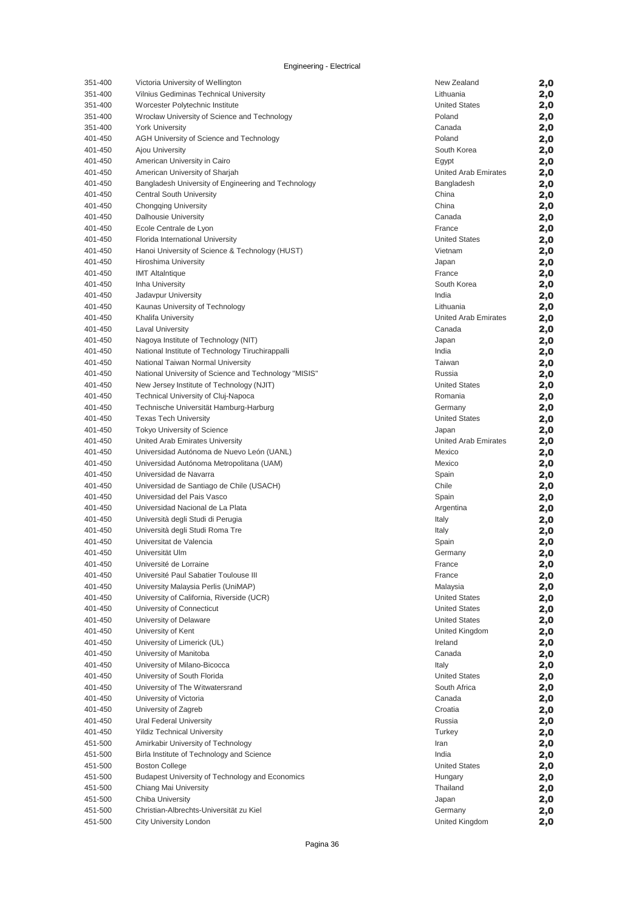Engineering - Electrical

| | | | |
|---|---|---|---|
| 351-400 | Victoria University of Wellington | New Zealand | 2,0 |
| 351-400 | Vilnius Gediminas Technical University | Lithuania | 2,0 |
| 351-400 | Worcester Polytechnic Institute | United States | 2,0 |
| 351-400 | Wrocław University of Science and Technology | Poland | 2,0 |
| 351-400 | York University | Canada | 2,0 |
| 401-450 | AGH University of Science and Technology | Poland | 2,0 |
| 401-450 | Ajou University | South Korea | 2,0 |
| 401-450 | American University in Cairo | Egypt | 2,0 |
| 401-450 | American University of Sharjah | United Arab Emirates | 2,0 |
| 401-450 | Bangladesh University of Engineering and Technology | Bangladesh | 2,0 |
| 401-450 | Central South University | China | 2,0 |
| 401-450 | Chongqing University | China | 2,0 |
| 401-450 | Dalhousie University | Canada | 2,0 |
| 401-450 | Ecole Centrale de Lyon | France | 2,0 |
| 401-450 | Florida International University | United States | 2,0 |
| 401-450 | Hanoi University of Science & Technology (HUST) | Vietnam | 2,0 |
| 401-450 | Hiroshima University | Japan | 2,0 |
| 401-450 | IMT Altalntique | France | 2,0 |
| 401-450 | Inha University | South Korea | 2,0 |
| 401-450 | Jadavpur University | India | 2,0 |
| 401-450 | Kaunas University of Technology | Lithuania | 2,0 |
| 401-450 | Khalifa University | United Arab Emirates | 2,0 |
| 401-450 | Laval University | Canada | 2,0 |
| 401-450 | Nagoya Institute of Technology (NIT) | Japan | 2,0 |
| 401-450 | National Institute of Technology Tiruchirappalli | India | 2,0 |
| 401-450 | National Taiwan Normal University | Taiwan | 2,0 |
| 401-450 | National University of Science and Technology "MISIS" | Russia | 2,0 |
| 401-450 | New Jersey Institute of Technology (NJIT) | United States | 2,0 |
| 401-450 | Technical University of Cluj-Napoca | Romania | 2,0 |
| 401-450 | Technische Universität Hamburg-Harburg | Germany | 2,0 |
| 401-450 | Texas Tech University | United States | 2,0 |
| 401-450 | Tokyo University of Science | Japan | 2,0 |
| 401-450 | United Arab Emirates University | United Arab Emirates | 2,0 |
| 401-450 | Universidad Autónoma de Nuevo León (UANL) | Mexico | 2,0 |
| 401-450 | Universidad Autónoma Metropolitana (UAM) | Mexico | 2,0 |
| 401-450 | Universidad de Navarra | Spain | 2,0 |
| 401-450 | Universidad de Santiago de Chile (USACH) | Chile | 2,0 |
| 401-450 | Universidad del Pais Vasco | Spain | 2,0 |
| 401-450 | Universidad Nacional de La Plata | Argentina | 2,0 |
| 401-450 | Università degli Studi di Perugia | Italy | 2,0 |
| 401-450 | Università degli Studi Roma Tre | Italy | 2,0 |
| 401-450 | Universitat de Valencia | Spain | 2,0 |
| 401-450 | Universität Ulm | Germany | 2,0 |
| 401-450 | Université de Lorraine | France | 2,0 |
| 401-450 | Université Paul Sabatier Toulouse III | France | 2,0 |
| 401-450 | University Malaysia Perlis (UniMAP) | Malaysia | 2,0 |
| 401-450 | University of California, Riverside (UCR) | United States | 2,0 |
| 401-450 | University of Connecticut | United States | 2,0 |
| 401-450 | University of Delaware | United States | 2,0 |
| 401-450 | University of Kent | United Kingdom | 2,0 |
| 401-450 | University of Limerick (UL) | Ireland | 2,0 |
| 401-450 | University of Manitoba | Canada | 2,0 |
| 401-450 | University of Milano-Bicocca | Italy | 2,0 |
| 401-450 | University of South Florida | United States | 2,0 |
| 401-450 | University of The Witwatersrand | South Africa | 2,0 |
| 401-450 | University of Victoria | Canada | 2,0 |
| 401-450 | University of Zagreb | Croatia | 2,0 |
| 401-450 | Ural Federal University | Russia | 2,0 |
| 401-450 | Yildiz Technical University | Turkey | 2,0 |
| 451-500 | Amirkabir University of Technology | Iran | 2,0 |
| 451-500 | Birla Institute of Technology and Science | India | 2,0 |
| 451-500 | Boston College | United States | 2,0 |
| 451-500 | Budapest University of Technology and Economics | Hungary | 2,0 |
| 451-500 | Chiang Mai University | Thailand | 2,0 |
| 451-500 | Chiba University | Japan | 2,0 |
| 451-500 | Christian-Albrechts-Universität zu Kiel | Germany | 2,0 |
| 451-500 | City University London | United Kingdom | 2,0 |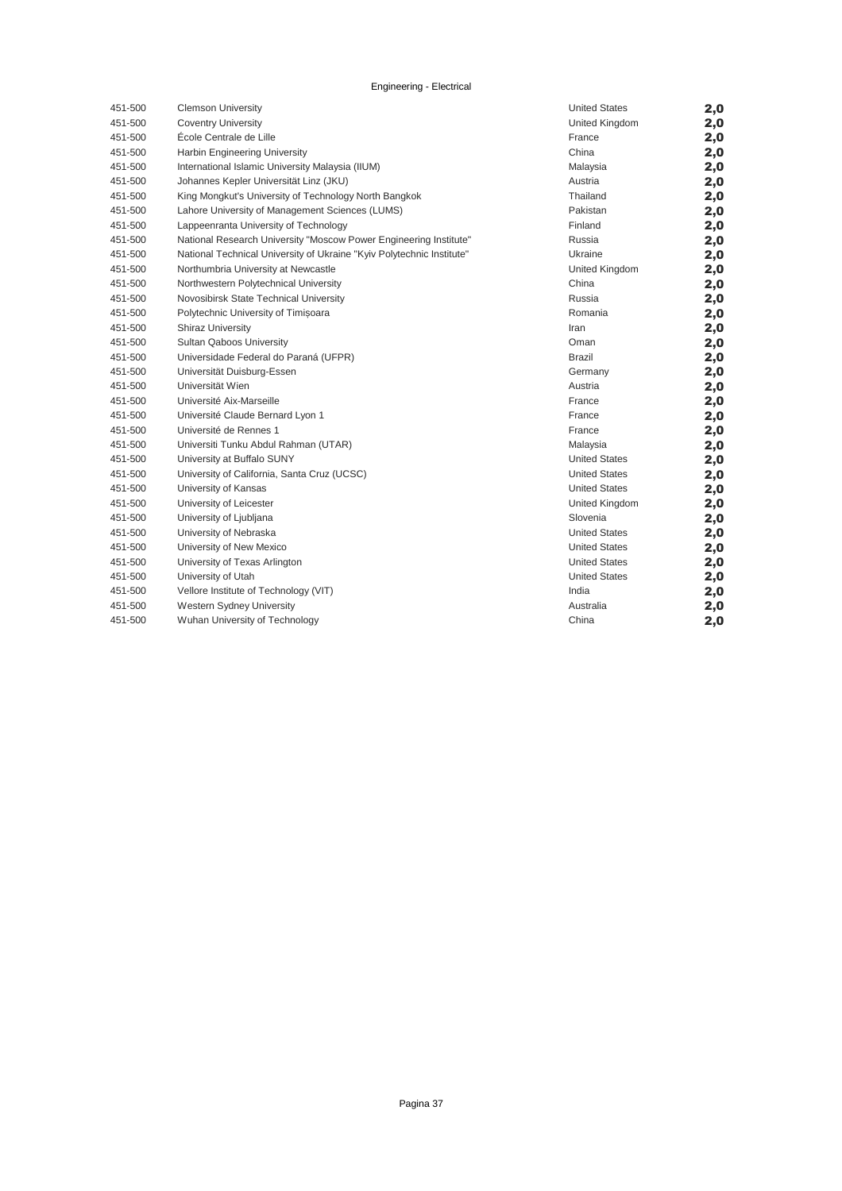## Engineering - Electrical

| | | | |
|---|---|---|---|
| 451-500 | Clemson University | United States | **2,0** |
| 451-500 | Coventry University | United Kingdom | **2,0** |
| 451-500 | École Centrale de Lille | France | **2,0** |
| 451-500 | Harbin Engineering University | China | **2,0** |
| 451-500 | International Islamic University Malaysia (IIUM) | Malaysia | **2,0** |
| 451-500 | Johannes Kepler Universität Linz (JKU) | Austria | **2,0** |
| 451-500 | King Mongkut's University of Technology North Bangkok | Thailand | **2,0** |
| 451-500 | Lahore University of Management Sciences (LUMS) | Pakistan | **2,0** |
| 451-500 | Lappeenranta University of Technology | Finland | **2,0** |
| 451-500 | National Research University "Moscow Power Engineering Institute" | Russia | **2,0** |
| 451-500 | National Technical University of Ukraine "Kyiv Polytechnic Institute" | Ukraine | **2,0** |
| 451-500 | Northumbria University at Newcastle | United Kingdom | **2,0** |
| 451-500 | Northwestern Polytechnical University | China | **2,0** |
| 451-500 | Novosibirsk State Technical University | Russia | **2,0** |
| 451-500 | Polytechnic University of Timișoara | Romania | **2,0** |
| 451-500 | Shiraz University | Iran | **2,0** |
| 451-500 | Sultan Qaboos University | Oman | **2,0** |
| 451-500 | Universidade Federal do Paraná (UFPR) | Brazil | **2,0** |
| 451-500 | Universität Duisburg-Essen | Germany | **2,0** |
| 451-500 | Universität Wien | Austria | **2,0** |
| 451-500 | Université Aix-Marseille | France | **2,0** |
| 451-500 | Université Claude Bernard Lyon 1 | France | **2,0** |
| 451-500 | Université de Rennes 1 | France | **2,0** |
| 451-500 | Universiti Tunku Abdul Rahman (UTAR) | Malaysia | **2,0** |
| 451-500 | University at Buffalo SUNY | United States | **2,0** |
| 451-500 | University of California, Santa Cruz (UCSC) | United States | **2,0** |
| 451-500 | University of Kansas | United States | **2,0** |
| 451-500 | University of Leicester | United Kingdom | **2,0** |
| 451-500 | University of Ljubljana | Slovenia | **2,0** |
| 451-500 | University of Nebraska | United States | **2,0** |
| 451-500 | University of New Mexico | United States | **2,0** |
| 451-500 | University of Texas Arlington | United States | **2,0** |
| 451-500 | University of Utah | United States | **2,0** |
| 451-500 | Vellore Institute of Technology (VIT) | India | **2,0** |
| 451-500 | Western Sydney University | Australia | **2,0** |
| 451-500 | Wuhan University of Technology | China | **2,0** |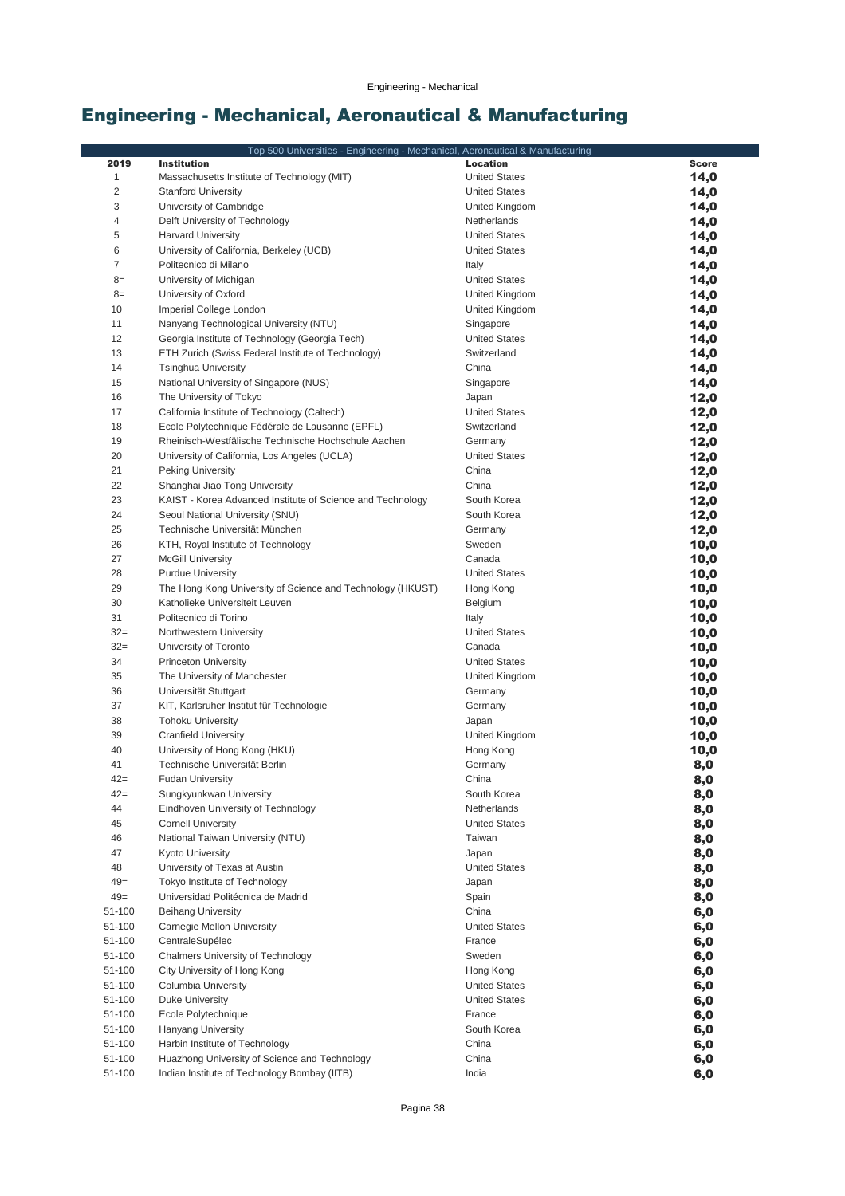# Engineering - Mechanical, Aeronautical & Manufacturing

| Top 500 Universities - Engineering - Mechanical, Aeronautical & Manufacturing | | | |
|---|---|---|---|
| **2019** | **Institution** | **Location** | **Score** |
| 1 | Massachusetts Institute of Technology (MIT) | United States | **14,0** |
| 2 | Stanford University | United States | **14,0** |
| 3 | University of Cambridge | United Kingdom | **14,0** |
| 4 | Delft University of Technology | Netherlands | **14,0** |
| 5 | Harvard University | United States | **14,0** |
| 6 | University of California, Berkeley (UCB) | United States | **14,0** |
| 7 | Politecnico di Milano | Italy | **14,0** |
| 8= | University of Michigan | United States | **14,0** |
| 8= | University of Oxford | United Kingdom | **14,0** |
| 10 | Imperial College London | United Kingdom | **14,0** |
| 11 | Nanyang Technological University (NTU) | Singapore | **14,0** |
| 12 | Georgia Institute of Technology (Georgia Tech) | United States | **14,0** |
| 13 | ETH Zurich (Swiss Federal Institute of Technology) | Switzerland | **14,0** |
| 14 | Tsinghua University | China | **14,0** |
| 15 | National University of Singapore (NUS) | Singapore | **14,0** |
| 16 | The University of Tokyo | Japan | **12,0** |
| 17 | California Institute of Technology (Caltech) | United States | **12,0** |
| 18 | Ecole Polytechnique Fédérale de Lausanne (EPFL) | Switzerland | **12,0** |
| 19 | Rheinisch-Westfälische Technische Hochschule Aachen | Germany | **12,0** |
| 20 | University of California, Los Angeles (UCLA) | United States | **12,0** |
| 21 | Peking University | China | **12,0** |
| 22 | Shanghai Jiao Tong University | China | **12,0** |
| 23 | KAIST - Korea Advanced Institute of Science and Technology | South Korea | **12,0** |
| 24 | Seoul National University (SNU) | South Korea | **12,0** |
| 25 | Technische Universität München | Germany | **12,0** |
| 26 | KTH, Royal Institute of Technology | Sweden | **10,0** |
| 27 | McGill University | Canada | **10,0** |
| 28 | Purdue University | United States | **10,0** |
| 29 | The Hong Kong University of Science and Technology (HKUST) | Hong Kong | **10,0** |
| 30 | Katholieke Universiteit Leuven | Belgium | **10,0** |
| 31 | Politecnico di Torino | Italy | **10,0** |
| 32= | Northwestern University | United States | **10,0** |
| 32= | University of Toronto | Canada | **10,0** |
| 34 | Princeton University | United States | **10,0** |
| 35 | The University of Manchester | United Kingdom | **10,0** |
| 36 | Universität Stuttgart | Germany | **10,0** |
| 37 | KIT, Karlsruher Institut für Technologie | Germany | **10,0** |
| 38 | Tohoku University | Japan | **10,0** |
| 39 | Cranfield University | United Kingdom | **10,0** |
| 40 | University of Hong Kong (HKU) | Hong Kong | **10,0** |
| 41 | Technische Universität Berlin | Germany | **8,0** |
| 42= | Fudan University | China | **8,0** |
| 42= | Sungkyunkwan University | South Korea | **8,0** |
| 44 | Eindhoven University of Technology | Netherlands | **8,0** |
| 45 | Cornell University | United States | **8,0** |
| 46 | National Taiwan University (NTU) | Taiwan | **8,0** |
| 47 | Kyoto University | Japan | **8,0** |
| 48 | University of Texas at Austin | United States | **8,0** |
| 49= | Tokyo Institute of Technology | Japan | **8,0** |
| 49= | Universidad Politécnica de Madrid | Spain | **8,0** |
| 51-100 | Beihang University | China | **6,0** |
| 51-100 | Carnegie Mellon University | United States | **6,0** |
| 51-100 | CentraleSupélec | France | **6,0** |
| 51-100 | Chalmers University of Technology | Sweden | **6,0** |
| 51-100 | City University of Hong Kong | Hong Kong | **6,0** |
| 51-100 | Columbia University | United States | **6,0** |
| 51-100 | Duke University | United States | **6,0** |
| 51-100 | Ecole Polytechnique | France | **6,0** |
| 51-100 | Hanyang University | South Korea | **6,0** |
| 51-100 | Harbin Institute of Technology | China | **6,0** |
| 51-100 | Huazhong University of Science and Technology | China | **6,0** |
| 51-100 | Indian Institute of Technology Bombay (IITB) | India | **6,0** |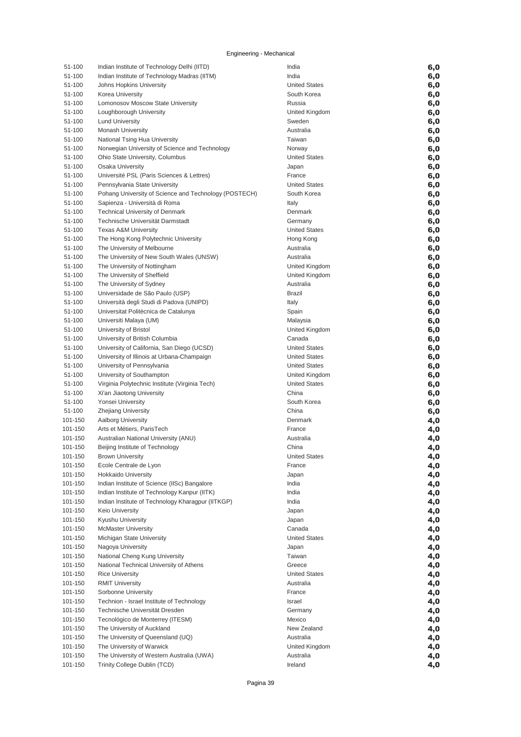Engineering - Mechanical

| | | | |
|---|---|---|---|
| 51-100 | Indian Institute of Technology Delhi (IITD) | India | 6,0 |
| 51-100 | Indian Institute of Technology Madras (IITM) | India | 6,0 |
| 51-100 | Johns Hopkins University | United States | 6,0 |
| 51-100 | Korea University | South Korea | 6,0 |
| 51-100 | Lomonosov Moscow State University | Russia | 6,0 |
| 51-100 | Loughborough University | United Kingdom | 6,0 |
| 51-100 | Lund University | Sweden | 6,0 |
| 51-100 | Monash University | Australia | 6,0 |
| 51-100 | National Tsing Hua University | Taiwan | 6,0 |
| 51-100 | Norwegian University of Science and Technology | Norway | 6,0 |
| 51-100 | Ohio State University, Columbus | United States | 6,0 |
| 51-100 | Osaka University | Japan | 6,0 |
| 51-100 | Université PSL (Paris Sciences & Lettres) | France | 6,0 |
| 51-100 | Pennsylvania State University | United States | 6,0 |
| 51-100 | Pohang University of Science and Technology (POSTECH) | South Korea | 6,0 |
| 51-100 | Sapienza - Università di Roma | Italy | 6,0 |
| 51-100 | Technical University of Denmark | Denmark | 6,0 |
| 51-100 | Technische Universität Darmstadt | Germany | 6,0 |
| 51-100 | Texas A&M University | United States | 6,0 |
| 51-100 | The Hong Kong Polytechnic University | Hong Kong | 6,0 |
| 51-100 | The University of Melbourne | Australia | 6,0 |
| 51-100 | The University of New South Wales (UNSW) | Australia | 6,0 |
| 51-100 | The University of Nottingham | United Kingdom | 6,0 |
| 51-100 | The University of Sheffield | United Kingdom | 6,0 |
| 51-100 | The University of Sydney | Australia | 6,0 |
| 51-100 | Universidade de São Paulo (USP) | Brazil | 6,0 |
| 51-100 | Università degli Studi di Padova (UNIPD) | Italy | 6,0 |
| 51-100 | Universitat Politècnica de Catalunya | Spain | 6,0 |
| 51-100 | Universiti Malaya (UM) | Malaysia | 6,0 |
| 51-100 | University of Bristol | United Kingdom | 6,0 |
| 51-100 | University of British Columbia | Canada | 6,0 |
| 51-100 | University of California, San Diego (UCSD) | United States | 6,0 |
| 51-100 | University of Illinois at Urbana-Champaign | United States | 6,0 |
| 51-100 | University of Pennsylvania | United States | 6,0 |
| 51-100 | University of Southampton | United Kingdom | 6,0 |
| 51-100 | Virginia Polytechnic Institute (Virginia Tech) | United States | 6,0 |
| 51-100 | Xi'an Jiaotong University | China | 6,0 |
| 51-100 | Yonsei University | South Korea | 6,0 |
| 51-100 | Zhejiang University | China | 6,0 |
| 101-150 | Aalborg University | Denmark | 4,0 |
| 101-150 | Arts et Métiers, ParisTech | France | 4,0 |
| 101-150 | Australian National University (ANU) | Australia | 4,0 |
| 101-150 | Beijing Institute of Technology | China | 4,0 |
| 101-150 | Brown University | United States | 4,0 |
| 101-150 | Ecole Centrale de Lyon | France | 4,0 |
| 101-150 | Hokkaido University | Japan | 4,0 |
| 101-150 | Indian Institute of Science (IISc) Bangalore | India | 4,0 |
| 101-150 | Indian Institute of Technology Kanpur (IITK) | India | 4,0 |
| 101-150 | Indian Institute of Technology Kharagpur (IITKGP) | India | 4,0 |
| 101-150 | Keio University | Japan | 4,0 |
| 101-150 | Kyushu University | Japan | 4,0 |
| 101-150 | McMaster University | Canada | 4,0 |
| 101-150 | Michigan State University | United States | 4,0 |
| 101-150 | Nagoya University | Japan | 4,0 |
| 101-150 | National Cheng Kung University | Taiwan | 4,0 |
| 101-150 | National Technical University of Athens | Greece | 4,0 |
| 101-150 | Rice University | United States | 4,0 |
| 101-150 | RMIT University | Australia | 4,0 |
| 101-150 | Sorbonne University | France | 4,0 |
| 101-150 | Technion - Israel Institute of Technology | Israel | 4,0 |
| 101-150 | Technische Universität Dresden | Germany | 4,0 |
| 101-150 | Tecnológico de Monterrey (ITESM) | Mexico | 4,0 |
| 101-150 | The University of Auckland | New Zealand | 4,0 |
| 101-150 | The University of Queensland (UQ) | Australia | 4,0 |
| 101-150 | The University of Warwick | United Kingdom | 4,0 |
| 101-150 | The University of Western Australia (UWA) | Australia | 4,0 |
| 101-150 | Trinity College Dublin (TCD) | Ireland | 4,0 |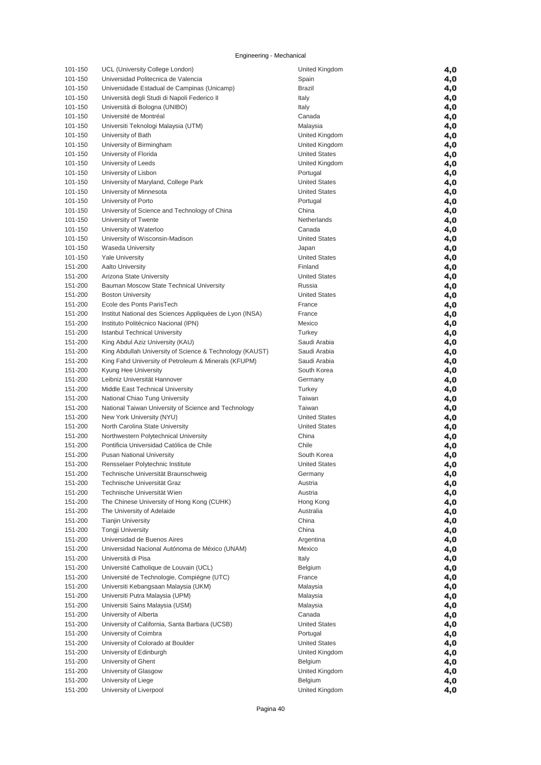Engineering - Mechanical

| | | | |
|---|---|---|---|
| 101-150 | UCL (University College London) | United Kingdom | 4,0 |
| 101-150 | Universidad Politecnica de Valencia | Spain | 4,0 |
| 101-150 | Universidade Estadual de Campinas (Unicamp) | Brazil | 4,0 |
| 101-150 | Università degli Studi di Napoli Federico II | Italy | 4,0 |
| 101-150 | Università di Bologna (UNIBO) | Italy | 4,0 |
| 101-150 | Université de Montréal | Canada | 4,0 |
| 101-150 | Universiti Teknologi Malaysia (UTM) | Malaysia | 4,0 |
| 101-150 | University of Bath | United Kingdom | 4,0 |
| 101-150 | University of Birmingham | United Kingdom | 4,0 |
| 101-150 | University of Florida | United States | 4,0 |
| 101-150 | University of Leeds | United Kingdom | 4,0 |
| 101-150 | University of Lisbon | Portugal | 4,0 |
| 101-150 | University of Maryland, College Park | United States | 4,0 |
| 101-150 | University of Minnesota | United States | 4,0 |
| 101-150 | University of Porto | Portugal | 4,0 |
| 101-150 | University of Science and Technology of China | China | 4,0 |
| 101-150 | University of Twente | Netherlands | 4,0 |
| 101-150 | University of Waterloo | Canada | 4,0 |
| 101-150 | University of Wisconsin-Madison | United States | 4,0 |
| 101-150 | Waseda University | Japan | 4,0 |
| 101-150 | Yale University | United States | 4,0 |
| 151-200 | Aalto University | Finland | 4,0 |
| 151-200 | Arizona State University | United States | 4,0 |
| 151-200 | Bauman Moscow State Technical University | Russia | 4,0 |
| 151-200 | Boston University | United States | 4,0 |
| 151-200 | Ecole des Ponts ParisTech | France | 4,0 |
| 151-200 | Institut National des Sciences Appliquées de Lyon (INSA) | France | 4,0 |
| 151-200 | Instituto Politécnico Nacional (IPN) | Mexico | 4,0 |
| 151-200 | Istanbul Technical University | Turkey | 4,0 |
| 151-200 | King Abdul Aziz University (KAU) | Saudi Arabia | 4,0 |
| 151-200 | King Abdullah University of Science & Technology (KAUST) | Saudi Arabia | 4,0 |
| 151-200 | King Fahd University of Petroleum & Minerals (KFUPM) | Saudi Arabia | 4,0 |
| 151-200 | Kyung Hee University | South Korea | 4,0 |
| 151-200 | Leibniz Universität Hannover | Germany | 4,0 |
| 151-200 | Middle East Technical University | Turkey | 4,0 |
| 151-200 | National Chiao Tung University | Taiwan | 4,0 |
| 151-200 | National Taiwan University of Science and Technology | Taiwan | 4,0 |
| 151-200 | New York University (NYU) | United States | 4,0 |
| 151-200 | North Carolina State University | United States | 4,0 |
| 151-200 | Northwestern Polytechnical University | China | 4,0 |
| 151-200 | Pontificia Universidad Católica de Chile | Chile | 4,0 |
| 151-200 | Pusan National University | South Korea | 4,0 |
| 151-200 | Rensselaer Polytechnic Institute | United States | 4,0 |
| 151-200 | Technische Universität Braunschweig | Germany | 4,0 |
| 151-200 | Technische Universität Graz | Austria | 4,0 |
| 151-200 | Technische Universität Wien | Austria | 4,0 |
| 151-200 | The Chinese University of Hong Kong (CUHK) | Hong Kong | 4,0 |
| 151-200 | The University of Adelaide | Australia | 4,0 |
| 151-200 | Tianjin University | China | 4,0 |
| 151-200 | Tongji University | China | 4,0 |
| 151-200 | Universidad de Buenos Aires | Argentina | 4,0 |
| 151-200 | Universidad Nacional Autónoma de México (UNAM) | Mexico | 4,0 |
| 151-200 | Università di Pisa | Italy | 4,0 |
| 151-200 | Université Catholique de Louvain (UCL) | Belgium | 4,0 |
| 151-200 | Université de Technologie, Compiègne (UTC) | France | 4,0 |
| 151-200 | Universiti Kebangsaan Malaysia (UKM) | Malaysia | 4,0 |
| 151-200 | Universiti Putra Malaysia (UPM) | Malaysia | 4,0 |
| 151-200 | Universiti Sains Malaysia (USM) | Malaysia | 4,0 |
| 151-200 | University of Alberta | Canada | 4,0 |
| 151-200 | University of California, Santa Barbara (UCSB) | United States | 4,0 |
| 151-200 | University of Coimbra | Portugal | 4,0 |
| 151-200 | University of Colorado at Boulder | United States | 4,0 |
| 151-200 | University of Edinburgh | United Kingdom | 4,0 |
| 151-200 | University of Ghent | Belgium | 4,0 |
| 151-200 | University of Glasgow | United Kingdom | 4,0 |
| 151-200 | University of Liege | Belgium | 4,0 |
| 151-200 | University of Liverpool | United Kingdom | 4,0 |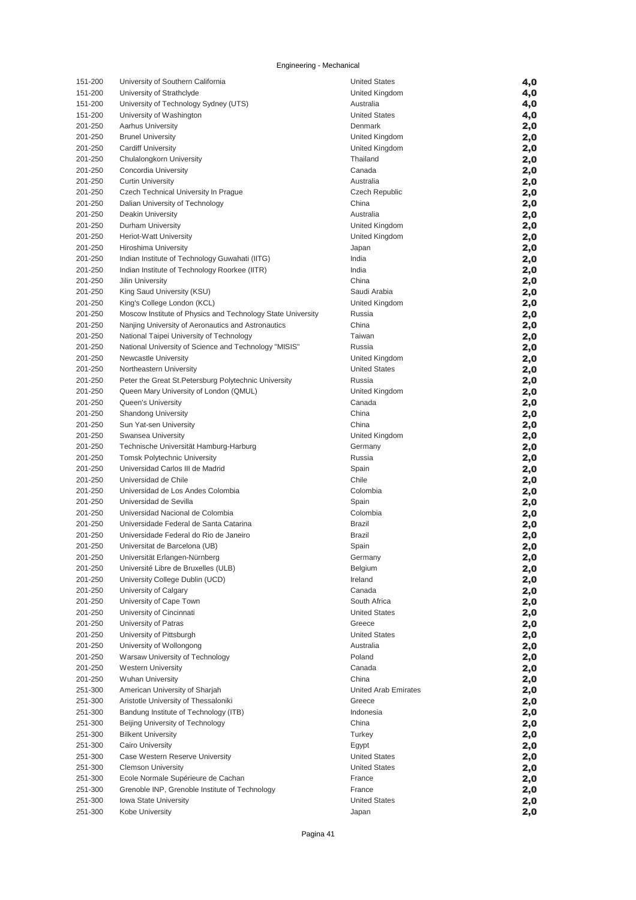Engineering - Mechanical

| | | | |
|---|---|---|---|
| 151-200 | University of Southern California | United States | **4,0** |
| 151-200 | University of Strathclyde | United Kingdom | **4,0** |
| 151-200 | University of Technology Sydney (UTS) | Australia | **4,0** |
| 151-200 | University of Washington | United States | **4,0** |
| 201-250 | Aarhus University | Denmark | **2,0** |
| 201-250 | Brunel University | United Kingdom | **2,0** |
| 201-250 | Cardiff University | United Kingdom | **2,0** |
| 201-250 | Chulalongkorn University | Thailand | **2,0** |
| 201-250 | Concordia University | Canada | **2,0** |
| 201-250 | Curtin University | Australia | **2,0** |
| 201-250 | Czech Technical University In Prague | Czech Republic | **2,0** |
| 201-250 | Dalian University of Technology | China | **2,0** |
| 201-250 | Deakin University | Australia | **2,0** |
| 201-250 | Durham University | United Kingdom | **2,0** |
| 201-250 | Heriot-Watt University | United Kingdom | **2,0** |
| 201-250 | Hiroshima University | Japan | **2,0** |
| 201-250 | Indian Institute of Technology Guwahati (IITG) | India | **2,0** |
| 201-250 | Indian Institute of Technology Roorkee (IITR) | India | **2,0** |
| 201-250 | Jilin University | China | **2,0** |
| 201-250 | King Saud University (KSU) | Saudi Arabia | **2,0** |
| 201-250 | King's College London (KCL) | United Kingdom | **2,0** |
| 201-250 | Moscow Institute of Physics and Technology State University | Russia | **2,0** |
| 201-250 | Nanjing University of Aeronautics and Astronautics | China | **2,0** |
| 201-250 | National Taipei University of Technology | Taiwan | **2,0** |
| 201-250 | National University of Science and Technology "MISIS" | Russia | **2,0** |
| 201-250 | Newcastle University | United Kingdom | **2,0** |
| 201-250 | Northeastern University | United States | **2,0** |
| 201-250 | Peter the Great St.Petersburg Polytechnic University | Russia | **2,0** |
| 201-250 | Queen Mary University of London (QMUL) | United Kingdom | **2,0** |
| 201-250 | Queen's University | Canada | **2,0** |
| 201-250 | Shandong University | China | **2,0** |
| 201-250 | Sun Yat-sen University | China | **2,0** |
| 201-250 | Swansea University | United Kingdom | **2,0** |
| 201-250 | Technische Universität Hamburg-Harburg | Germany | **2,0** |
| 201-250 | Tomsk Polytechnic University | Russia | **2,0** |
| 201-250 | Universidad Carlos III de Madrid | Spain | **2,0** |
| 201-250 | Universidad de Chile | Chile | **2,0** |
| 201-250 | Universidad de Los Andes Colombia | Colombia | **2,0** |
| 201-250 | Universidad de Sevilla | Spain | **2,0** |
| 201-250 | Universidad Nacional de Colombia | Colombia | **2,0** |
| 201-250 | Universidade Federal de Santa Catarina | Brazil | **2,0** |
| 201-250 | Universidade Federal do Rio de Janeiro | Brazil | **2,0** |
| 201-250 | Universitat de Barcelona (UB) | Spain | **2,0** |
| 201-250 | Universität Erlangen-Nürnberg | Germany | **2,0** |
| 201-250 | Université Libre de Bruxelles (ULB) | Belgium | **2,0** |
| 201-250 | University College Dublin (UCD) | Ireland | **2,0** |
| 201-250 | University of Calgary | Canada | **2,0** |
| 201-250 | University of Cape Town | South Africa | **2,0** |
| 201-250 | University of Cincinnati | United States | **2,0** |
| 201-250 | University of Patras | Greece | **2,0** |
| 201-250 | University of Pittsburgh | United States | **2,0** |
| 201-250 | University of Wollongong | Australia | **2,0** |
| 201-250 | Warsaw University of Technology | Poland | **2,0** |
| 201-250 | Western University | Canada | **2,0** |
| 201-250 | Wuhan University | China | **2,0** |
| 251-300 | American University of Sharjah | United Arab Emirates | **2,0** |
| 251-300 | Aristotle University of Thessaloniki | Greece | **2,0** |
| 251-300 | Bandung Institute of Technology (ITB) | Indonesia | **2,0** |
| 251-300 | Beijing University of Technology | China | **2,0** |
| 251-300 | Bilkent University | Turkey | **2,0** |
| 251-300 | Cairo University | Egypt | **2,0** |
| 251-300 | Case Western Reserve University | United States | **2,0** |
| 251-300 | Clemson University | United States | **2,0** |
| 251-300 | Ecole Normale Supérieure de Cachan | France | **2,0** |
| 251-300 | Grenoble INP, Grenoble Institute of Technology | France | **2,0** |
| 251-300 | Iowa State University | United States | **2,0** |
| 251-300 | Kobe University | Japan | **2,0** |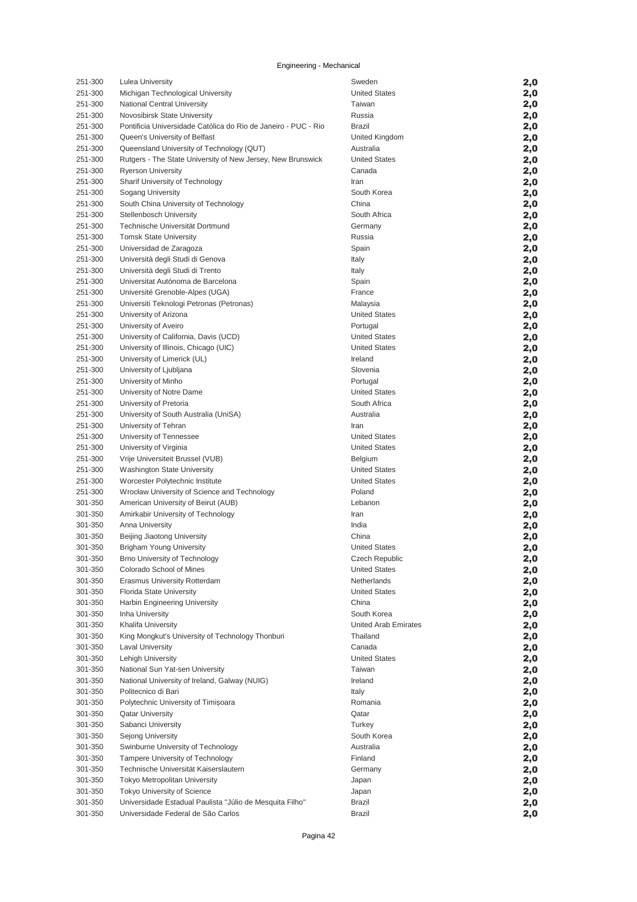Engineering - Mechanical

| | | | |
|---|---|---|---|
| 251-300 | Lulea University | Sweden | 2,0 |
| 251-300 | Michigan Technological University | United States | 2,0 |
| 251-300 | National Central University | Taiwan | 2,0 |
| 251-300 | Novosibirsk State University | Russia | 2,0 |
| 251-300 | Pontificia Universidade Católica do Rio de Janeiro - PUC - Rio | Brazil | 2,0 |
| 251-300 | Queen's University of Belfast | United Kingdom | 2,0 |
| 251-300 | Queensland University of Technology (QUT) | Australia | 2,0 |
| 251-300 | Rutgers - The State University of New Jersey, New Brunswick | United States | 2,0 |
| 251-300 | Ryerson University | Canada | 2,0 |
| 251-300 | Sharif University of Technology | Iran | 2,0 |
| 251-300 | Sogang University | South Korea | 2,0 |
| 251-300 | South China University of Technology | China | 2,0 |
| 251-300 | Stellenbosch University | South Africa | 2,0 |
| 251-300 | Technische Universität Dortmund | Germany | 2,0 |
| 251-300 | Tomsk State University | Russia | 2,0 |
| 251-300 | Universidad de Zaragoza | Spain | 2,0 |
| 251-300 | Università degli Studi di Genova | Italy | 2,0 |
| 251-300 | Università degli Studi di Trento | Italy | 2,0 |
| 251-300 | Universitat Autónoma de Barcelona | Spain | 2,0 |
| 251-300 | Université Grenoble-Alpes (UGA) | France | 2,0 |
| 251-300 | Universiti Teknologi Petronas (Petronas) | Malaysia | 2,0 |
| 251-300 | University of Arizona | United States | 2,0 |
| 251-300 | University of Aveiro | Portugal | 2,0 |
| 251-300 | University of California, Davis (UCD) | United States | 2,0 |
| 251-300 | University of Illinois, Chicago (UIC) | United States | 2,0 |
| 251-300 | University of Limerick (UL) | Ireland | 2,0 |
| 251-300 | University of Ljubljana | Slovenia | 2,0 |
| 251-300 | University of Minho | Portugal | 2,0 |
| 251-300 | University of Notre Dame | United States | 2,0 |
| 251-300 | University of Pretoria | South Africa | 2,0 |
| 251-300 | University of South Australia (UniSA) | Australia | 2,0 |
| 251-300 | University of Tehran | Iran | 2,0 |
| 251-300 | University of Tennessee | United States | 2,0 |
| 251-300 | University of Virginia | United States | 2,0 |
| 251-300 | Vrije Universiteit Brussel (VUB) | Belgium | 2,0 |
| 251-300 | Washington State University | United States | 2,0 |
| 251-300 | Worcester Polytechnic Institute | United States | 2,0 |
| 251-300 | Wrocław University of Science and Technology | Poland | 2,0 |
| 301-350 | American University of Beirut (AUB) | Lebanon | 2,0 |
| 301-350 | Amirkabir University of Technology | Iran | 2,0 |
| 301-350 | Anna University | India | 2,0 |
| 301-350 | Beijing Jiaotong University | China | 2,0 |
| 301-350 | Brigham Young University | United States | 2,0 |
| 301-350 | Brno University of Technology | Czech Republic | 2,0 |
| 301-350 | Colorado School of Mines | United States | 2,0 |
| 301-350 | Erasmus University Rotterdam | Netherlands | 2,0 |
| 301-350 | Florida State University | United States | 2,0 |
| 301-350 | Harbin Engineering University | China | 2,0 |
| 301-350 | Inha University | South Korea | 2,0 |
| 301-350 | Khalifa University | United Arab Emirates | 2,0 |
| 301-350 | King Mongkut's University of Technology Thonburi | Thailand | 2,0 |
| 301-350 | Laval University | Canada | 2,0 |
| 301-350 | Lehigh University | United States | 2,0 |
| 301-350 | National Sun Yat-sen University | Taiwan | 2,0 |
| 301-350 | National University of Ireland, Galway (NUIG) | Ireland | 2,0 |
| 301-350 | Politecnico di Bari | Italy | 2,0 |
| 301-350 | Polytechnic University of Timişoara | Romania | 2,0 |
| 301-350 | Qatar University | Qatar | 2,0 |
| 301-350 | Sabanci University | Turkey | 2,0 |
| 301-350 | Sejong University | South Korea | 2,0 |
| 301-350 | Swinburne University of Technology | Australia | 2,0 |
| 301-350 | Tampere University of Technology | Finland | 2,0 |
| 301-350 | Technische Universität Kaiserslautern | Germany | 2,0 |
| 301-350 | Tokyo Metropolitan University | Japan | 2,0 |
| 301-350 | Tokyo University of Science | Japan | 2,0 |
| 301-350 | Universidade Estadual Paulista "Júlio de Mesquita Filho" | Brazil | 2,0 |
| 301-350 | Universidade Federal de São Carlos | Brazil | 2,0 |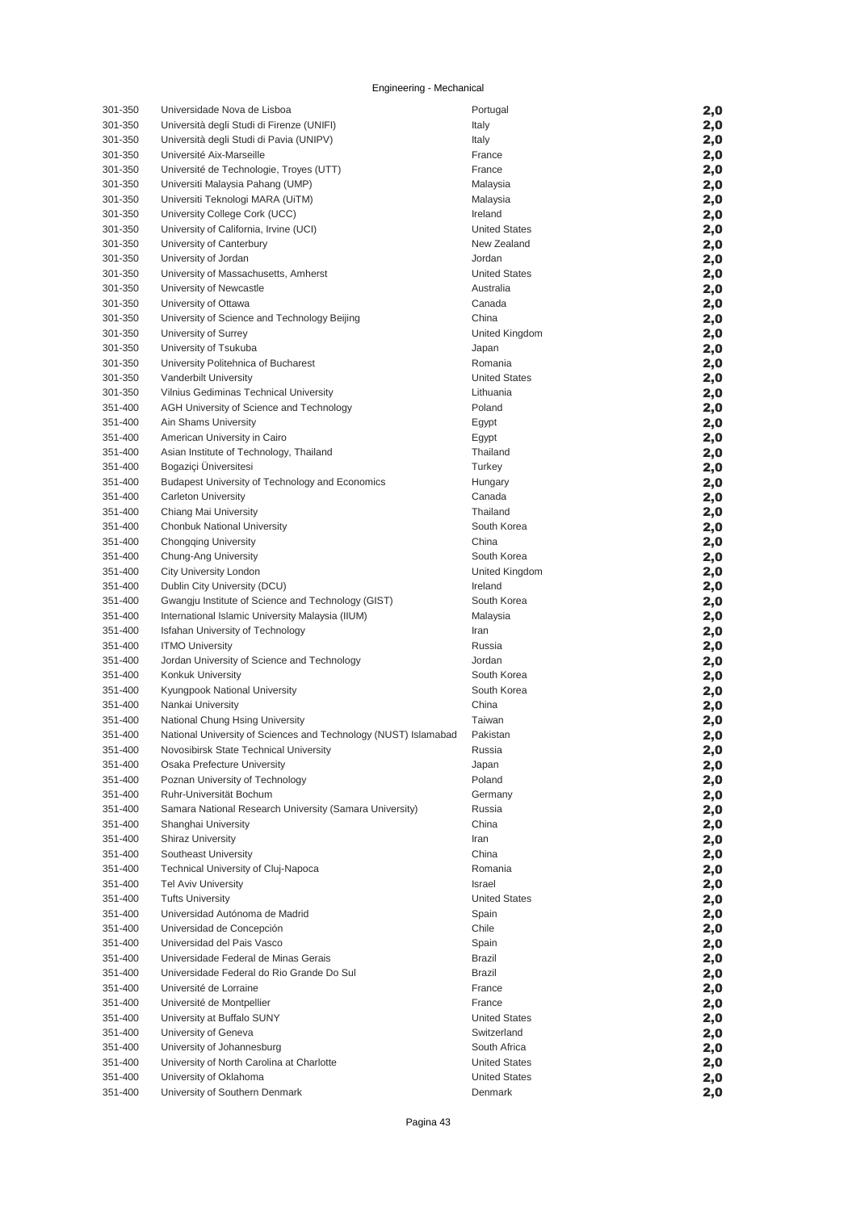Engineering - Mechanical

| | | | |
|---|---|---|---|
| 301-350 | Universidade Nova de Lisboa | Portugal | 2,0 |
| 301-350 | Università degli Studi di Firenze (UNIFI) | Italy | 2,0 |
| 301-350 | Università degli Studi di Pavia (UNIPV) | Italy | 2,0 |
| 301-350 | Université Aix-Marseille | France | 2,0 |
| 301-350 | Université de Technologie, Troyes (UTT) | France | 2,0 |
| 301-350 | Universiti Malaysia Pahang (UMP) | Malaysia | 2,0 |
| 301-350 | Universiti Teknologi MARA (UiTM) | Malaysia | 2,0 |
| 301-350 | University College Cork (UCC) | Ireland | 2,0 |
| 301-350 | University of California, Irvine (UCI) | United States | 2,0 |
| 301-350 | University of Canterbury | New Zealand | 2,0 |
| 301-350 | University of Jordan | Jordan | 2,0 |
| 301-350 | University of Massachusetts, Amherst | United States | 2,0 |
| 301-350 | University of Newcastle | Australia | 2,0 |
| 301-350 | University of Ottawa | Canada | 2,0 |
| 301-350 | University of Science and Technology Beijing | China | 2,0 |
| 301-350 | University of Surrey | United Kingdom | 2,0 |
| 301-350 | University of Tsukuba | Japan | 2,0 |
| 301-350 | University Politehnica of Bucharest | Romania | 2,0 |
| 301-350 | Vanderbilt University | United States | 2,0 |
| 301-350 | Vilnius Gediminas Technical University | Lithuania | 2,0 |
| 351-400 | AGH University of Science and Technology | Poland | 2,0 |
| 351-400 | Ain Shams University | Egypt | 2,0 |
| 351-400 | American University in Cairo | Egypt | 2,0 |
| 351-400 | Asian Institute of Technology, Thailand | Thailand | 2,0 |
| 351-400 | Bogaziçi Üniversitesi | Turkey | 2,0 |
| 351-400 | Budapest University of Technology and Economics | Hungary | 2,0 |
| 351-400 | Carleton University | Canada | 2,0 |
| 351-400 | Chiang Mai University | Thailand | 2,0 |
| 351-400 | Chonbuk National University | South Korea | 2,0 |
| 351-400 | Chongqing University | China | 2,0 |
| 351-400 | Chung-Ang University | South Korea | 2,0 |
| 351-400 | City University London | United Kingdom | 2,0 |
| 351-400 | Dublin City University (DCU) | Ireland | 2,0 |
| 351-400 | Gwangju Institute of Science and Technology (GIST) | South Korea | 2,0 |
| 351-400 | International Islamic University Malaysia (IIUM) | Malaysia | 2,0 |
| 351-400 | Isfahan University of Technology | Iran | 2,0 |
| 351-400 | ITMO University | Russia | 2,0 |
| 351-400 | Jordan University of Science and Technology | Jordan | 2,0 |
| 351-400 | Konkuk University | South Korea | 2,0 |
| 351-400 | Kyungpook National University | South Korea | 2,0 |
| 351-400 | Nankai University | China | 2,0 |
| 351-400 | National Chung Hsing University | Taiwan | 2,0 |
| 351-400 | National University of Sciences and Technology (NUST) Islamabad | Pakistan | 2,0 |
| 351-400 | Novosibirsk State Technical University | Russia | 2,0 |
| 351-400 | Osaka Prefecture University | Japan | 2,0 |
| 351-400 | Poznan University of Technology | Poland | 2,0 |
| 351-400 | Ruhr-Universität Bochum | Germany | 2,0 |
| 351-400 | Samara National Research University (Samara University) | Russia | 2,0 |
| 351-400 | Shanghai University | China | 2,0 |
| 351-400 | Shiraz University | Iran | 2,0 |
| 351-400 | Southeast University | China | 2,0 |
| 351-400 | Technical University of Cluj-Napoca | Romania | 2,0 |
| 351-400 | Tel Aviv University | Israel | 2,0 |
| 351-400 | Tufts University | United States | 2,0 |
| 351-400 | Universidad Autónoma de Madrid | Spain | 2,0 |
| 351-400 | Universidad de Concepción | Chile | 2,0 |
| 351-400 | Universidad del Pais Vasco | Spain | 2,0 |
| 351-400 | Universidade Federal de Minas Gerais | Brazil | 2,0 |
| 351-400 | Universidade Federal do Rio Grande Do Sul | Brazil | 2,0 |
| 351-400 | Université de Lorraine | France | 2,0 |
| 351-400 | Université de Montpellier | France | 2,0 |
| 351-400 | University at Buffalo SUNY | United States | 2,0 |
| 351-400 | University of Geneva | Switzerland | 2,0 |
| 351-400 | University of Johannesburg | South Africa | 2,0 |
| 351-400 | University of North Carolina at Charlotte | United States | 2,0 |
| 351-400 | University of Oklahoma | United States | 2,0 |
| 351-400 | University of Southern Denmark | Denmark | 2,0 |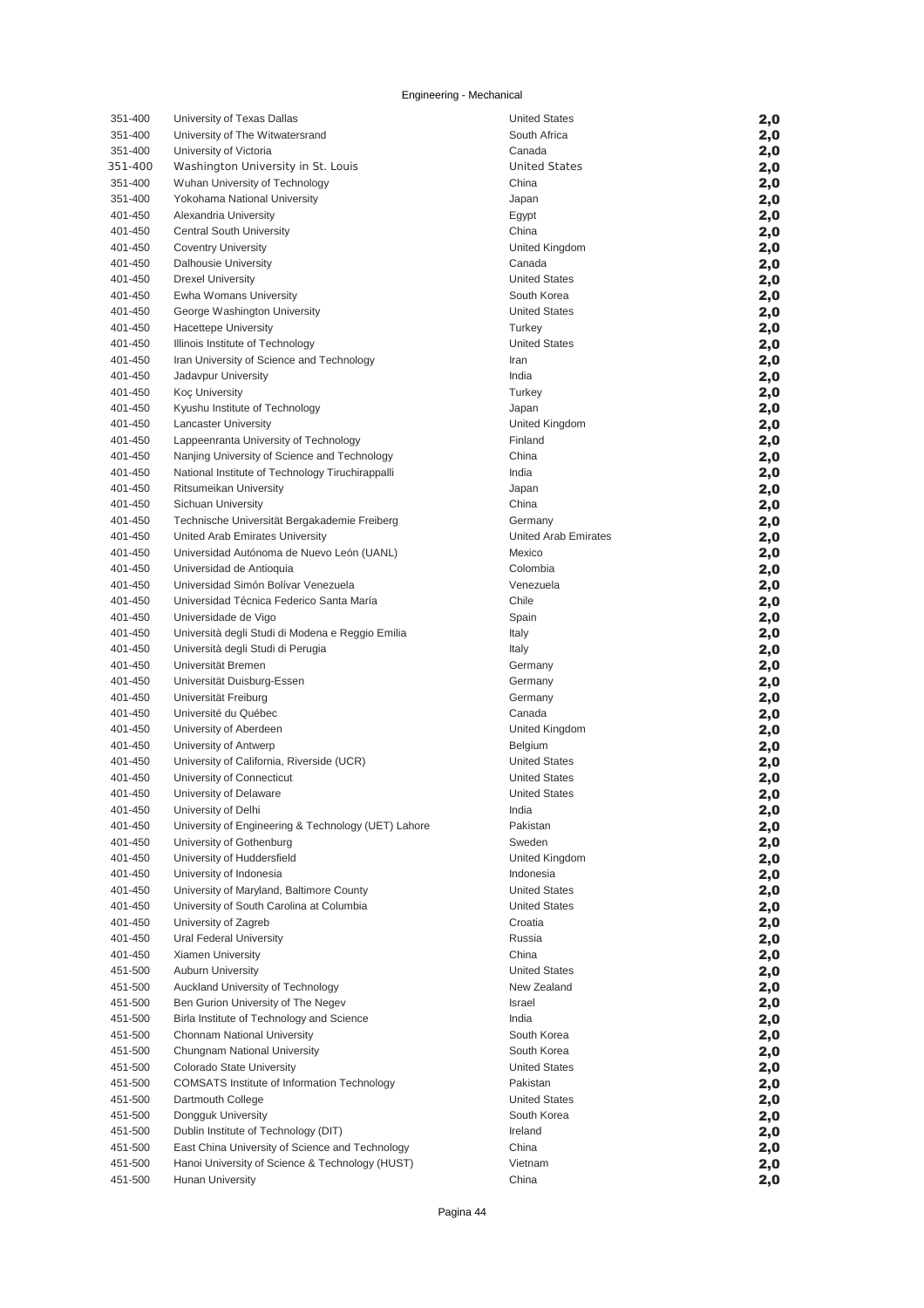Engineering - Mechanical

| Rank | Institution | Country | Score |
|---|---|---|---|
| 351-400 | University of Texas Dallas | United States | 2,0 |
| 351-400 | University of The Witwatersrand | South Africa | 2,0 |
| 351-400 | University of Victoria | Canada | 2,0 |
| 351-400 | Washington University in St. Louis | United States | 2,0 |
| 351-400 | Wuhan University of Technology | China | 2,0 |
| 351-400 | Yokohama National University | Japan | 2,0 |
| 401-450 | Alexandria University | Egypt | 2,0 |
| 401-450 | Central South University | China | 2,0 |
| 401-450 | Coventry University | United Kingdom | 2,0 |
| 401-450 | Dalhousie University | Canada | 2,0 |
| 401-450 | Drexel University | United States | 2,0 |
| 401-450 | Ewha Womans University | South Korea | 2,0 |
| 401-450 | George Washington University | United States | 2,0 |
| 401-450 | Hacettepe University | Turkey | 2,0 |
| 401-450 | Illinois Institute of Technology | United States | 2,0 |
| 401-450 | Iran University of Science and Technology | Iran | 2,0 |
| 401-450 | Jadavpur University | India | 2,0 |
| 401-450 | Koç University | Turkey | 2,0 |
| 401-450 | Kyushu Institute of Technology | Japan | 2,0 |
| 401-450 | Lancaster University | United Kingdom | 2,0 |
| 401-450 | Lappeenranta University of Technology | Finland | 2,0 |
| 401-450 | Nanjing University of Science and Technology | China | 2,0 |
| 401-450 | National Institute of Technology Tiruchirappalli | India | 2,0 |
| 401-450 | Ritsumeikan University | Japan | 2,0 |
| 401-450 | Sichuan University | China | 2,0 |
| 401-450 | Technische Universität Bergakademie Freiberg | Germany | 2,0 |
| 401-450 | United Arab Emirates University | United Arab Emirates | 2,0 |
| 401-450 | Universidad Autónoma de Nuevo León (UANL) | Mexico | 2,0 |
| 401-450 | Universidad de Antioquia | Colombia | 2,0 |
| 401-450 | Universidad Simón Bolívar Venezuela | Venezuela | 2,0 |
| 401-450 | Universidad Técnica Federico Santa María | Chile | 2,0 |
| 401-450 | Universidade de Vigo | Spain | 2,0 |
| 401-450 | Università degli Studi di Modena e Reggio Emilia | Italy | 2,0 |
| 401-450 | Università degli Studi di Perugia | Italy | 2,0 |
| 401-450 | Universität Bremen | Germany | 2,0 |
| 401-450 | Universität Duisburg-Essen | Germany | 2,0 |
| 401-450 | Universität Freiburg | Germany | 2,0 |
| 401-450 | Université du Québec | Canada | 2,0 |
| 401-450 | University of Aberdeen | United Kingdom | 2,0 |
| 401-450 | University of Antwerp | Belgium | 2,0 |
| 401-450 | University of California, Riverside (UCR) | United States | 2,0 |
| 401-450 | University of Connecticut | United States | 2,0 |
| 401-450 | University of Delaware | United States | 2,0 |
| 401-450 | University of Delhi | India | 2,0 |
| 401-450 | University of Engineering & Technology (UET) Lahore | Pakistan | 2,0 |
| 401-450 | University of Gothenburg | Sweden | 2,0 |
| 401-450 | University of Huddersfield | United Kingdom | 2,0 |
| 401-450 | University of Indonesia | Indonesia | 2,0 |
| 401-450 | University of Maryland, Baltimore County | United States | 2,0 |
| 401-450 | University of South Carolina at Columbia | United States | 2,0 |
| 401-450 | University of Zagreb | Croatia | 2,0 |
| 401-450 | Ural Federal University | Russia | 2,0 |
| 401-450 | Xiamen University | China | 2,0 |
| 451-500 | Auburn University | United States | 2,0 |
| 451-500 | Auckland University of Technology | New Zealand | 2,0 |
| 451-500 | Ben Gurion University of The Negev | Israel | 2,0 |
| 451-500 | Birla Institute of Technology and Science | India | 2,0 |
| 451-500 | Chonnam National University | South Korea | 2,0 |
| 451-500 | Chungnam National University | South Korea | 2,0 |
| 451-500 | Colorado State University | United States | 2,0 |
| 451-500 | COMSATS Institute of Information Technology | Pakistan | 2,0 |
| 451-500 | Dartmouth College | United States | 2,0 |
| 451-500 | Dongguk University | South Korea | 2,0 |
| 451-500 | Dublin Institute of Technology (DIT) | Ireland | 2,0 |
| 451-500 | East China University of Science and Technology | China | 2,0 |
| 451-500 | Hanoi University of Science & Technology (HUST) | Vietnam | 2,0 |
| 451-500 | Hunan University | China | 2,0 |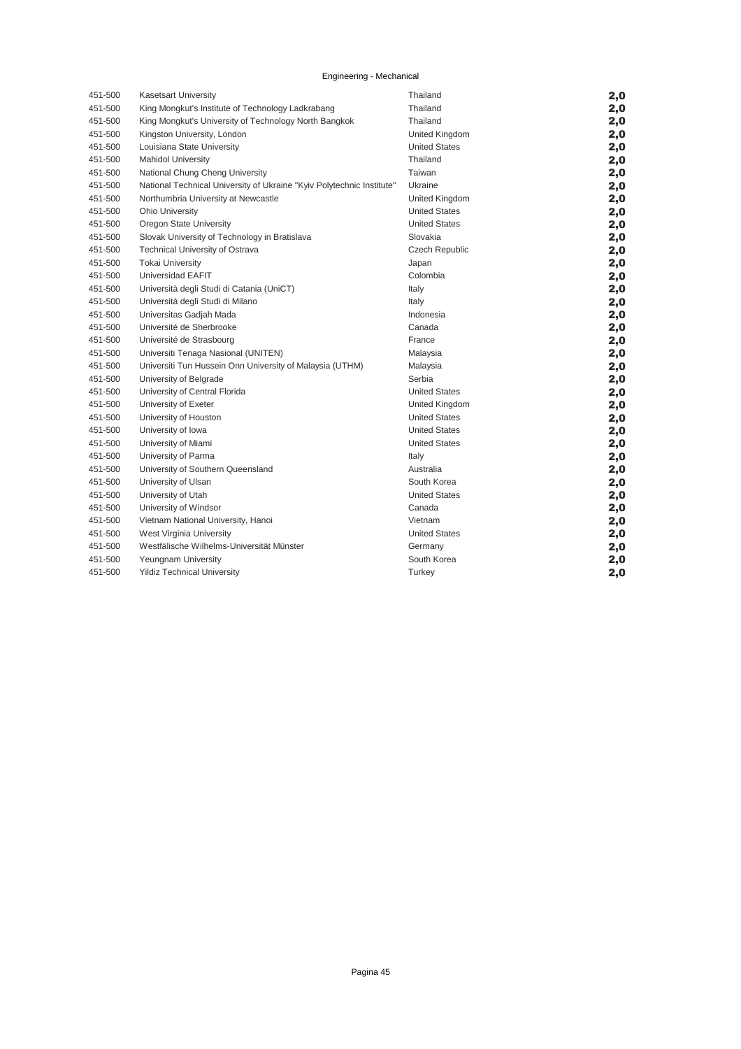Engineering - Mechanical

| | | | |
|---|---|---|---|
| 451-500 | Kasetsart University | Thailand | **2,0** |
| 451-500 | King Mongkut's Institute of Technology Ladkrabang | Thailand | **2,0** |
| 451-500 | King Mongkut's University of Technology North Bangkok | Thailand | **2,0** |
| 451-500 | Kingston University, London | United Kingdom | **2,0** |
| 451-500 | Louisiana State University | United States | **2,0** |
| 451-500 | Mahidol University | Thailand | **2,0** |
| 451-500 | National Chung Cheng University | Taiwan | **2,0** |
| 451-500 | National Technical University of Ukraine "Kyiv Polytechnic Institute" | Ukraine | **2,0** |
| 451-500 | Northumbria University at Newcastle | United Kingdom | **2,0** |
| 451-500 | Ohio University | United States | **2,0** |
| 451-500 | Oregon State University | United States | **2,0** |
| 451-500 | Slovak University of Technology in Bratislava | Slovakia | **2,0** |
| 451-500 | Technical University of Ostrava | Czech Republic | **2,0** |
| 451-500 | Tokai University | Japan | **2,0** |
| 451-500 | Universidad EAFIT | Colombia | **2,0** |
| 451-500 | Università degli Studi di Catania (UniCT) | Italy | **2,0** |
| 451-500 | Università degli Studi di Milano | Italy | **2,0** |
| 451-500 | Universitas Gadjah Mada | Indonesia | **2,0** |
| 451-500 | Université de Sherbrooke | Canada | **2,0** |
| 451-500 | Université de Strasbourg | France | **2,0** |
| 451-500 | Universiti Tenaga Nasional (UNITEN) | Malaysia | **2,0** |
| 451-500 | Universiti Tun Hussein Onn University of Malaysia (UTHM) | Malaysia | **2,0** |
| 451-500 | University of Belgrade | Serbia | **2,0** |
| 451-500 | University of Central Florida | United States | **2,0** |
| 451-500 | University of Exeter | United Kingdom | **2,0** |
| 451-500 | University of Houston | United States | **2,0** |
| 451-500 | University of Iowa | United States | **2,0** |
| 451-500 | University of Miami | United States | **2,0** |
| 451-500 | University of Parma | Italy | **2,0** |
| 451-500 | University of Southern Queensland | Australia | **2,0** |
| 451-500 | University of Ulsan | South Korea | **2,0** |
| 451-500 | University of Utah | United States | **2,0** |
| 451-500 | University of Windsor | Canada | **2,0** |
| 451-500 | Vietnam National University, Hanoi | Vietnam | **2,0** |
| 451-500 | West Virginia University | United States | **2,0** |
| 451-500 | Westfälische Wilhelms-Universität Münster | Germany | **2,0** |
| 451-500 | Yeungnam University | South Korea | **2,0** |
| 451-500 | Yildiz Technical University | Turkey | **2,0** |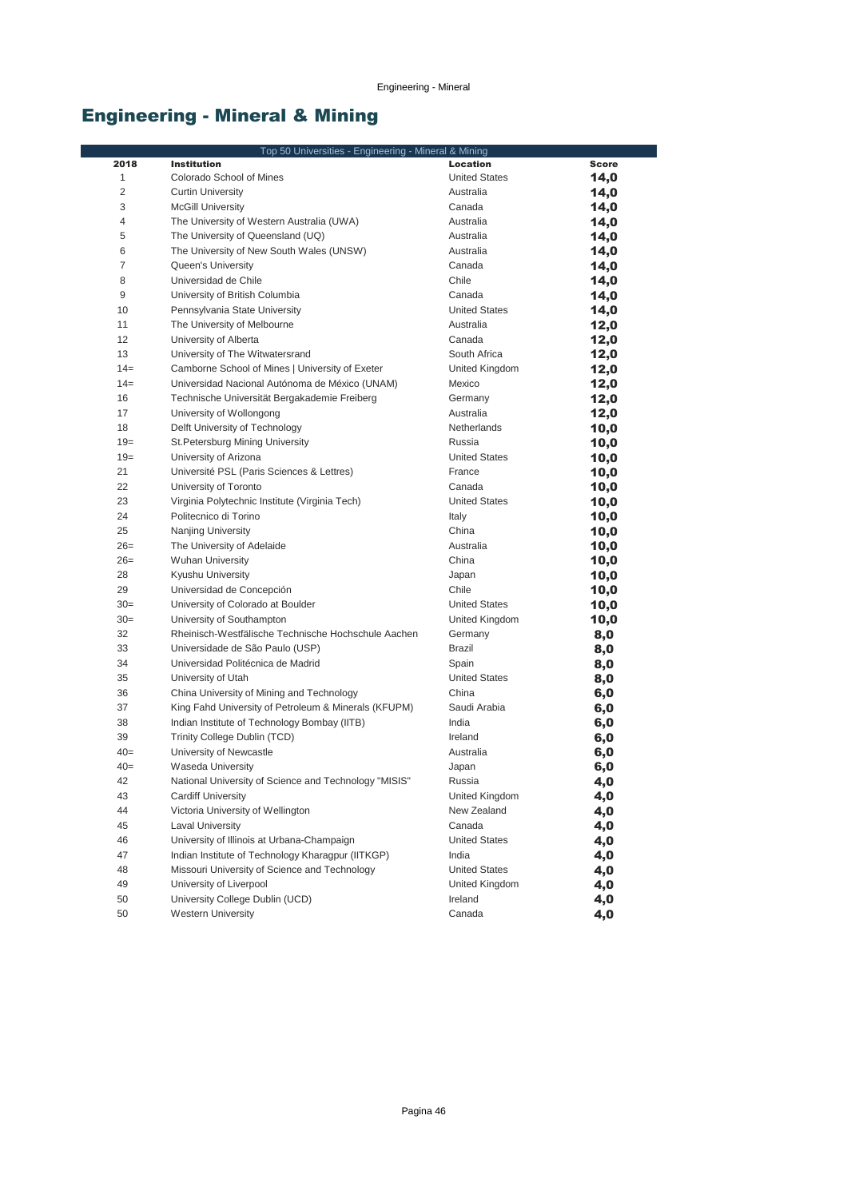# Engineering - Mineral & Mining

| Top 50 Universities - Engineering - Mineral & Mining | | | |
|---|---|---|---|
| **2018** | **Institution** | **Location** | **Score** |
| 1 | Colorado School of Mines | United States | **14,0** |
| 2 | Curtin University | Australia | **14,0** |
| 3 | McGill University | Canada | **14,0** |
| 4 | The University of Western Australia (UWA) | Australia | **14,0** |
| 5 | The University of Queensland (UQ) | Australia | **14,0** |
| 6 | The University of New South Wales (UNSW) | Australia | **14,0** |
| 7 | Queen's University | Canada | **14,0** |
| 8 | Universidad de Chile | Chile | **14,0** |
| 9 | University of British Columbia | Canada | **14,0** |
| 10 | Pennsylvania State University | United States | **14,0** |
| 11 | The University of Melbourne | Australia | **12,0** |
| 12 | University of Alberta | Canada | **12,0** |
| 13 | University of The Witwatersrand | South Africa | **12,0** |
| 14= | Camborne School of Mines \| University of Exeter | United Kingdom | **12,0** |
| 14= | Universidad Nacional Autónoma de México (UNAM) | Mexico | **12,0** |
| 16 | Technische Universität Bergakademie Freiberg | Germany | **12,0** |
| 17 | University of Wollongong | Australia | **12,0** |
| 18 | Delft University of Technology | Netherlands | **10,0** |
| 19= | St.Petersburg Mining University | Russia | **10,0** |
| 19= | University of Arizona | United States | **10,0** |
| 21 | Université PSL (Paris Sciences & Lettres) | France | **10,0** |
| 22 | University of Toronto | Canada | **10,0** |
| 23 | Virginia Polytechnic Institute (Virginia Tech) | United States | **10,0** |
| 24 | Politecnico di Torino | Italy | **10,0** |
| 25 | Nanjing University | China | **10,0** |
| 26= | The University of Adelaide | Australia | **10,0** |
| 26= | Wuhan University | China | **10,0** |
| 28 | Kyushu University | Japan | **10,0** |
| 29 | Universidad de Concepción | Chile | **10,0** |
| 30= | University of Colorado at Boulder | United States | **10,0** |
| 30= | University of Southampton | United Kingdom | **10,0** |
| 32 | Rheinisch-Westfälische Technische Hochschule Aachen | Germany | **8,0** |
| 33 | Universidade de São Paulo (USP) | Brazil | **8,0** |
| 34 | Universidad Politécnica de Madrid | Spain | **8,0** |
| 35 | University of Utah | United States | **8,0** |
| 36 | China University of Mining and Technology | China | **6,0** |
| 37 | King Fahd University of Petroleum & Minerals (KFUPM) | Saudi Arabia | **6,0** |
| 38 | Indian Institute of Technology Bombay (IITB) | India | **6,0** |
| 39 | Trinity College Dublin (TCD) | Ireland | **6,0** |
| 40= | University of Newcastle | Australia | **6,0** |
| 40= | Waseda University | Japan | **6,0** |
| 42 | National University of Science and Technology "MISIS" | Russia | **4,0** |
| 43 | Cardiff University | United Kingdom | **4,0** |
| 44 | Victoria University of Wellington | New Zealand | **4,0** |
| 45 | Laval University | Canada | **4,0** |
| 46 | University of Illinois at Urbana-Champaign | United States | **4,0** |
| 47 | Indian Institute of Technology Kharagpur (IITKGP) | India | **4,0** |
| 48 | Missouri University of Science and Technology | United States | **4,0** |
| 49 | University of Liverpool | United Kingdom | **4,0** |
| 50 | University College Dublin (UCD) | Ireland | **4,0** |
| 50 | Western University | Canada | **4,0** |